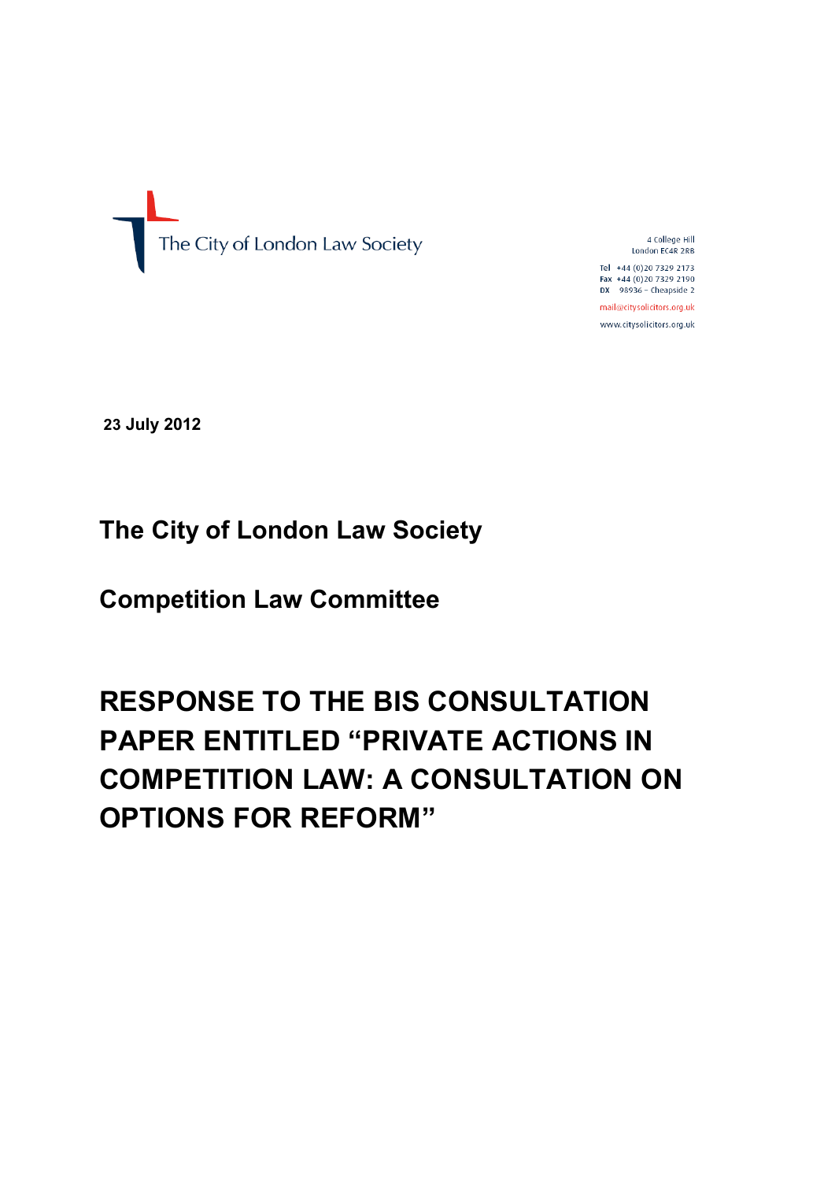The City of London Law Society

4 College Hill
London EC4R 2RB

Tel +44 (0)20 7329 2173
Fax +44 (0)20 7329 2190
DX 98936 – Cheapside 2

mail@citysolicitors.org.uk

www.citysolicitors.org.uk

**23 July 2012**

## The City of London Law Society

## Competition Law Committee

# RESPONSE TO THE BIS CONSULTATION PAPER ENTITLED "PRIVATE ACTIONS IN COMPETITION LAW: A CONSULTATION ON OPTIONS FOR REFORM"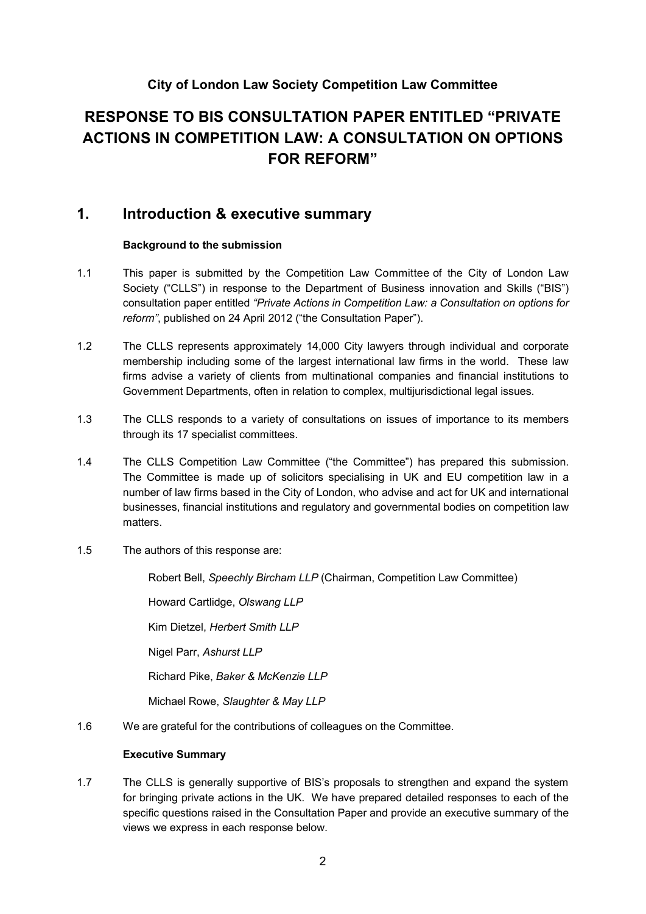**City of London Law Society Competition Law Committee**

# RESPONSE TO BIS CONSULTATION PAPER ENTITLED "PRIVATE ACTIONS IN COMPETITION LAW: A CONSULTATION ON OPTIONS FOR REFORM"

## 1. Introduction & executive summary

### Background to the submission

1.1 This paper is submitted by the Competition Law Committee of the City of London Law Society ("CLLS") in response to the Department of Business innovation and Skills ("BIS") consultation paper entitled *"Private Actions in Competition Law: a Consultation on options for reform"*, published on 24 April 2012 ("the Consultation Paper").

1.2 The CLLS represents approximately 14,000 City lawyers through individual and corporate membership including some of the largest international law firms in the world. These law firms advise a variety of clients from multinational companies and financial institutions to Government Departments, often in relation to complex, multijurisdictional legal issues.

1.3 The CLLS responds to a variety of consultations on issues of importance to its members through its 17 specialist committees.

1.4 The CLLS Competition Law Committee ("the Committee") has prepared this submission. The Committee is made up of solicitors specialising in UK and EU competition law in a number of law firms based in the City of London, who advise and act for UK and international businesses, financial institutions and regulatory and governmental bodies on competition law matters.

1.5 The authors of this response are:

Robert Bell, *Speechly Bircham LLP* (Chairman, Competition Law Committee)

Howard Cartlidge, *Olswang LLP*

Kim Dietzel, *Herbert Smith LLP*

Nigel Parr, *Ashurst LLP*

Richard Pike, *Baker & McKenzie LLP*

Michael Rowe, *Slaughter & May LLP*

1.6 We are grateful for the contributions of colleagues on the Committee.

### Executive Summary

1.7 The CLLS is generally supportive of BIS's proposals to strengthen and expand the system for bringing private actions in the UK. We have prepared detailed responses to each of the specific questions raised in the Consultation Paper and provide an executive summary of the views we express in each response below.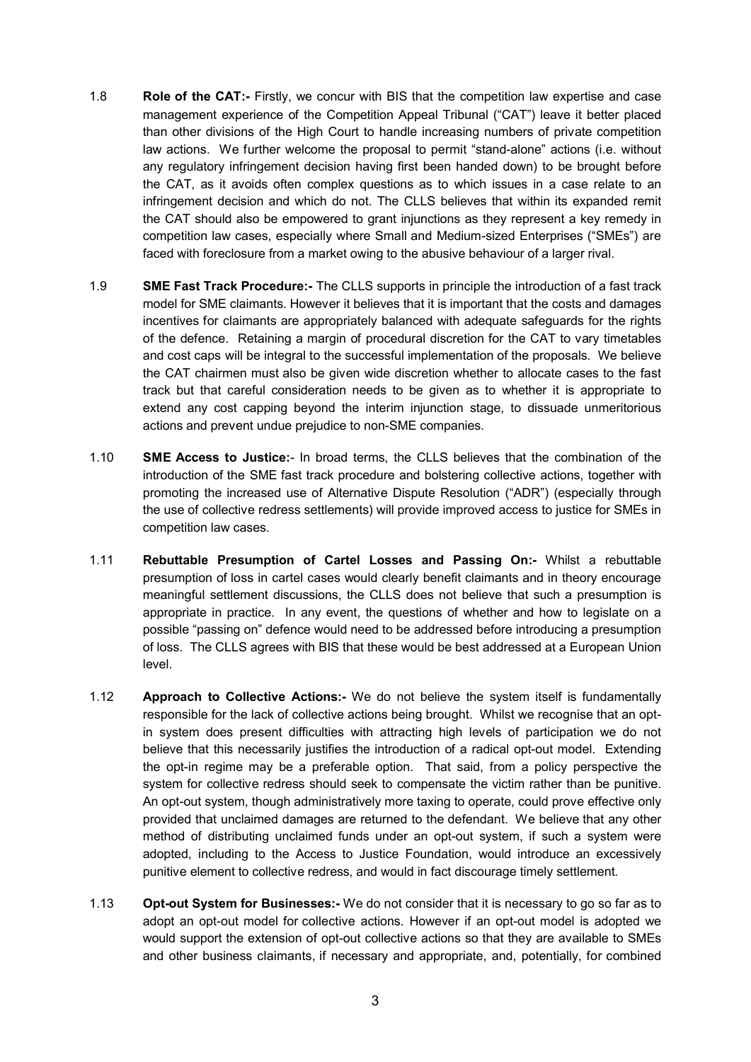1.8 **Role of the CAT:-** Firstly, we concur with BIS that the competition law expertise and case management experience of the Competition Appeal Tribunal ("CAT") leave it better placed than other divisions of the High Court to handle increasing numbers of private competition law actions. We further welcome the proposal to permit "stand-alone" actions (i.e. without any regulatory infringement decision having first been handed down) to be brought before the CAT, as it avoids often complex questions as to which issues in a case relate to an infringement decision and which do not. The CLLS believes that within its expanded remit the CAT should also be empowered to grant injunctions as they represent a key remedy in competition law cases, especially where Small and Medium-sized Enterprises ("SMEs") are faced with foreclosure from a market owing to the abusive behaviour of a larger rival.

1.9 **SME Fast Track Procedure:-** The CLLS supports in principle the introduction of a fast track model for SME claimants. However it believes that it is important that the costs and damages incentives for claimants are appropriately balanced with adequate safeguards for the rights of the defence. Retaining a margin of procedural discretion for the CAT to vary timetables and cost caps will be integral to the successful implementation of the proposals. We believe the CAT chairmen must also be given wide discretion whether to allocate cases to the fast track but that careful consideration needs to be given as to whether it is appropriate to extend any cost capping beyond the interim injunction stage, to dissuade unmeritorious actions and prevent undue prejudice to non-SME companies.

1.10 **SME Access to Justice:**- In broad terms, the CLLS believes that the combination of the introduction of the SME fast track procedure and bolstering collective actions, together with promoting the increased use of Alternative Dispute Resolution ("ADR") (especially through the use of collective redress settlements) will provide improved access to justice for SMEs in competition law cases.

1.11 **Rebuttable Presumption of Cartel Losses and Passing On:-** Whilst a rebuttable presumption of loss in cartel cases would clearly benefit claimants and in theory encourage meaningful settlement discussions, the CLLS does not believe that such a presumption is appropriate in practice. In any event, the questions of whether and how to legislate on a possible "passing on" defence would need to be addressed before introducing a presumption of loss. The CLLS agrees with BIS that these would be best addressed at a European Union level.

1.12 **Approach to Collective Actions:-** We do not believe the system itself is fundamentally responsible for the lack of collective actions being brought. Whilst we recognise that an opt-in system does present difficulties with attracting high levels of participation we do not believe that this necessarily justifies the introduction of a radical opt-out model. Extending the opt-in regime may be a preferable option. That said, from a policy perspective the system for collective redress should seek to compensate the victim rather than be punitive. An opt-out system, though administratively more taxing to operate, could prove effective only provided that unclaimed damages are returned to the defendant. We believe that any other method of distributing unclaimed funds under an opt-out system, if such a system were adopted, including to the Access to Justice Foundation, would introduce an excessively punitive element to collective redress, and would in fact discourage timely settlement.

1.13 **Opt-out System for Businesses:-** We do not consider that it is necessary to go so far as to adopt an opt-out model for collective actions. However if an opt-out model is adopted we would support the extension of opt-out collective actions so that they are available to SMEs and other business claimants, if necessary and appropriate, and, potentially, for combined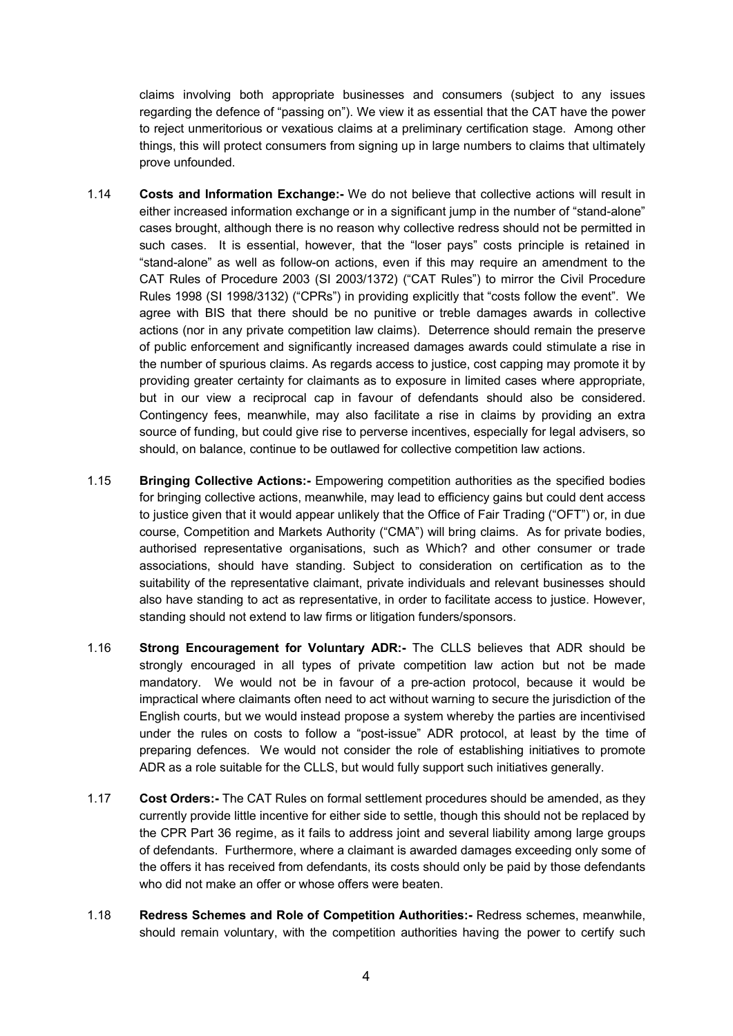claims involving both appropriate businesses and consumers (subject to any issues regarding the defence of "passing on"). We view it as essential that the CAT have the power to reject unmeritorious or vexatious claims at a preliminary certification stage. Among other things, this will protect consumers from signing up in large numbers to claims that ultimately prove unfounded.

1.14 **Costs and Information Exchange:-** We do not believe that collective actions will result in either increased information exchange or in a significant jump in the number of "stand-alone" cases brought, although there is no reason why collective redress should not be permitted in such cases. It is essential, however, that the "loser pays" costs principle is retained in "stand-alone" as well as follow-on actions, even if this may require an amendment to the CAT Rules of Procedure 2003 (SI 2003/1372) ("CAT Rules") to mirror the Civil Procedure Rules 1998 (SI 1998/3132) ("CPRs") in providing explicitly that "costs follow the event". We agree with BIS that there should be no punitive or treble damages awards in collective actions (nor in any private competition law claims). Deterrence should remain the preserve of public enforcement and significantly increased damages awards could stimulate a rise in the number of spurious claims. As regards access to justice, cost capping may promote it by providing greater certainty for claimants as to exposure in limited cases where appropriate, but in our view a reciprocal cap in favour of defendants should also be considered. Contingency fees, meanwhile, may also facilitate a rise in claims by providing an extra source of funding, but could give rise to perverse incentives, especially for legal advisers, so should, on balance, continue to be outlawed for collective competition law actions.

1.15 **Bringing Collective Actions:-** Empowering competition authorities as the specified bodies for bringing collective actions, meanwhile, may lead to efficiency gains but could dent access to justice given that it would appear unlikely that the Office of Fair Trading ("OFT") or, in due course, Competition and Markets Authority ("CMA") will bring claims. As for private bodies, authorised representative organisations, such as Which? and other consumer or trade associations, should have standing. Subject to consideration on certification as to the suitability of the representative claimant, private individuals and relevant businesses should also have standing to act as representative, in order to facilitate access to justice. However, standing should not extend to law firms or litigation funders/sponsors.

1.16 **Strong Encouragement for Voluntary ADR:-** The CLLS believes that ADR should be strongly encouraged in all types of private competition law action but not be made mandatory. We would not be in favour of a pre-action protocol, because it would be impractical where claimants often need to act without warning to secure the jurisdiction of the English courts, but we would instead propose a system whereby the parties are incentivised under the rules on costs to follow a "post-issue" ADR protocol, at least by the time of preparing defences. We would not consider the role of establishing initiatives to promote ADR as a role suitable for the CLLS, but would fully support such initiatives generally.

1.17 **Cost Orders:-** The CAT Rules on formal settlement procedures should be amended, as they currently provide little incentive for either side to settle, though this should not be replaced by the CPR Part 36 regime, as it fails to address joint and several liability among large groups of defendants. Furthermore, where a claimant is awarded damages exceeding only some of the offers it has received from defendants, its costs should only be paid by those defendants who did not make an offer or whose offers were beaten.

1.18 **Redress Schemes and Role of Competition Authorities:-** Redress schemes, meanwhile, should remain voluntary, with the competition authorities having the power to certify such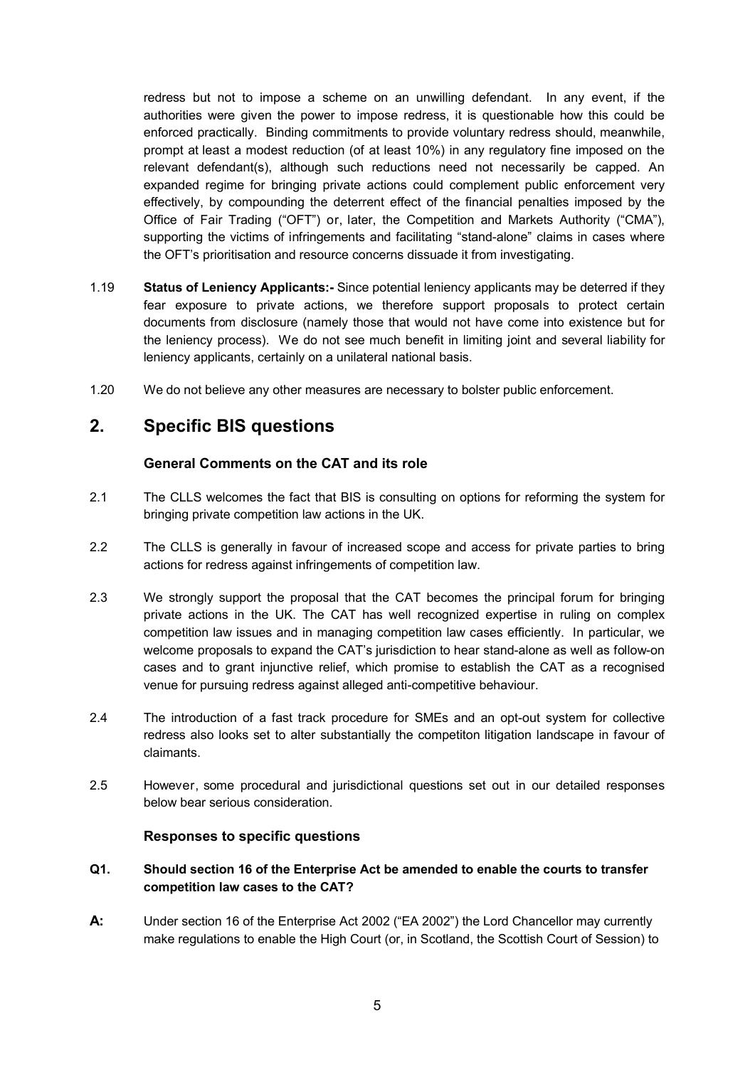redress but not to impose a scheme on an unwilling defendant. In any event, if the authorities were given the power to impose redress, it is questionable how this could be enforced practically. Binding commitments to provide voluntary redress should, meanwhile, prompt at least a modest reduction (of at least 10%) in any regulatory fine imposed on the relevant defendant(s), although such reductions need not necessarily be capped. An expanded regime for bringing private actions could complement public enforcement very effectively, by compounding the deterrent effect of the financial penalties imposed by the Office of Fair Trading ("OFT") or, later, the Competition and Markets Authority ("CMA"), supporting the victims of infringements and facilitating "stand-alone" claims in cases where the OFT's prioritisation and resource concerns dissuade it from investigating.

1.19 **Status of Leniency Applicants:-** Since potential leniency applicants may be deterred if they fear exposure to private actions, we therefore support proposals to protect certain documents from disclosure (namely those that would not have come into existence but for the leniency process). We do not see much benefit in limiting joint and several liability for leniency applicants, certainly on a unilateral national basis.

1.20 We do not believe any other measures are necessary to bolster public enforcement.

## 2. Specific BIS questions

### General Comments on the CAT and its role

2.1 The CLLS welcomes the fact that BIS is consulting on options for reforming the system for bringing private competition law actions in the UK.

2.2 The CLLS is generally in favour of increased scope and access for private parties to bring actions for redress against infringements of competition law.

2.3 We strongly support the proposal that the CAT becomes the principal forum for bringing private actions in the UK. The CAT has well recognized expertise in ruling on complex competition law issues and in managing competition law cases efficiently. In particular, we welcome proposals to expand the CAT's jurisdiction to hear stand-alone as well as follow-on cases and to grant injunctive relief, which promise to establish the CAT as a recognised venue for pursuing redress against alleged anti-competitive behaviour.

2.4 The introduction of a fast track procedure for SMEs and an opt-out system for collective redress also looks set to alter substantially the competiton litigation landscape in favour of claimants.

2.5 However, some procedural and jurisdictional questions set out in our detailed responses below bear serious consideration.

### Responses to specific questions

**Q1. Should section 16 of the Enterprise Act be amended to enable the courts to transfer competition law cases to the CAT?**

**A:** Under section 16 of the Enterprise Act 2002 ("EA 2002") the Lord Chancellor may currently make regulations to enable the High Court (or, in Scotland, the Scottish Court of Session) to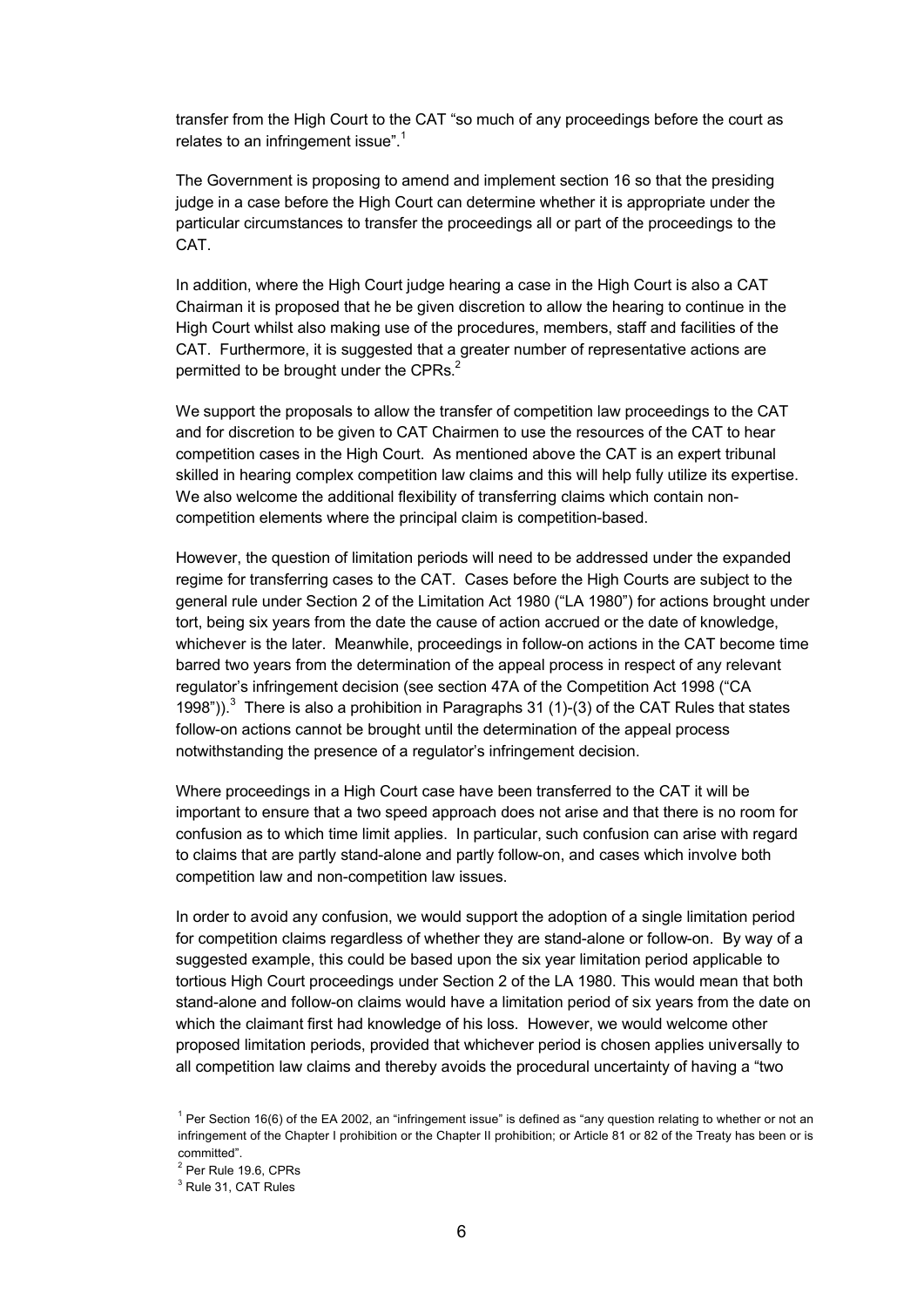transfer from the High Court to the CAT "so much of any proceedings before the court as relates to an infringement issue".[1]

The Government is proposing to amend and implement section 16 so that the presiding judge in a case before the High Court can determine whether it is appropriate under the particular circumstances to transfer the proceedings all or part of the proceedings to the CAT.

In addition, where the High Court judge hearing a case in the High Court is also a CAT Chairman it is proposed that he be given discretion to allow the hearing to continue in the High Court whilst also making use of the procedures, members, staff and facilities of the CAT. Furthermore, it is suggested that a greater number of representative actions are permitted to be brought under the CPRs.[2]

We support the proposals to allow the transfer of competition law proceedings to the CAT and for discretion to be given to CAT Chairmen to use the resources of the CAT to hear competition cases in the High Court. As mentioned above the CAT is an expert tribunal skilled in hearing complex competition law claims and this will help fully utilize its expertise. We also welcome the additional flexibility of transferring claims which contain non-competition elements where the principal claim is competition-based.

However, the question of limitation periods will need to be addressed under the expanded regime for transferring cases to the CAT. Cases before the High Courts are subject to the general rule under Section 2 of the Limitation Act 1980 ("LA 1980") for actions brought under tort, being six years from the date the cause of action accrued or the date of knowledge, whichever is the later. Meanwhile, proceedings in follow-on actions in the CAT become time barred two years from the determination of the appeal process in respect of any relevant regulator's infringement decision (see section 47A of the Competition Act 1998 ("CA 1998")).[3] There is also a prohibition in Paragraphs 31 (1)-(3) of the CAT Rules that states follow-on actions cannot be brought until the determination of the appeal process notwithstanding the presence of a regulator's infringement decision.

Where proceedings in a High Court case have been transferred to the CAT it will be important to ensure that a two speed approach does not arise and that there is no room for confusion as to which time limit applies. In particular, such confusion can arise with regard to claims that are partly stand-alone and partly follow-on, and cases which involve both competition law and non-competition law issues.

In order to avoid any confusion, we would support the adoption of a single limitation period for competition claims regardless of whether they are stand-alone or follow-on. By way of a suggested example, this could be based upon the six year limitation period applicable to tortious High Court proceedings under Section 2 of the LA 1980. This would mean that both stand-alone and follow-on claims would have a limitation period of six years from the date on which the claimant first had knowledge of his loss. However, we would welcome other proposed limitation periods, provided that whichever period is chosen applies universally to all competition law claims and thereby avoids the procedural uncertainty of having a "two

---

[1] Per Section 16(6) of the EA 2002, an "infringement issue" is defined as "any question relating to whether or not an infringement of the Chapter I prohibition or the Chapter II prohibition; or Article 81 or 82 of the Treaty has been or is committed".

[2] Per Rule 19.6, CPRs

[3] Rule 31, CAT Rules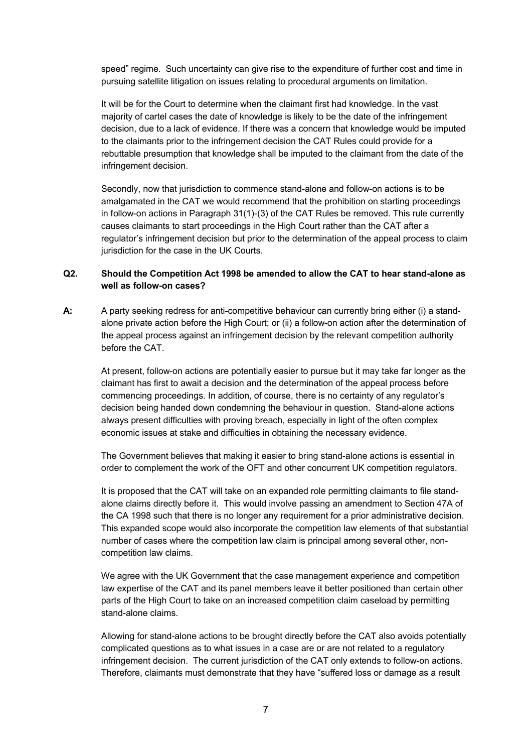speed" regime. Such uncertainty can give rise to the expenditure of further cost and time in pursuing satellite litigation on issues relating to procedural arguments on limitation.

It will be for the Court to determine when the claimant first had knowledge. In the vast majority of cartel cases the date of knowledge is likely to be the date of the infringement decision, due to a lack of evidence. If there was a concern that knowledge would be imputed to the claimants prior to the infringement decision the CAT Rules could provide for a rebuttable presumption that knowledge shall be imputed to the claimant from the date of the infringement decision.

Secondly, now that jurisdiction to commence stand-alone and follow-on actions is to be amalgamated in the CAT we would recommend that the prohibition on starting proceedings in follow-on actions in Paragraph 31(1)-(3) of the CAT Rules be removed. This rule currently causes claimants to start proceedings in the High Court rather than the CAT after a regulator's infringement decision but prior to the determination of the appeal process to claim jurisdiction for the case in the UK Courts.

**Q2. Should the Competition Act 1998 be amended to allow the CAT to hear stand-alone as well as follow-on cases?**

**A:** A party seeking redress for anti-competitive behaviour can currently bring either (i) a stand-alone private action before the High Court; or (ii) a follow-on action after the determination of the appeal process against an infringement decision by the relevant competition authority before the CAT.

At present, follow-on actions are potentially easier to pursue but it may take far longer as the claimant has first to await a decision and the determination of the appeal process before commencing proceedings. In addition, of course, there is no certainty of any regulator's decision being handed down condemning the behaviour in question. Stand-alone actions always present difficulties with proving breach, especially in light of the often complex economic issues at stake and difficulties in obtaining the necessary evidence.

The Government believes that making it easier to bring stand-alone actions is essential in order to complement the work of the OFT and other concurrent UK competition regulators.

It is proposed that the CAT will take on an expanded role permitting claimants to file stand-alone claims directly before it. This would involve passing an amendment to Section 47A of the CA 1998 such that there is no longer any requirement for a prior administrative decision. This expanded scope would also incorporate the competition law elements of that substantial number of cases where the competition law claim is principal among several other, non-competition law claims.

We agree with the UK Government that the case management experience and competition law expertise of the CAT and its panel members leave it better positioned than certain other parts of the High Court to take on an increased competition claim caseload by permitting stand-alone claims.

Allowing for stand-alone actions to be brought directly before the CAT also avoids potentially complicated questions as to what issues in a case are or are not related to a regulatory infringement decision. The current jurisdiction of the CAT only extends to follow-on actions. Therefore, claimants must demonstrate that they have "suffered loss or damage as a result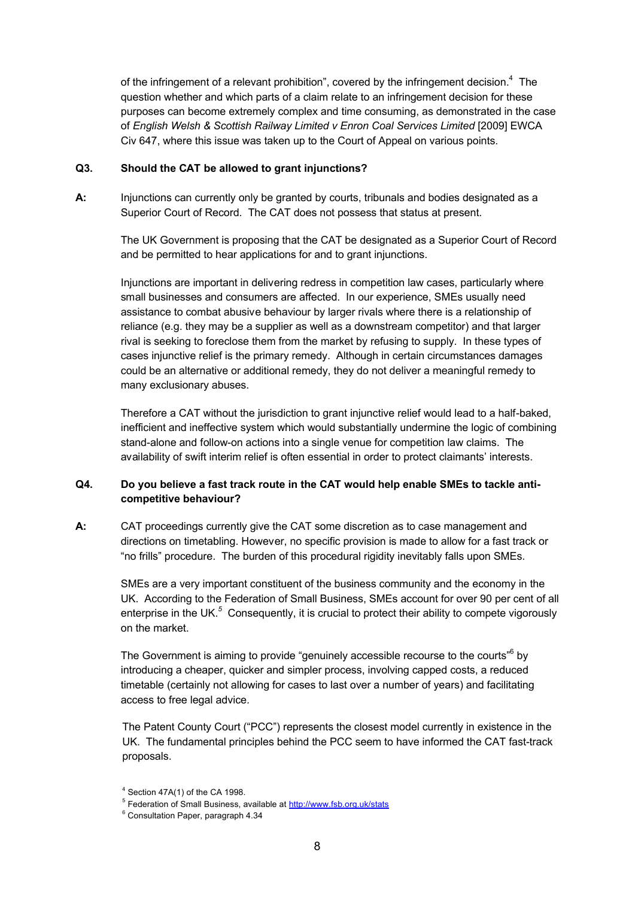of the infringement of a relevant prohibition", covered by the infringement decision.[4] The question whether and which parts of a claim relate to an infringement decision for these purposes can become extremely complex and time consuming, as demonstrated in the case of *English Welsh & Scottish Railway Limited v Enron Coal Services Limited* [2009] EWCA Civ 647, where this issue was taken up to the Court of Appeal on various points.

**Q3. Should the CAT be allowed to grant injunctions?**

**A:** Injunctions can currently only be granted by courts, tribunals and bodies designated as a Superior Court of Record. The CAT does not possess that status at present.

The UK Government is proposing that the CAT be designated as a Superior Court of Record and be permitted to hear applications for and to grant injunctions.

Injunctions are important in delivering redress in competition law cases, particularly where small businesses and consumers are affected. In our experience, SMEs usually need assistance to combat abusive behaviour by larger rivals where there is a relationship of reliance (e.g. they may be a supplier as well as a downstream competitor) and that larger rival is seeking to foreclose them from the market by refusing to supply. In these types of cases injunctive relief is the primary remedy. Although in certain circumstances damages could be an alternative or additional remedy, they do not deliver a meaningful remedy to many exclusionary abuses.

Therefore a CAT without the jurisdiction to grant injunctive relief would lead to a half-baked, inefficient and ineffective system which would substantially undermine the logic of combining stand-alone and follow-on actions into a single venue for competition law claims. The availability of swift interim relief is often essential in order to protect claimants' interests.

**Q4. Do you believe a fast track route in the CAT would help enable SMEs to tackle anti-competitive behaviour?**

**A:** CAT proceedings currently give the CAT some discretion as to case management and directions on timetabling. However, no specific provision is made to allow for a fast track or "no frills" procedure. The burden of this procedural rigidity inevitably falls upon SMEs.

SMEs are a very important constituent of the business community and the economy in the UK. According to the Federation of Small Business, SMEs account for over 90 per cent of all enterprise in the UK.[5] Consequently, it is crucial to protect their ability to compete vigorously on the market.

The Government is aiming to provide "genuinely accessible recourse to the courts"[6] by introducing a cheaper, quicker and simpler process, involving capped costs, a reduced timetable (certainly not allowing for cases to last over a number of years) and facilitating access to free legal advice.

The Patent County Court ("PCC") represents the closest model currently in existence in the UK. The fundamental principles behind the PCC seem to have informed the CAT fast-track proposals.

---

[4] Section 47A(1) of the CA 1998.

[5] Federation of Small Business, available at http://www.fsb.org.uk/stats

[6] Consultation Paper, paragraph 4.34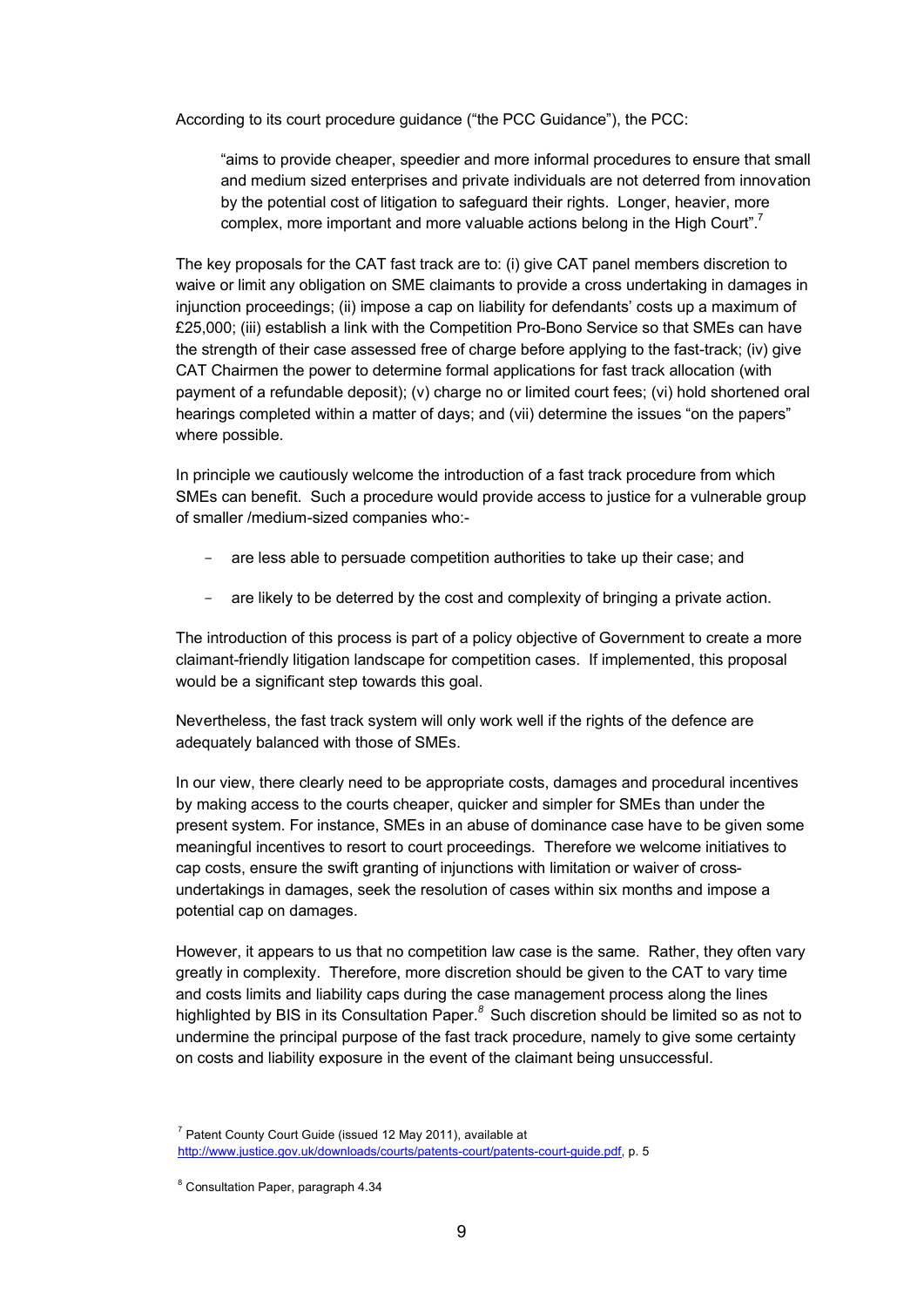According to its court procedure guidance ("the PCC Guidance"), the PCC:

> "aims to provide cheaper, speedier and more informal procedures to ensure that small and medium sized enterprises and private individuals are not deterred from innovation by the potential cost of litigation to safeguard their rights. Longer, heavier, more complex, more important and more valuable actions belong in the High Court".[7]

The key proposals for the CAT fast track are to: (i) give CAT panel members discretion to waive or limit any obligation on SME claimants to provide a cross undertaking in damages in injunction proceedings; (ii) impose a cap on liability for defendants' costs up a maximum of £25,000; (iii) establish a link with the Competition Pro-Bono Service so that SMEs can have the strength of their case assessed free of charge before applying to the fast-track; (iv) give CAT Chairmen the power to determine formal applications for fast track allocation (with payment of a refundable deposit); (v) charge no or limited court fees; (vi) hold shortened oral hearings completed within a matter of days; and (vii) determine the issues "on the papers" where possible.

In principle we cautiously welcome the introduction of a fast track procedure from which SMEs can benefit. Such a procedure would provide access to justice for a vulnerable group of smaller /medium-sized companies who:-

- are less able to persuade competition authorities to take up their case; and
- are likely to be deterred by the cost and complexity of bringing a private action.

The introduction of this process is part of a policy objective of Government to create a more claimant-friendly litigation landscape for competition cases. If implemented, this proposal would be a significant step towards this goal.

Nevertheless, the fast track system will only work well if the rights of the defence are adequately balanced with those of SMEs.

In our view, there clearly need to be appropriate costs, damages and procedural incentives by making access to the courts cheaper, quicker and simpler for SMEs than under the present system. For instance, SMEs in an abuse of dominance case have to be given some meaningful incentives to resort to court proceedings. Therefore we welcome initiatives to cap costs, ensure the swift granting of injunctions with limitation or waiver of cross-undertakings in damages, seek the resolution of cases within six months and impose a potential cap on damages.

However, it appears to us that no competition law case is the same. Rather, they often vary greatly in complexity. Therefore, more discretion should be given to the CAT to vary time and costs limits and liability caps during the case management process along the lines highlighted by BIS in its Consultation Paper.[8] Such discretion should be limited so as not to undermine the principal purpose of the fast track procedure, namely to give some certainty on costs and liability exposure in the event of the claimant being unsuccessful.

[7] Patent County Court Guide (issued 12 May 2011), available at http://www.justice.gov.uk/downloads/courts/patents-court/patents-court-guide.pdf, p. 5

[8] Consultation Paper, paragraph 4.34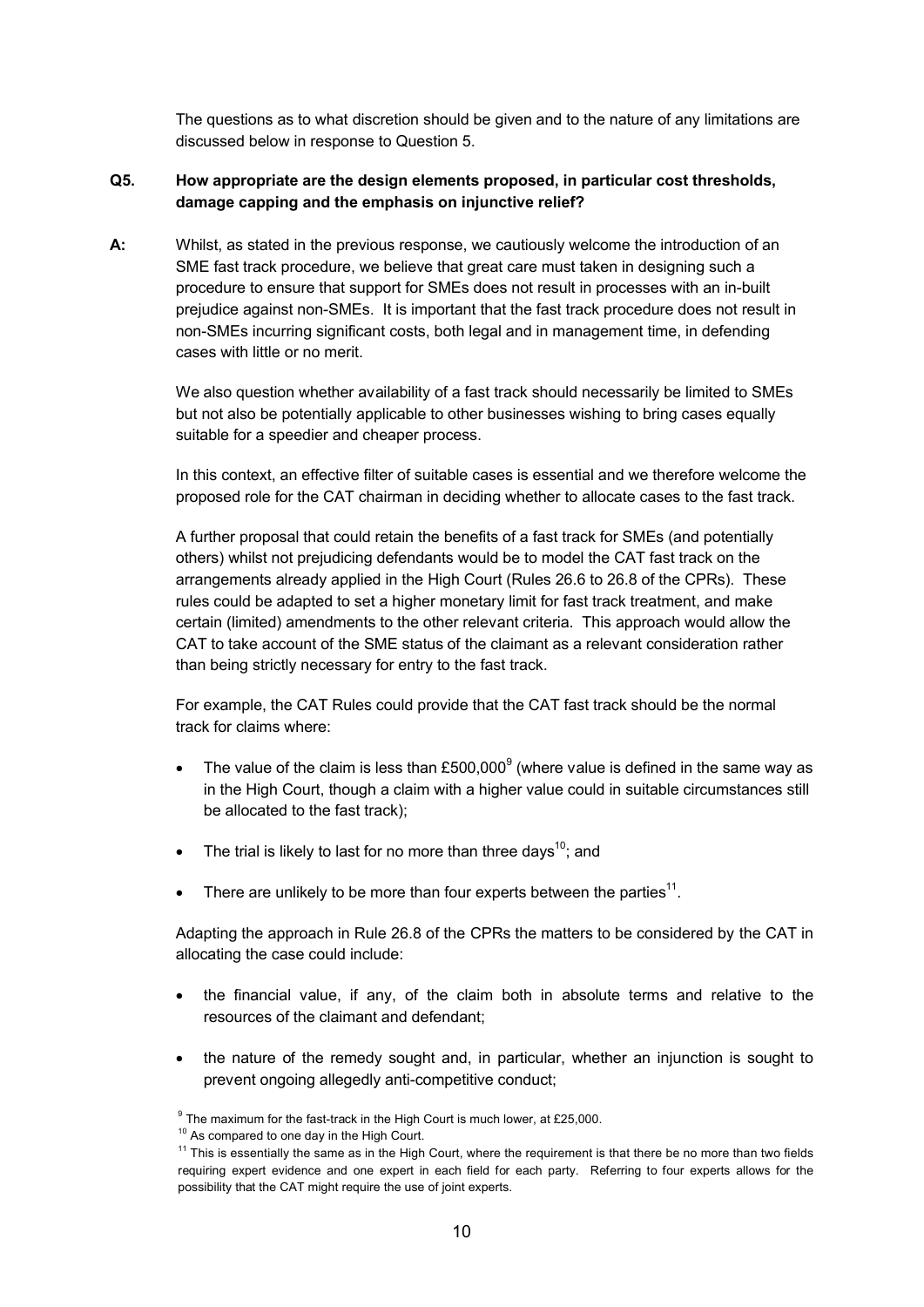The questions as to what discretion should be given and to the nature of any limitations are discussed below in response to Question 5.

**Q5. How appropriate are the design elements proposed, in particular cost thresholds, damage capping and the emphasis on injunctive relief?**

**A:** Whilst, as stated in the previous response, we cautiously welcome the introduction of an SME fast track procedure, we believe that great care must taken in designing such a procedure to ensure that support for SMEs does not result in processes with an in-built prejudice against non-SMEs. It is important that the fast track procedure does not result in non-SMEs incurring significant costs, both legal and in management time, in defending cases with little or no merit.

We also question whether availability of a fast track should necessarily be limited to SMEs but not also be potentially applicable to other businesses wishing to bring cases equally suitable for a speedier and cheaper process.

In this context, an effective filter of suitable cases is essential and we therefore welcome the proposed role for the CAT chairman in deciding whether to allocate cases to the fast track.

A further proposal that could retain the benefits of a fast track for SMEs (and potentially others) whilst not prejudicing defendants would be to model the CAT fast track on the arrangements already applied in the High Court (Rules 26.6 to 26.8 of the CPRs). These rules could be adapted to set a higher monetary limit for fast track treatment, and make certain (limited) amendments to the other relevant criteria. This approach would allow the CAT to take account of the SME status of the claimant as a relevant consideration rather than being strictly necessary for entry to the fast track.

For example, the CAT Rules could provide that the CAT fast track should be the normal track for claims where:

- The value of the claim is less than £500,000[9] (where value is defined in the same way as in the High Court, though a claim with a higher value could in suitable circumstances still be allocated to the fast track);
- The trial is likely to last for no more than three days[10]; and
- There are unlikely to be more than four experts between the parties[11].

Adapting the approach in Rule 26.8 of the CPRs the matters to be considered by the CAT in allocating the case could include:

- the financial value, if any, of the claim both in absolute terms and relative to the resources of the claimant and defendant;
- the nature of the remedy sought and, in particular, whether an injunction is sought to prevent ongoing allegedly anti-competitive conduct;

[9] The maximum for the fast-track in the High Court is much lower, at £25,000.

[10] As compared to one day in the High Court.

[11] This is essentially the same as in the High Court, where the requirement is that there be no more than two fields requiring expert evidence and one expert in each field for each party. Referring to four experts allows for the possibility that the CAT might require the use of joint experts.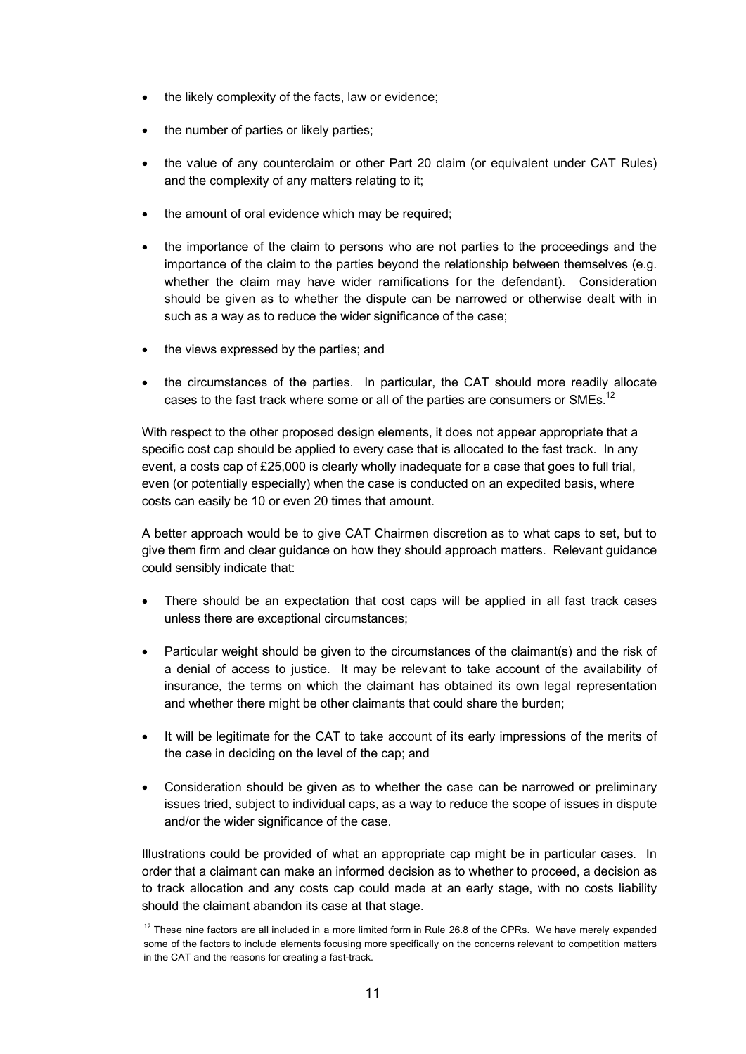- the likely complexity of the facts, law or evidence;
- the number of parties or likely parties;
- the value of any counterclaim or other Part 20 claim (or equivalent under CAT Rules) and the complexity of any matters relating to it;
- the amount of oral evidence which may be required;
- the importance of the claim to persons who are not parties to the proceedings and the importance of the claim to the parties beyond the relationship between themselves (e.g. whether the claim may have wider ramifications for the defendant). Consideration should be given as to whether the dispute can be narrowed or otherwise dealt with in such as a way as to reduce the wider significance of the case;
- the views expressed by the parties; and
- the circumstances of the parties. In particular, the CAT should more readily allocate cases to the fast track where some or all of the parties are consumers or SMEs.[12]

With respect to the other proposed design elements, it does not appear appropriate that a specific cost cap should be applied to every case that is allocated to the fast track. In any event, a costs cap of £25,000 is clearly wholly inadequate for a case that goes to full trial, even (or potentially especially) when the case is conducted on an expedited basis, where costs can easily be 10 or even 20 times that amount.

A better approach would be to give CAT Chairmen discretion as to what caps to set, but to give them firm and clear guidance on how they should approach matters. Relevant guidance could sensibly indicate that:

- There should be an expectation that cost caps will be applied in all fast track cases unless there are exceptional circumstances;
- Particular weight should be given to the circumstances of the claimant(s) and the risk of a denial of access to justice. It may be relevant to take account of the availability of insurance, the terms on which the claimant has obtained its own legal representation and whether there might be other claimants that could share the burden;
- It will be legitimate for the CAT to take account of its early impressions of the merits of the case in deciding on the level of the cap; and
- Consideration should be given as to whether the case can be narrowed or preliminary issues tried, subject to individual caps, as a way to reduce the scope of issues in dispute and/or the wider significance of the case.

Illustrations could be provided of what an appropriate cap might be in particular cases. In order that a claimant can make an informed decision as to whether to proceed, a decision as to track allocation and any costs cap could made at an early stage, with no costs liability should the claimant abandon its case at that stage.

[12] These nine factors are all included in a more limited form in Rule 26.8 of the CPRs. We have merely expanded some of the factors to include elements focusing more specifically on the concerns relevant to competition matters in the CAT and the reasons for creating a fast-track.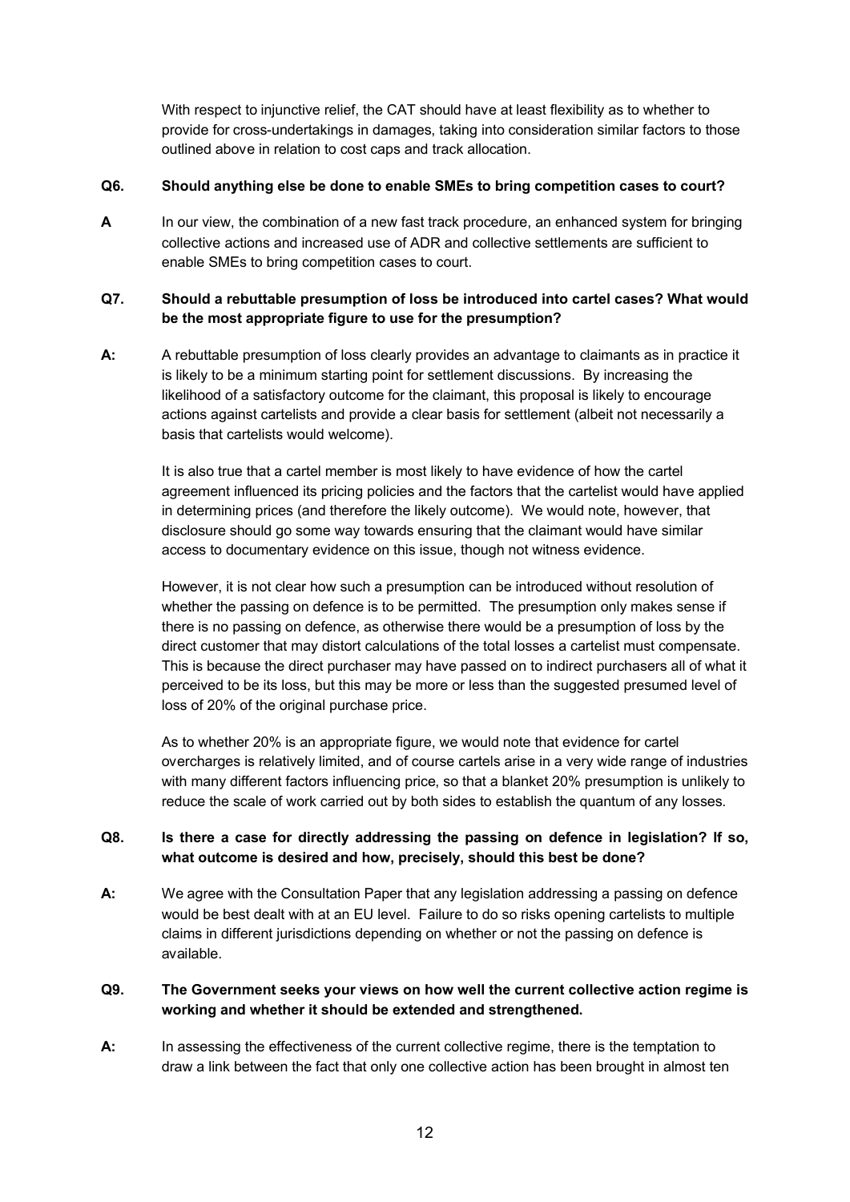With respect to injunctive relief, the CAT should have at least flexibility as to whether to provide for cross-undertakings in damages, taking into consideration similar factors to those outlined above in relation to cost caps and track allocation.

**Q6. Should anything else be done to enable SMEs to bring competition cases to court?**

**A** In our view, the combination of a new fast track procedure, an enhanced system for bringing collective actions and increased use of ADR and collective settlements are sufficient to enable SMEs to bring competition cases to court.

**Q7. Should a rebuttable presumption of loss be introduced into cartel cases? What would be the most appropriate figure to use for the presumption?**

**A:** A rebuttable presumption of loss clearly provides an advantage to claimants as in practice it is likely to be a minimum starting point for settlement discussions. By increasing the likelihood of a satisfactory outcome for the claimant, this proposal is likely to encourage actions against cartelists and provide a clear basis for settlement (albeit not necessarily a basis that cartelists would welcome).

It is also true that a cartel member is most likely to have evidence of how the cartel agreement influenced its pricing policies and the factors that the cartelist would have applied in determining prices (and therefore the likely outcome). We would note, however, that disclosure should go some way towards ensuring that the claimant would have similar access to documentary evidence on this issue, though not witness evidence.

However, it is not clear how such a presumption can be introduced without resolution of whether the passing on defence is to be permitted. The presumption only makes sense if there is no passing on defence, as otherwise there would be a presumption of loss by the direct customer that may distort calculations of the total losses a cartelist must compensate. This is because the direct purchaser may have passed on to indirect purchasers all of what it perceived to be its loss, but this may be more or less than the suggested presumed level of loss of 20% of the original purchase price.

As to whether 20% is an appropriate figure, we would note that evidence for cartel overcharges is relatively limited, and of course cartels arise in a very wide range of industries with many different factors influencing price, so that a blanket 20% presumption is unlikely to reduce the scale of work carried out by both sides to establish the quantum of any losses.

**Q8. Is there a case for directly addressing the passing on defence in legislation? If so, what outcome is desired and how, precisely, should this best be done?**

**A:** We agree with the Consultation Paper that any legislation addressing a passing on defence would be best dealt with at an EU level. Failure to do so risks opening cartelists to multiple claims in different jurisdictions depending on whether or not the passing on defence is available.

**Q9. The Government seeks your views on how well the current collective action regime is working and whether it should be extended and strengthened.**

**A:** In assessing the effectiveness of the current collective regime, there is the temptation to draw a link between the fact that only one collective action has been brought in almost ten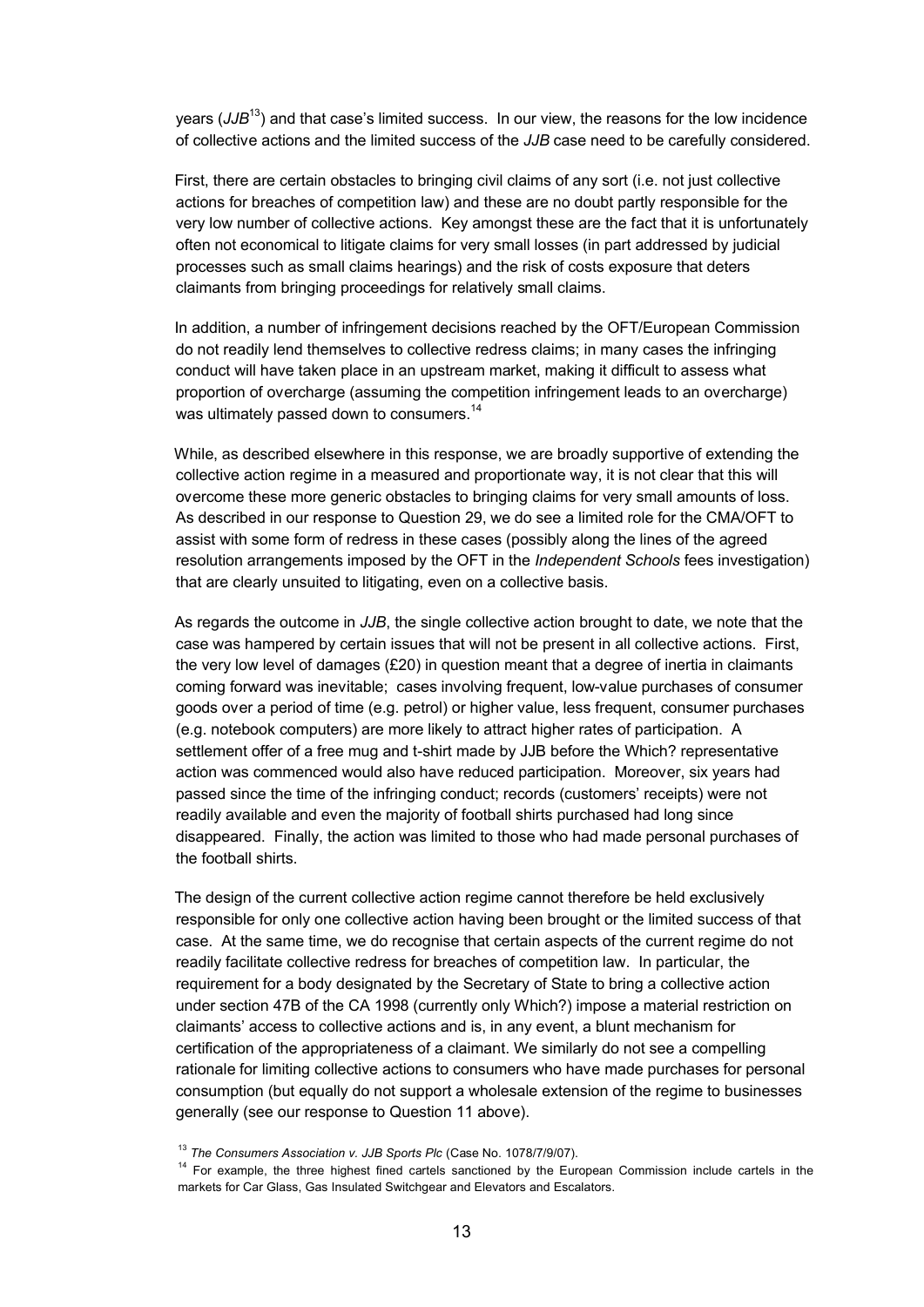years (*JJB*[13]) and that case's limited success. In our view, the reasons for the low incidence of collective actions and the limited success of the *JJB* case need to be carefully considered.

First, there are certain obstacles to bringing civil claims of any sort (i.e. not just collective actions for breaches of competition law) and these are no doubt partly responsible for the very low number of collective actions. Key amongst these are the fact that it is unfortunately often not economical to litigate claims for very small losses (in part addressed by judicial processes such as small claims hearings) and the risk of costs exposure that deters claimants from bringing proceedings for relatively small claims.

In addition, a number of infringement decisions reached by the OFT/European Commission do not readily lend themselves to collective redress claims; in many cases the infringing conduct will have taken place in an upstream market, making it difficult to assess what proportion of overcharge (assuming the competition infringement leads to an overcharge) was ultimately passed down to consumers.[14]

While, as described elsewhere in this response, we are broadly supportive of extending the collective action regime in a measured and proportionate way, it is not clear that this will overcome these more generic obstacles to bringing claims for very small amounts of loss. As described in our response to Question 29, we do see a limited role for the CMA/OFT to assist with some form of redress in these cases (possibly along the lines of the agreed resolution arrangements imposed by the OFT in the *Independent Schools* fees investigation) that are clearly unsuited to litigating, even on a collective basis.

As regards the outcome in *JJB*, the single collective action brought to date, we note that the case was hampered by certain issues that will not be present in all collective actions. First, the very low level of damages (£20) in question meant that a degree of inertia in claimants coming forward was inevitable; cases involving frequent, low-value purchases of consumer goods over a period of time (e.g. petrol) or higher value, less frequent, consumer purchases (e.g. notebook computers) are more likely to attract higher rates of participation. A settlement offer of a free mug and t-shirt made by JJB before the Which? representative action was commenced would also have reduced participation. Moreover, six years had passed since the time of the infringing conduct; records (customers' receipts) were not readily available and even the majority of football shirts purchased had long since disappeared. Finally, the action was limited to those who had made personal purchases of the football shirts.

The design of the current collective action regime cannot therefore be held exclusively responsible for only one collective action having been brought or the limited success of that case. At the same time, we do recognise that certain aspects of the current regime do not readily facilitate collective redress for breaches of competition law. In particular, the requirement for a body designated by the Secretary of State to bring a collective action under section 47B of the CA 1998 (currently only Which?) impose a material restriction on claimants' access to collective actions and is, in any event, a blunt mechanism for certification of the appropriateness of a claimant. We similarly do not see a compelling rationale for limiting collective actions to consumers who have made purchases for personal consumption (but equally do not support a wholesale extension of the regime to businesses generally (see our response to Question 11 above).

[13] *The Consumers Association v. JJB Sports Plc* (Case No. 1078/7/9/07).

[14] For example, the three highest fined cartels sanctioned by the European Commission include cartels in the markets for Car Glass, Gas Insulated Switchgear and Elevators and Escalators.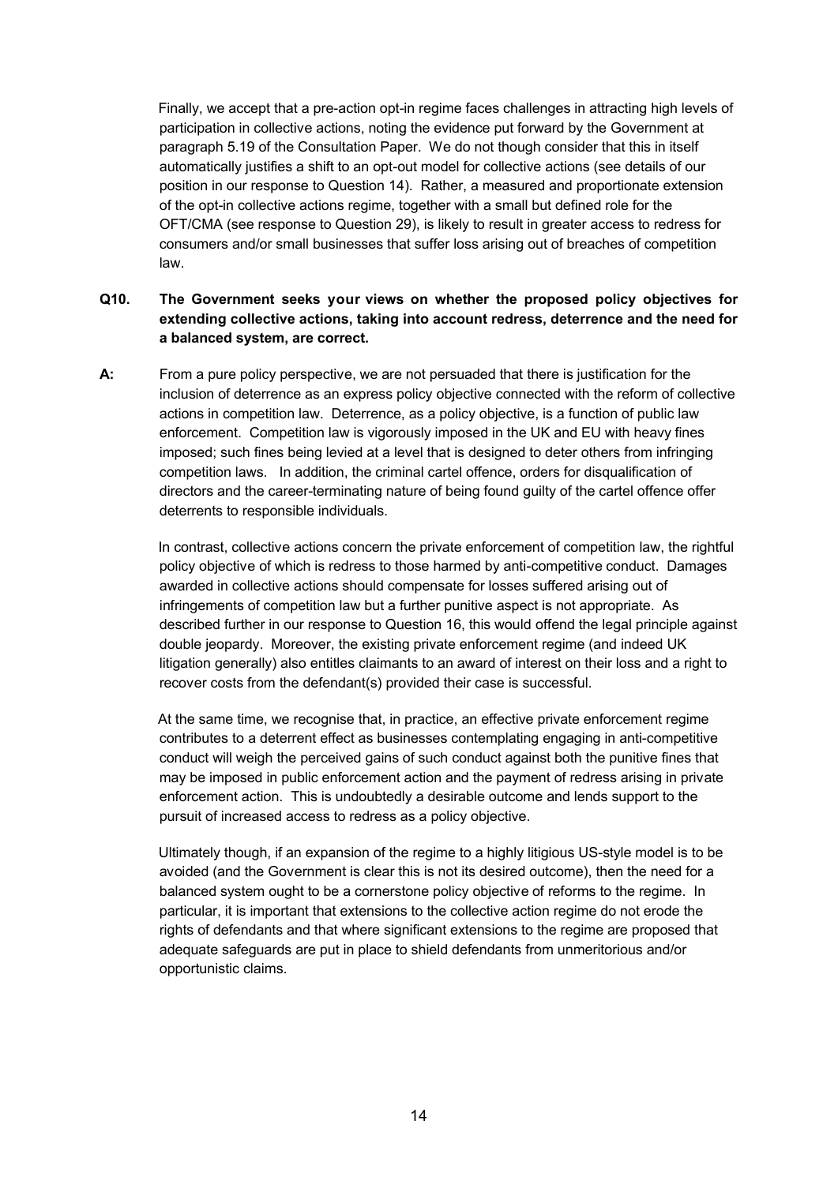Finally, we accept that a pre-action opt-in regime faces challenges in attracting high levels of participation in collective actions, noting the evidence put forward by the Government at paragraph 5.19 of the Consultation Paper. We do not though consider that this in itself automatically justifies a shift to an opt-out model for collective actions (see details of our position in our response to Question 14). Rather, a measured and proportionate extension of the opt-in collective actions regime, together with a small but defined role for the OFT/CMA (see response to Question 29), is likely to result in greater access to redress for consumers and/or small businesses that suffer loss arising out of breaches of competition law.

**Q10. The Government seeks your views on whether the proposed policy objectives for extending collective actions, taking into account redress, deterrence and the need for a balanced system, are correct.**

**A:** From a pure policy perspective, we are not persuaded that there is justification for the inclusion of deterrence as an express policy objective connected with the reform of collective actions in competition law. Deterrence, as a policy objective, is a function of public law enforcement. Competition law is vigorously imposed in the UK and EU with heavy fines imposed; such fines being levied at a level that is designed to deter others from infringing competition laws. In addition, the criminal cartel offence, orders for disqualification of directors and the career-terminating nature of being found guilty of the cartel offence offer deterrents to responsible individuals.

In contrast, collective actions concern the private enforcement of competition law, the rightful policy objective of which is redress to those harmed by anti-competitive conduct. Damages awarded in collective actions should compensate for losses suffered arising out of infringements of competition law but a further punitive aspect is not appropriate. As described further in our response to Question 16, this would offend the legal principle against double jeopardy. Moreover, the existing private enforcement regime (and indeed UK litigation generally) also entitles claimants to an award of interest on their loss and a right to recover costs from the defendant(s) provided their case is successful.

At the same time, we recognise that, in practice, an effective private enforcement regime contributes to a deterrent effect as businesses contemplating engaging in anti-competitive conduct will weigh the perceived gains of such conduct against both the punitive fines that may be imposed in public enforcement action and the payment of redress arising in private enforcement action. This is undoubtedly a desirable outcome and lends support to the pursuit of increased access to redress as a policy objective.

Ultimately though, if an expansion of the regime to a highly litigious US-style model is to be avoided (and the Government is clear this is not its desired outcome), then the need for a balanced system ought to be a cornerstone policy objective of reforms to the regime. In particular, it is important that extensions to the collective action regime do not erode the rights of defendants and that where significant extensions to the regime are proposed that adequate safeguards are put in place to shield defendants from unmeritorious and/or opportunistic claims.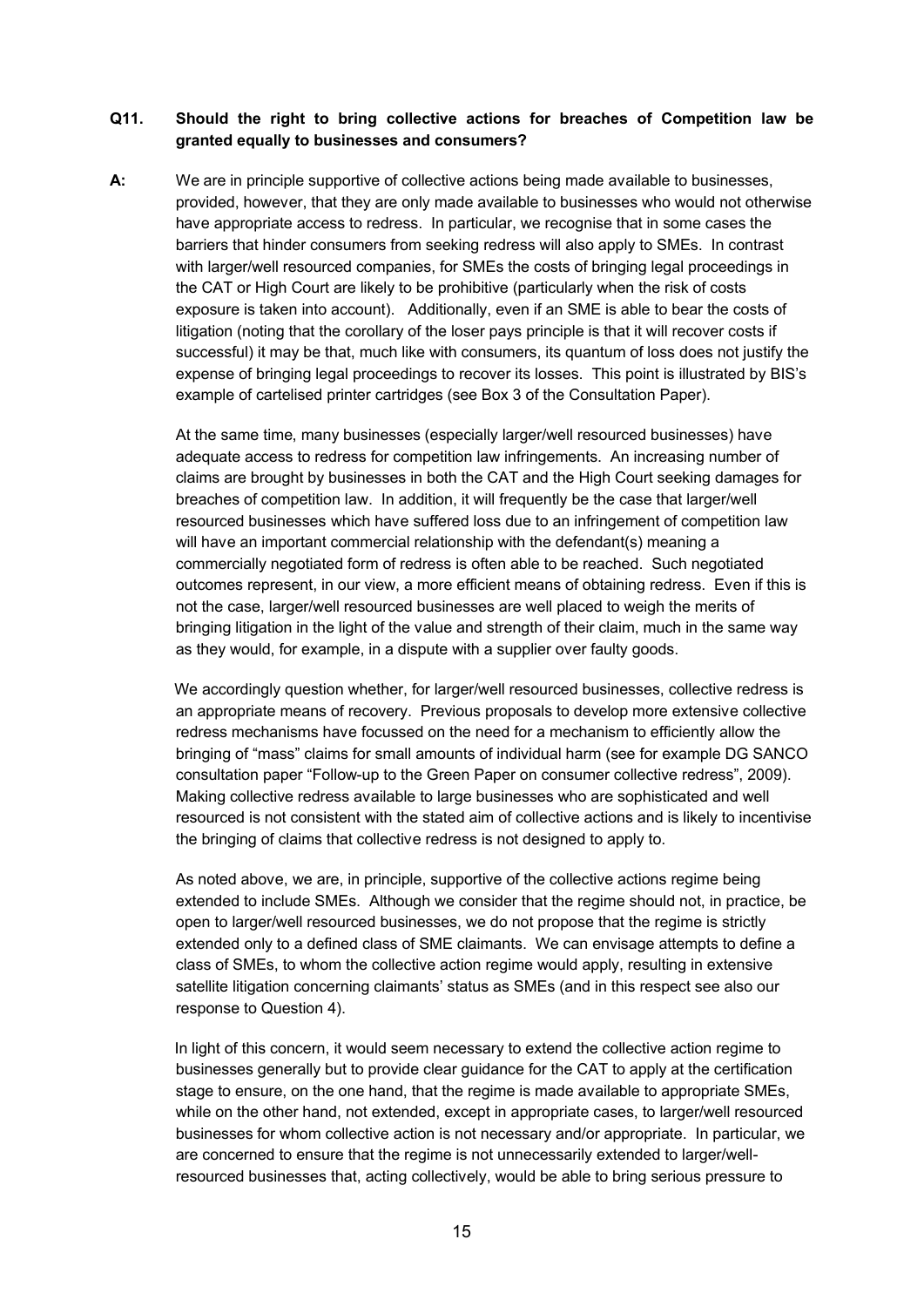**Q11. Should the right to bring collective actions for breaches of Competition law be granted equally to businesses and consumers?**

**A:** We are in principle supportive of collective actions being made available to businesses, provided, however, that they are only made available to businesses who would not otherwise have appropriate access to redress. In particular, we recognise that in some cases the barriers that hinder consumers from seeking redress will also apply to SMEs. In contrast with larger/well resourced companies, for SMEs the costs of bringing legal proceedings in the CAT or High Court are likely to be prohibitive (particularly when the risk of costs exposure is taken into account). Additionally, even if an SME is able to bear the costs of litigation (noting that the corollary of the loser pays principle is that it will recover costs if successful) it may be that, much like with consumers, its quantum of loss does not justify the expense of bringing legal proceedings to recover its losses. This point is illustrated by BIS's example of cartelised printer cartridges (see Box 3 of the Consultation Paper).

At the same time, many businesses (especially larger/well resourced businesses) have adequate access to redress for competition law infringements. An increasing number of claims are brought by businesses in both the CAT and the High Court seeking damages for breaches of competition law. In addition, it will frequently be the case that larger/well resourced businesses which have suffered loss due to an infringement of competition law will have an important commercial relationship with the defendant(s) meaning a commercially negotiated form of redress is often able to be reached. Such negotiated outcomes represent, in our view, a more efficient means of obtaining redress. Even if this is not the case, larger/well resourced businesses are well placed to weigh the merits of bringing litigation in the light of the value and strength of their claim, much in the same way as they would, for example, in a dispute with a supplier over faulty goods.

We accordingly question whether, for larger/well resourced businesses, collective redress is an appropriate means of recovery. Previous proposals to develop more extensive collective redress mechanisms have focussed on the need for a mechanism to efficiently allow the bringing of "mass" claims for small amounts of individual harm (see for example DG SANCO consultation paper "Follow-up to the Green Paper on consumer collective redress", 2009). Making collective redress available to large businesses who are sophisticated and well resourced is not consistent with the stated aim of collective actions and is likely to incentivise the bringing of claims that collective redress is not designed to apply to.

As noted above, we are, in principle, supportive of the collective actions regime being extended to include SMEs. Although we consider that the regime should not, in practice, be open to larger/well resourced businesses, we do not propose that the regime is strictly extended only to a defined class of SME claimants. We can envisage attempts to define a class of SMEs, to whom the collective action regime would apply, resulting in extensive satellite litigation concerning claimants' status as SMEs (and in this respect see also our response to Question 4).

In light of this concern, it would seem necessary to extend the collective action regime to businesses generally but to provide clear guidance for the CAT to apply at the certification stage to ensure, on the one hand, that the regime is made available to appropriate SMEs, while on the other hand, not extended, except in appropriate cases, to larger/well resourced businesses for whom collective action is not necessary and/or appropriate. In particular, we are concerned to ensure that the regime is not unnecessarily extended to larger/well-resourced businesses that, acting collectively, would be able to bring serious pressure to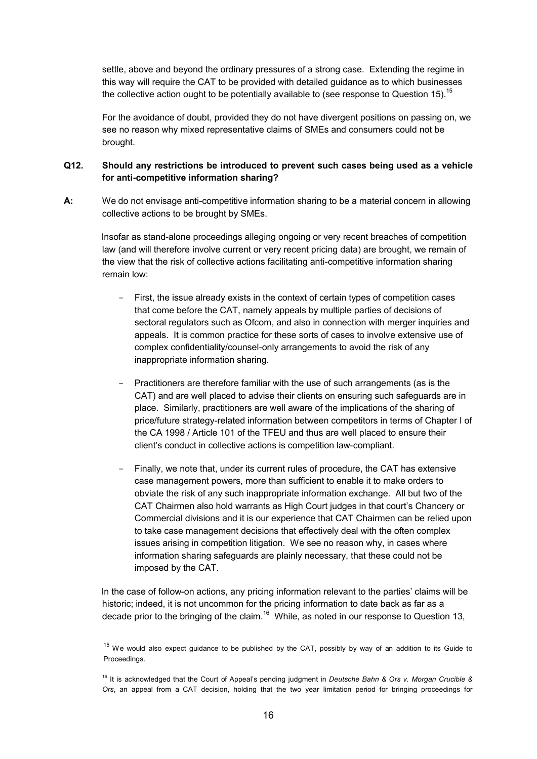settle, above and beyond the ordinary pressures of a strong case. Extending the regime in this way will require the CAT to be provided with detailed guidance as to which businesses the collective action ought to be potentially available to (see response to Question 15).[15]

For the avoidance of doubt, provided they do not have divergent positions on passing on, we see no reason why mixed representative claims of SMEs and consumers could not be brought.

**Q12. Should any restrictions be introduced to prevent such cases being used as a vehicle for anti-competitive information sharing?**

**A:** We do not envisage anti-competitive information sharing to be a material concern in allowing collective actions to be brought by SMEs.

Insofar as stand-alone proceedings alleging ongoing or very recent breaches of competition law (and will therefore involve current or very recent pricing data) are brought, we remain of the view that the risk of collective actions facilitating anti-competitive information sharing remain low:

- First, the issue already exists in the context of certain types of competition cases that come before the CAT, namely appeals by multiple parties of decisions of sectoral regulators such as Ofcom, and also in connection with merger inquiries and appeals. It is common practice for these sorts of cases to involve extensive use of complex confidentiality/counsel-only arrangements to avoid the risk of any inappropriate information sharing.

- Practitioners are therefore familiar with the use of such arrangements (as is the CAT) and are well placed to advise their clients on ensuring such safeguards are in place. Similarly, practitioners are well aware of the implications of the sharing of price/future strategy-related information between competitors in terms of Chapter I of the CA 1998 / Article 101 of the TFEU and thus are well placed to ensure their client's conduct in collective actions is competition law-compliant.

- Finally, we note that, under its current rules of procedure, the CAT has extensive case management powers, more than sufficient to enable it to make orders to obviate the risk of any such inappropriate information exchange. All but two of the CAT Chairmen also hold warrants as High Court judges in that court's Chancery or Commercial divisions and it is our experience that CAT Chairmen can be relied upon to take case management decisions that effectively deal with the often complex issues arising in competition litigation. We see no reason why, in cases where information sharing safeguards are plainly necessary, that these could not be imposed by the CAT.

In the case of follow-on actions, any pricing information relevant to the parties' claims will be historic; indeed, it is not uncommon for the pricing information to date back as far as a decade prior to the bringing of the claim.[16] While, as noted in our response to Question 13,

[15] We would also expect guidance to be published by the CAT, possibly by way of an addition to its Guide to Proceedings.

[16] It is acknowledged that the Court of Appeal's pending judgment in *Deutsche Bahn & Ors v. Morgan Crucible & Ors*, an appeal from a CAT decision, holding that the two year limitation period for bringing proceedings for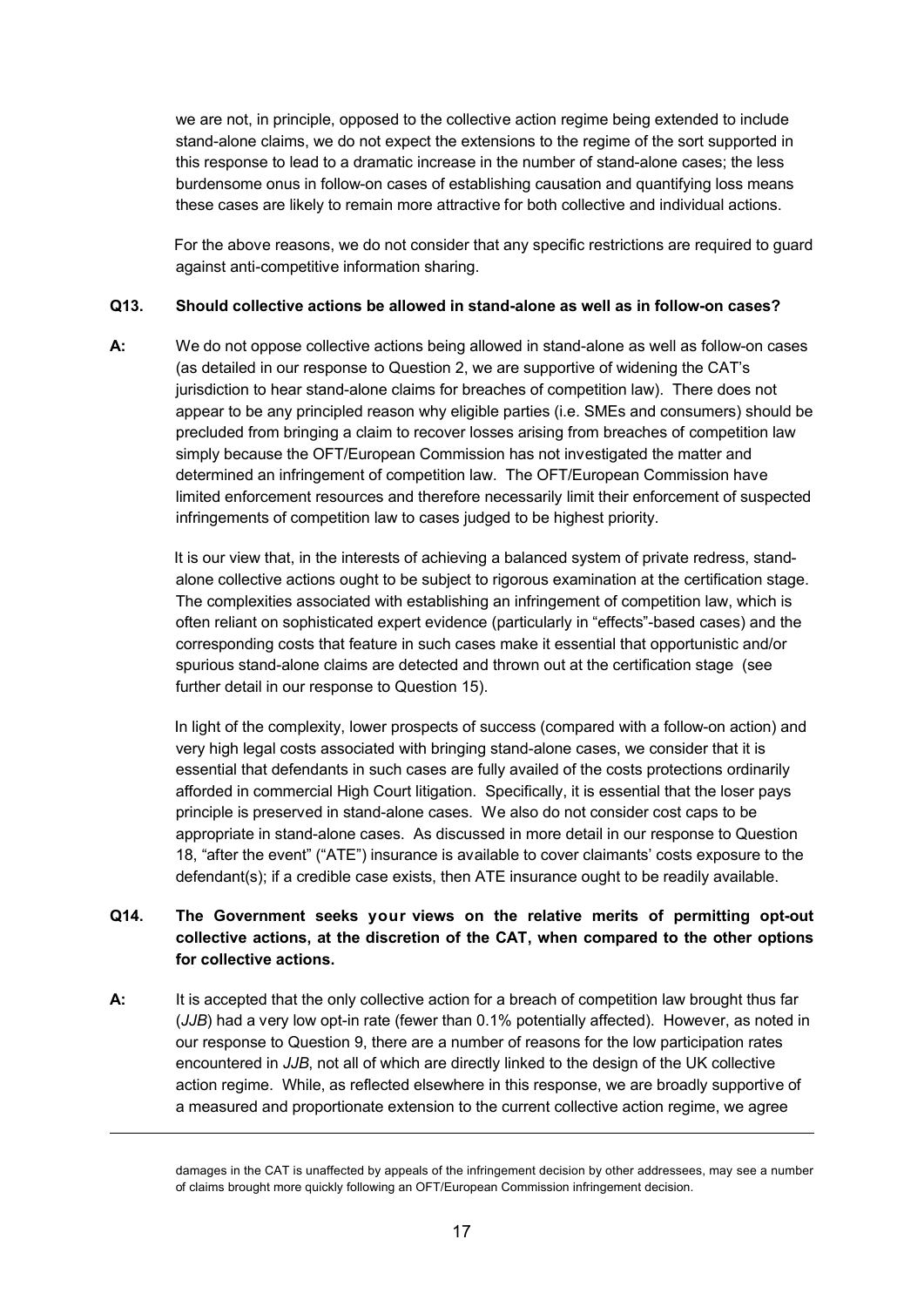we are not, in principle, opposed to the collective action regime being extended to include stand-alone claims, we do not expect the extensions to the regime of the sort supported in this response to lead to a dramatic increase in the number of stand-alone cases; the less burdensome onus in follow-on cases of establishing causation and quantifying loss means these cases are likely to remain more attractive for both collective and individual actions.

For the above reasons, we do not consider that any specific restrictions are required to guard against anti-competitive information sharing.

**Q13. Should collective actions be allowed in stand-alone as well as in follow-on cases?**

**A:** We do not oppose collective actions being allowed in stand-alone as well as follow-on cases (as detailed in our response to Question 2, we are supportive of widening the CAT's jurisdiction to hear stand-alone claims for breaches of competition law). There does not appear to be any principled reason why eligible parties (i.e. SMEs and consumers) should be precluded from bringing a claim to recover losses arising from breaches of competition law simply because the OFT/European Commission has not investigated the matter and determined an infringement of competition law. The OFT/European Commission have limited enforcement resources and therefore necessarily limit their enforcement of suspected infringements of competition law to cases judged to be highest priority.

It is our view that, in the interests of achieving a balanced system of private redress, stand-alone collective actions ought to be subject to rigorous examination at the certification stage. The complexities associated with establishing an infringement of competition law, which is often reliant on sophisticated expert evidence (particularly in "effects"-based cases) and the corresponding costs that feature in such cases make it essential that opportunistic and/or spurious stand-alone claims are detected and thrown out at the certification stage (see further detail in our response to Question 15).

In light of the complexity, lower prospects of success (compared with a follow-on action) and very high legal costs associated with bringing stand-alone cases, we consider that it is essential that defendants in such cases are fully availed of the costs protections ordinarily afforded in commercial High Court litigation. Specifically, it is essential that the loser pays principle is preserved in stand-alone cases. We also do not consider cost caps to be appropriate in stand-alone cases. As discussed in more detail in our response to Question 18, "after the event" ("ATE") insurance is available to cover claimants' costs exposure to the defendant(s); if a credible case exists, then ATE insurance ought to be readily available.

**Q14. The Government seeks your views on the relative merits of permitting opt-out collective actions, at the discretion of the CAT, when compared to the other options for collective actions.**

**A:** It is accepted that the only collective action for a breach of competition law brought thus far (*JJB*) had a very low opt-in rate (fewer than 0.1% potentially affected). However, as noted in our response to Question 9, there are a number of reasons for the low participation rates encountered in *JJB*, not all of which are directly linked to the design of the UK collective action regime. While, as reflected elsewhere in this response, we are broadly supportive of a measured and proportionate extension to the current collective action regime, we agree

---

damages in the CAT is unaffected by appeals of the infringement decision by other addressees, may see a number of claims brought more quickly following an OFT/European Commission infringement decision.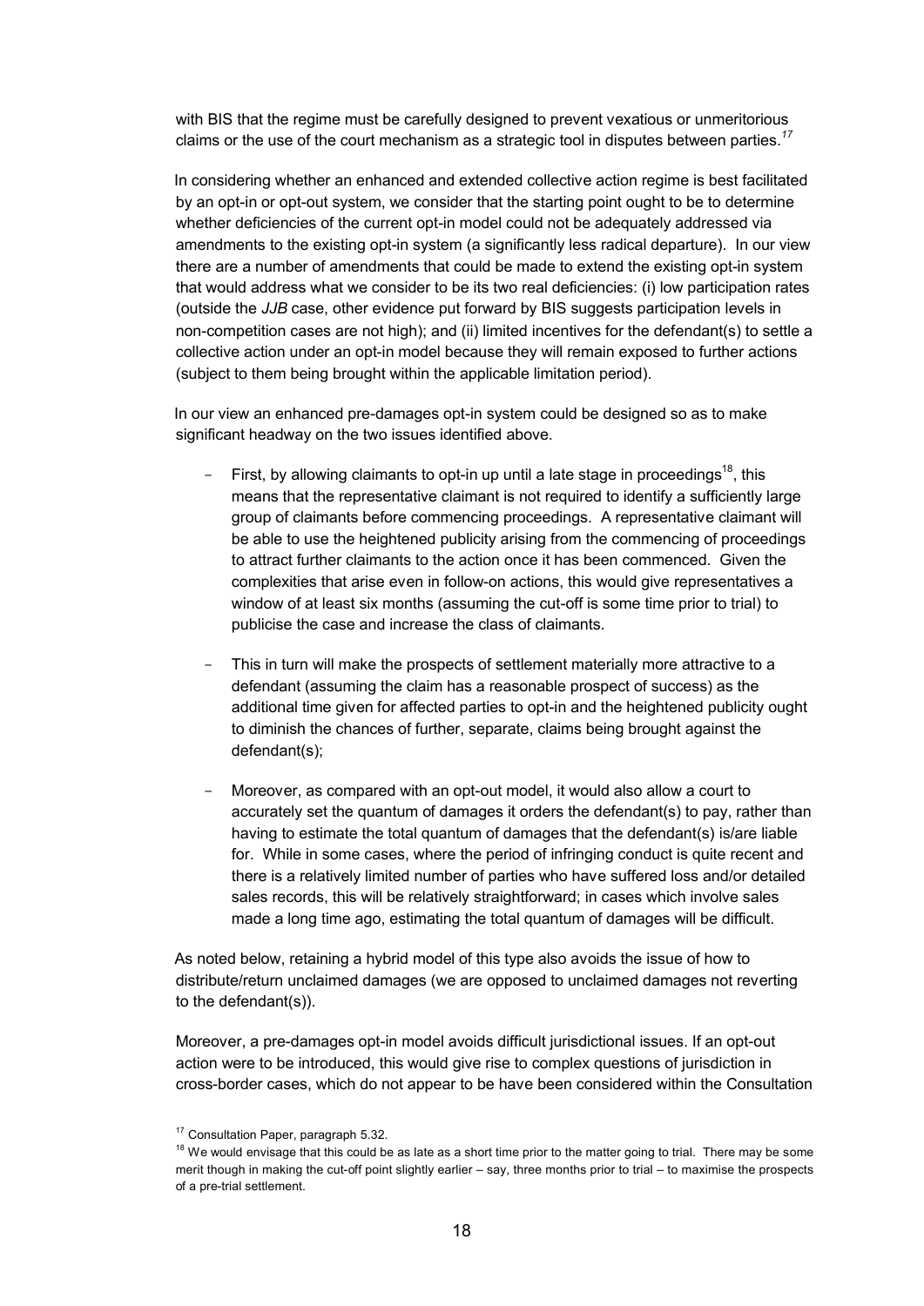with BIS that the regime must be carefully designed to prevent vexatious or unmeritorious claims or the use of the court mechanism as a strategic tool in disputes between parties.[17]

In considering whether an enhanced and extended collective action regime is best facilitated by an opt-in or opt-out system, we consider that the starting point ought to be to determine whether deficiencies of the current opt-in model could not be adequately addressed via amendments to the existing opt-in system (a significantly less radical departure). In our view there are a number of amendments that could be made to extend the existing opt-in system that would address what we consider to be its two real deficiencies: (i) low participation rates (outside the *JJB* case, other evidence put forward by BIS suggests participation levels in non-competition cases are not high); and (ii) limited incentives for the defendant(s) to settle a collective action under an opt-in model because they will remain exposed to further actions (subject to them being brought within the applicable limitation period).

In our view an enhanced pre-damages opt-in system could be designed so as to make significant headway on the two issues identified above.

- First, by allowing claimants to opt-in up until a late stage in proceedings[18], this means that the representative claimant is not required to identify a sufficiently large group of claimants before commencing proceedings. A representative claimant will be able to use the heightened publicity arising from the commencing of proceedings to attract further claimants to the action once it has been commenced. Given the complexities that arise even in follow-on actions, this would give representatives a window of at least six months (assuming the cut-off is some time prior to trial) to publicise the case and increase the class of claimants.

- This in turn will make the prospects of settlement materially more attractive to a defendant (assuming the claim has a reasonable prospect of success) as the additional time given for affected parties to opt-in and the heightened publicity ought to diminish the chances of further, separate, claims being brought against the defendant(s);

- Moreover, as compared with an opt-out model, it would also allow a court to accurately set the quantum of damages it orders the defendant(s) to pay, rather than having to estimate the total quantum of damages that the defendant(s) is/are liable for. While in some cases, where the period of infringing conduct is quite recent and there is a relatively limited number of parties who have suffered loss and/or detailed sales records, this will be relatively straightforward; in cases which involve sales made a long time ago, estimating the total quantum of damages will be difficult.

As noted below, retaining a hybrid model of this type also avoids the issue of how to distribute/return unclaimed damages (we are opposed to unclaimed damages not reverting to the defendant(s)).

Moreover, a pre-damages opt-in model avoids difficult jurisdictional issues. If an opt-out action were to be introduced, this would give rise to complex questions of jurisdiction in cross-border cases, which do not appear to be have been considered within the Consultation

[17] Consultation Paper, paragraph 5.32.

[18] We would envisage that this could be as late as a short time prior to the matter going to trial. There may be some merit though in making the cut-off point slightly earlier – say, three months prior to trial – to maximise the prospects of a pre-trial settlement.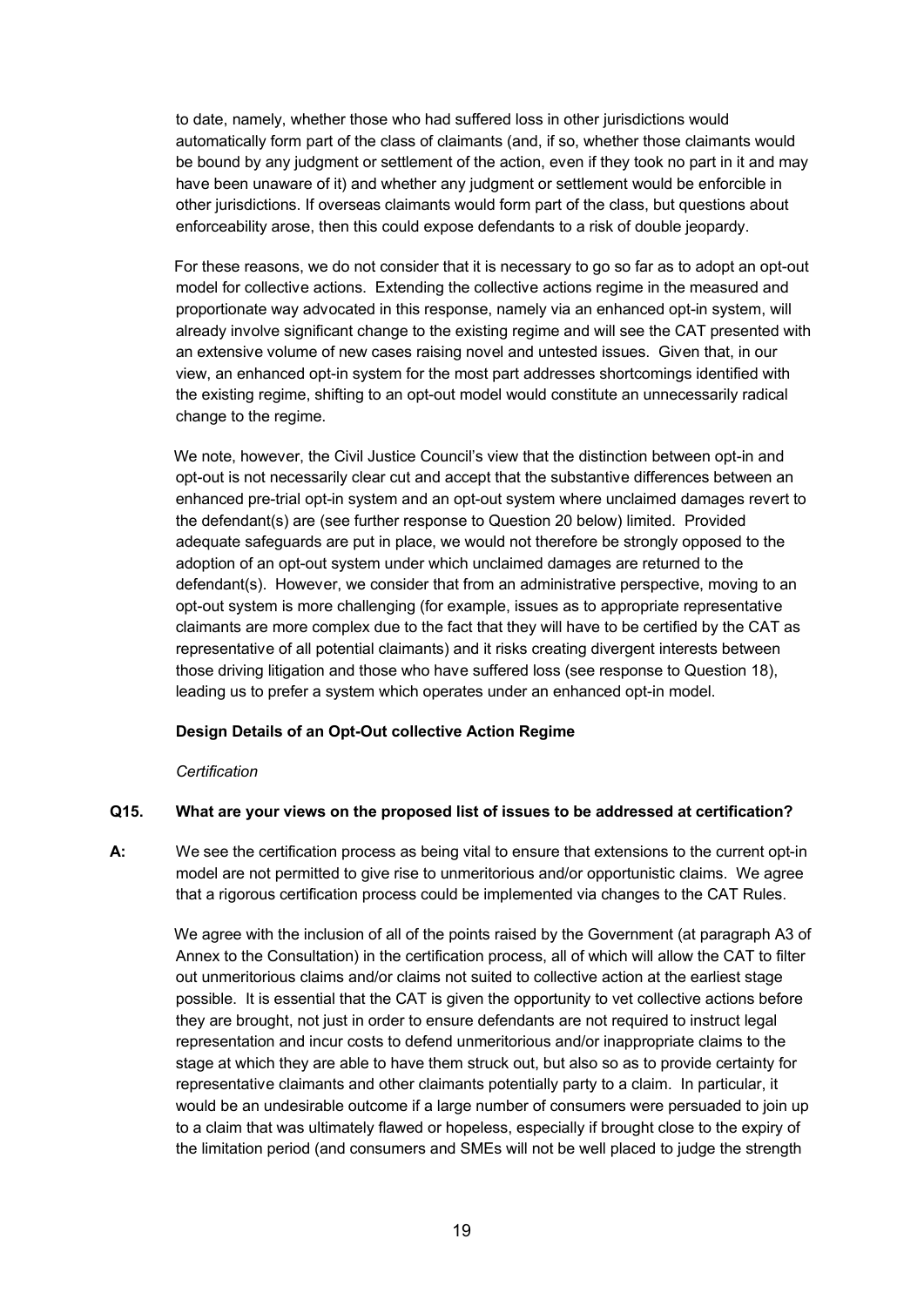to date, namely, whether those who had suffered loss in other jurisdictions would automatically form part of the class of claimants (and, if so, whether those claimants would be bound by any judgment or settlement of the action, even if they took no part in it and may have been unaware of it) and whether any judgment or settlement would be enforcible in other jurisdictions. If overseas claimants would form part of the class, but questions about enforceability arose, then this could expose defendants to a risk of double jeopardy.

For these reasons, we do not consider that it is necessary to go so far as to adopt an opt-out model for collective actions. Extending the collective actions regime in the measured and proportionate way advocated in this response, namely via an enhanced opt-in system, will already involve significant change to the existing regime and will see the CAT presented with an extensive volume of new cases raising novel and untested issues. Given that, in our view, an enhanced opt-in system for the most part addresses shortcomings identified with the existing regime, shifting to an opt-out model would constitute an unnecessarily radical change to the regime.

We note, however, the Civil Justice Council's view that the distinction between opt-in and opt-out is not necessarily clear cut and accept that the substantive differences between an enhanced pre-trial opt-in system and an opt-out system where unclaimed damages revert to the defendant(s) are (see further response to Question 20 below) limited. Provided adequate safeguards are put in place, we would not therefore be strongly opposed to the adoption of an opt-out system under which unclaimed damages are returned to the defendant(s). However, we consider that from an administrative perspective, moving to an opt-out system is more challenging (for example, issues as to appropriate representative claimants are more complex due to the fact that they will have to be certified by the CAT as representative of all potential claimants) and it risks creating divergent interests between those driving litigation and those who have suffered loss (see response to Question 18), leading us to prefer a system which operates under an enhanced opt-in model.

**Design Details of an Opt-Out collective Action Regime**

*Certification*

**Q15. What are your views on the proposed list of issues to be addressed at certification?**

**A:** We see the certification process as being vital to ensure that extensions to the current opt-in model are not permitted to give rise to unmeritorious and/or opportunistic claims. We agree that a rigorous certification process could be implemented via changes to the CAT Rules.

We agree with the inclusion of all of the points raised by the Government (at paragraph A3 of Annex to the Consultation) in the certification process, all of which will allow the CAT to filter out unmeritorious claims and/or claims not suited to collective action at the earliest stage possible. It is essential that the CAT is given the opportunity to vet collective actions before they are brought, not just in order to ensure defendants are not required to instruct legal representation and incur costs to defend unmeritorious and/or inappropriate claims to the stage at which they are able to have them struck out, but also so as to provide certainty for representative claimants and other claimants potentially party to a claim. In particular, it would be an undesirable outcome if a large number of consumers were persuaded to join up to a claim that was ultimately flawed or hopeless, especially if brought close to the expiry of the limitation period (and consumers and SMEs will not be well placed to judge the strength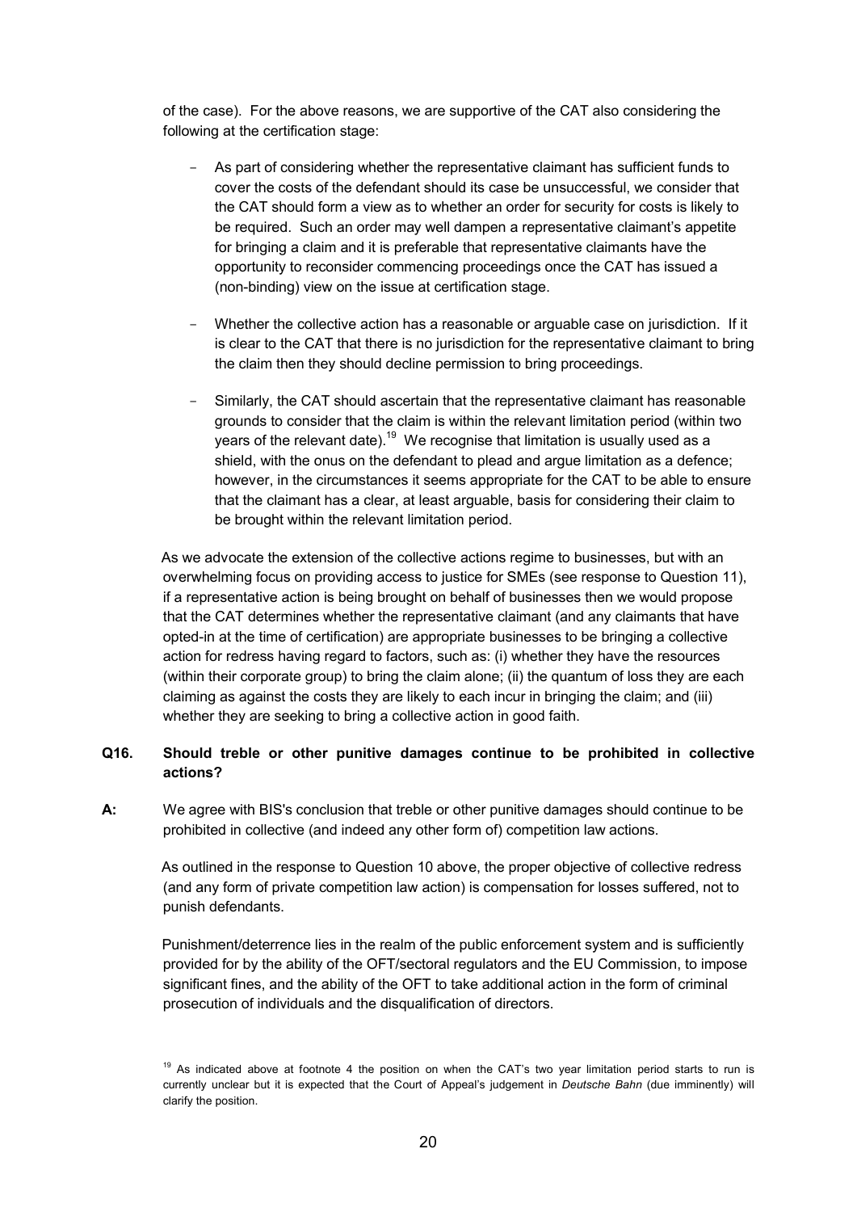of the case). For the above reasons, we are supportive of the CAT also considering the following at the certification stage:

- As part of considering whether the representative claimant has sufficient funds to cover the costs of the defendant should its case be unsuccessful, we consider that the CAT should form a view as to whether an order for security for costs is likely to be required. Such an order may well dampen a representative claimant's appetite for bringing a claim and it is preferable that representative claimants have the opportunity to reconsider commencing proceedings once the CAT has issued a (non-binding) view on the issue at certification stage.

- Whether the collective action has a reasonable or arguable case on jurisdiction. If it is clear to the CAT that there is no jurisdiction for the representative claimant to bring the claim then they should decline permission to bring proceedings.

- Similarly, the CAT should ascertain that the representative claimant has reasonable grounds to consider that the claim is within the relevant limitation period (within two years of the relevant date).[19] We recognise that limitation is usually used as a shield, with the onus on the defendant to plead and argue limitation as a defence; however, in the circumstances it seems appropriate for the CAT to be able to ensure that the claimant has a clear, at least arguable, basis for considering their claim to be brought within the relevant limitation period.

As we advocate the extension of the collective actions regime to businesses, but with an overwhelming focus on providing access to justice for SMEs (see response to Question 11), if a representative action is being brought on behalf of businesses then we would propose that the CAT determines whether the representative claimant (and any claimants that have opted-in at the time of certification) are appropriate businesses to be bringing a collective action for redress having regard to factors, such as: (i) whether they have the resources (within their corporate group) to bring the claim alone; (ii) the quantum of loss they are each claiming as against the costs they are likely to each incur in bringing the claim; and (iii) whether they are seeking to bring a collective action in good faith.

**Q16. Should treble or other punitive damages continue to be prohibited in collective actions?**

**A:** We agree with BIS's conclusion that treble or other punitive damages should continue to be prohibited in collective (and indeed any other form of) competition law actions.

As outlined in the response to Question 10 above, the proper objective of collective redress (and any form of private competition law action) is compensation for losses suffered, not to punish defendants.

Punishment/deterrence lies in the realm of the public enforcement system and is sufficiently provided for by the ability of the OFT/sectoral regulators and the EU Commission, to impose significant fines, and the ability of the OFT to take additional action in the form of criminal prosecution of individuals and the disqualification of directors.

[19] As indicated above at footnote 4 the position on when the CAT's two year limitation period starts to run is currently unclear but it is expected that the Court of Appeal's judgement in *Deutsche Bahn* (due imminently) will clarify the position.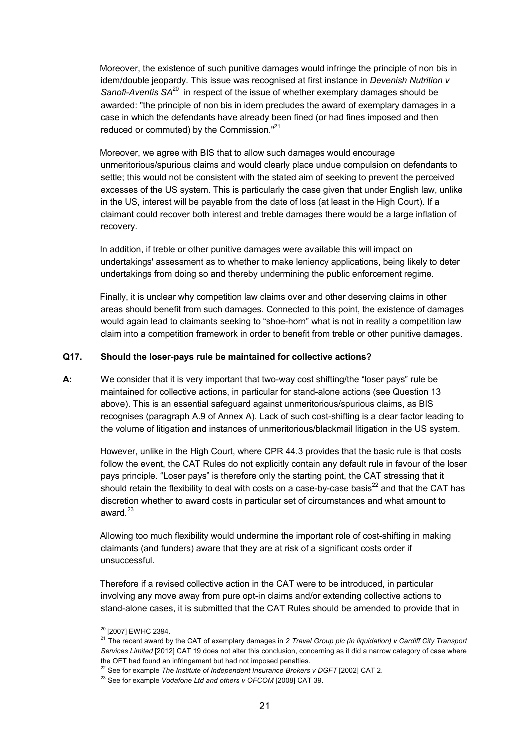Moreover, the existence of such punitive damages would infringe the principle of non bis in idem/double jeopardy. This issue was recognised at first instance in *Devenish Nutrition v Sanofi-Aventis SA*[20] in respect of the issue of whether exemplary damages should be awarded: "the principle of non bis in idem precludes the award of exemplary damages in a case in which the defendants have already been fined (or had fines imposed and then reduced or commuted) by the Commission."[21]

Moreover, we agree with BIS that to allow such damages would encourage unmeritorious/spurious claims and would clearly place undue compulsion on defendants to settle; this would not be consistent with the stated aim of seeking to prevent the perceived excesses of the US system. This is particularly the case given that under English law, unlike in the US, interest will be payable from the date of loss (at least in the High Court). If a claimant could recover both interest and treble damages there would be a large inflation of recovery.

In addition, if treble or other punitive damages were available this will impact on undertakings' assessment as to whether to make leniency applications, being likely to deter undertakings from doing so and thereby undermining the public enforcement regime.

Finally, it is unclear why competition law claims over and other deserving claims in other areas should benefit from such damages. Connected to this point, the existence of damages would again lead to claimants seeking to "shoe-horn" what is not in reality a competition law claim into a competition framework in order to benefit from treble or other punitive damages.

**Q17. Should the loser-pays rule be maintained for collective actions?**

**A:** We consider that it is very important that two-way cost shifting/the "loser pays" rule be maintained for collective actions, in particular for stand-alone actions (see Question 13 above). This is an essential safeguard against unmeritorious/spurious claims, as BIS recognises (paragraph A.9 of Annex A). Lack of such cost-shifting is a clear factor leading to the volume of litigation and instances of unmeritorious/blackmail litigation in the US system.

However, unlike in the High Court, where CPR 44.3 provides that the basic rule is that costs follow the event, the CAT Rules do not explicitly contain any default rule in favour of the loser pays principle. "Loser pays" is therefore only the starting point, the CAT stressing that it should retain the flexibility to deal with costs on a case-by-case basis[22] and that the CAT has discretion whether to award costs in particular set of circumstances and what amount to award.[23]

Allowing too much flexibility would undermine the important role of cost-shifting in making claimants (and funders) aware that they are at risk of a significant costs order if unsuccessful.

Therefore if a revised collective action in the CAT were to be introduced, in particular involving any move away from pure opt-in claims and/or extending collective actions to stand-alone cases, it is submitted that the CAT Rules should be amended to provide that in

[20] [2007] EWHC 2394.

[21] The recent award by the CAT of exemplary damages in *2 Travel Group plc (in liquidation) v Cardiff City Transport Services Limited* [2012] CAT 19 does not alter this conclusion, concerning as it did a narrow category of case where the OFT had found an infringement but had not imposed penalties.

[22] See for example *The Institute of Independent Insurance Brokers v DGFT* [2002] CAT 2.

[23] See for example *Vodafone Ltd and others v OFCOM* [2008] CAT 39.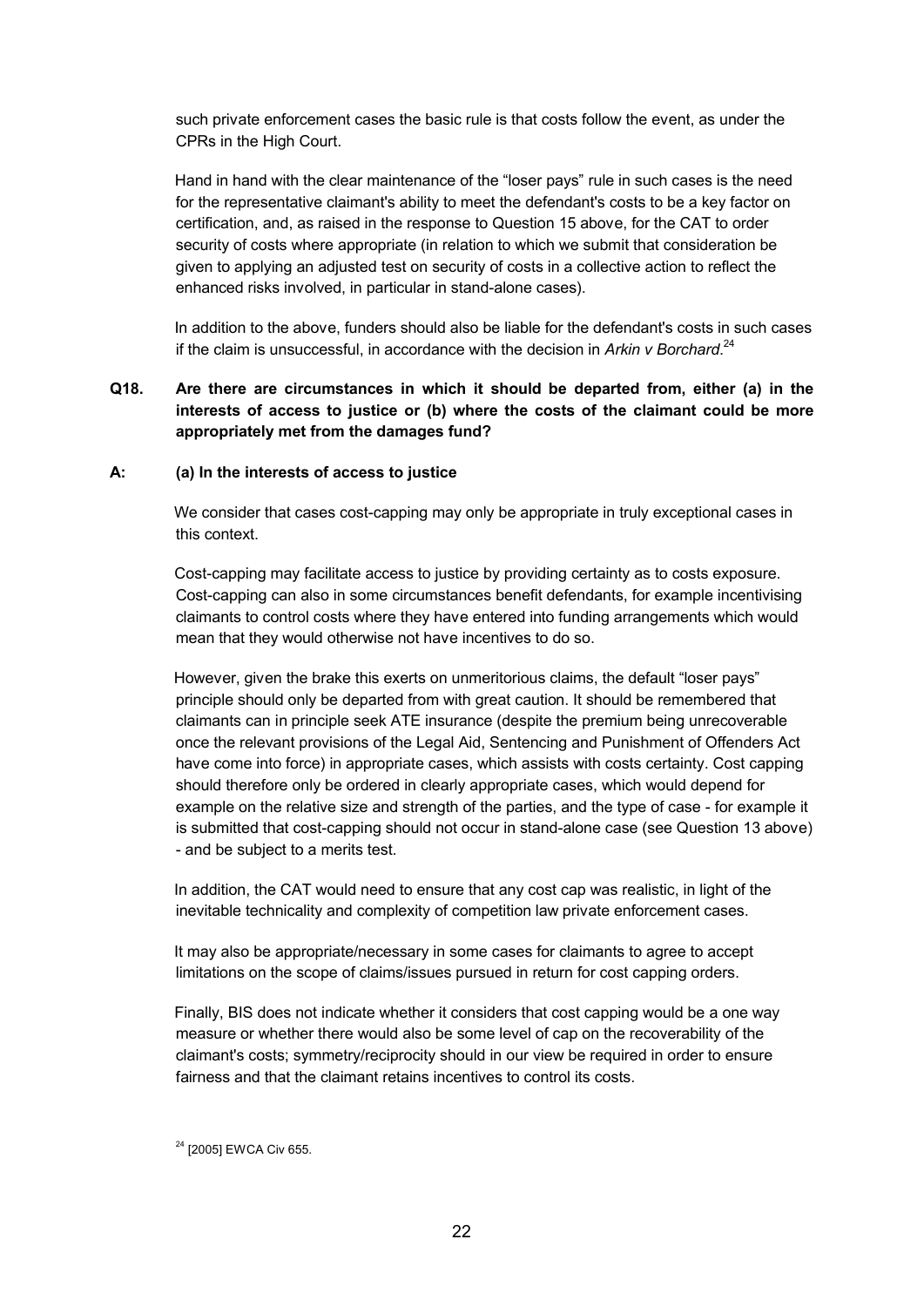such private enforcement cases the basic rule is that costs follow the event, as under the CPRs in the High Court.

Hand in hand with the clear maintenance of the "loser pays" rule in such cases is the need for the representative claimant's ability to meet the defendant's costs to be a key factor on certification, and, as raised in the response to Question 15 above, for the CAT to order security of costs where appropriate (in relation to which we submit that consideration be given to applying an adjusted test on security of costs in a collective action to reflect the enhanced risks involved, in particular in stand-alone cases).

In addition to the above, funders should also be liable for the defendant's costs in such cases if the claim is unsuccessful, in accordance with the decision in *Arkin v Borchard*.[24]

**Q18. Are there are circumstances in which it should be departed from, either (a) in the interests of access to justice or (b) where the costs of the claimant could be more appropriately met from the damages fund?**

**A: (a) In the interests of access to justice**

We consider that cases cost-capping may only be appropriate in truly exceptional cases in this context.

Cost-capping may facilitate access to justice by providing certainty as to costs exposure. Cost-capping can also in some circumstances benefit defendants, for example incentivising claimants to control costs where they have entered into funding arrangements which would mean that they would otherwise not have incentives to do so.

However, given the brake this exerts on unmeritorious claims, the default "loser pays" principle should only be departed from with great caution. It should be remembered that claimants can in principle seek ATE insurance (despite the premium being unrecoverable once the relevant provisions of the Legal Aid, Sentencing and Punishment of Offenders Act have come into force) in appropriate cases, which assists with costs certainty. Cost capping should therefore only be ordered in clearly appropriate cases, which would depend for example on the relative size and strength of the parties, and the type of case - for example it is submitted that cost-capping should not occur in stand-alone case (see Question 13 above) - and be subject to a merits test.

In addition, the CAT would need to ensure that any cost cap was realistic, in light of the inevitable technicality and complexity of competition law private enforcement cases.

It may also be appropriate/necessary in some cases for claimants to agree to accept limitations on the scope of claims/issues pursued in return for cost capping orders.

Finally, BIS does not indicate whether it considers that cost capping would be a one way measure or whether there would also be some level of cap on the recoverability of the claimant's costs; symmetry/reciprocity should in our view be required in order to ensure fairness and that the claimant retains incentives to control its costs.

[24] [2005] EWCA Civ 655.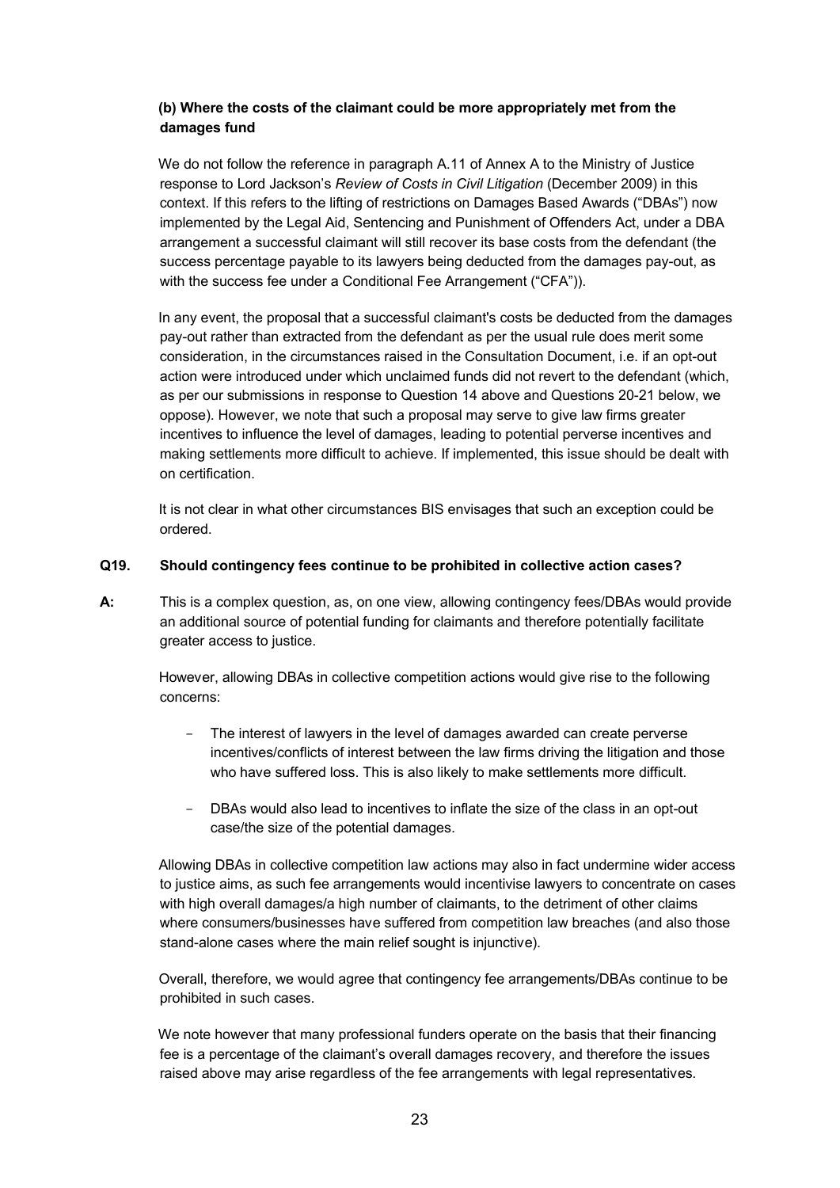**(b) Where the costs of the claimant could be more appropriately met from the damages fund**

We do not follow the reference in paragraph A.11 of Annex A to the Ministry of Justice response to Lord Jackson's *Review of Costs in Civil Litigation* (December 2009) in this context. If this refers to the lifting of restrictions on Damages Based Awards ("DBAs") now implemented by the Legal Aid, Sentencing and Punishment of Offenders Act, under a DBA arrangement a successful claimant will still recover its base costs from the defendant (the success percentage payable to its lawyers being deducted from the damages pay-out, as with the success fee under a Conditional Fee Arrangement ("CFA")).

In any event, the proposal that a successful claimant's costs be deducted from the damages pay-out rather than extracted from the defendant as per the usual rule does merit some consideration, in the circumstances raised in the Consultation Document, i.e. if an opt-out action were introduced under which unclaimed funds did not revert to the defendant (which, as per our submissions in response to Question 14 above and Questions 20-21 below, we oppose). However, we note that such a proposal may serve to give law firms greater incentives to influence the level of damages, leading to potential perverse incentives and making settlements more difficult to achieve. If implemented, this issue should be dealt with on certification.

It is not clear in what other circumstances BIS envisages that such an exception could be ordered.

**Q19. Should contingency fees continue to be prohibited in collective action cases?**

**A:** This is a complex question, as, on one view, allowing contingency fees/DBAs would provide an additional source of potential funding for claimants and therefore potentially facilitate greater access to justice.

However, allowing DBAs in collective competition actions would give rise to the following concerns:

- The interest of lawyers in the level of damages awarded can create perverse incentives/conflicts of interest between the law firms driving the litigation and those who have suffered loss. This is also likely to make settlements more difficult.
- DBAs would also lead to incentives to inflate the size of the class in an opt-out case/the size of the potential damages.

Allowing DBAs in collective competition law actions may also in fact undermine wider access to justice aims, as such fee arrangements would incentivise lawyers to concentrate on cases with high overall damages/a high number of claimants, to the detriment of other claims where consumers/businesses have suffered from competition law breaches (and also those stand-alone cases where the main relief sought is injunctive).

Overall, therefore, we would agree that contingency fee arrangements/DBAs continue to be prohibited in such cases.

We note however that many professional funders operate on the basis that their financing fee is a percentage of the claimant's overall damages recovery, and therefore the issues raised above may arise regardless of the fee arrangements with legal representatives.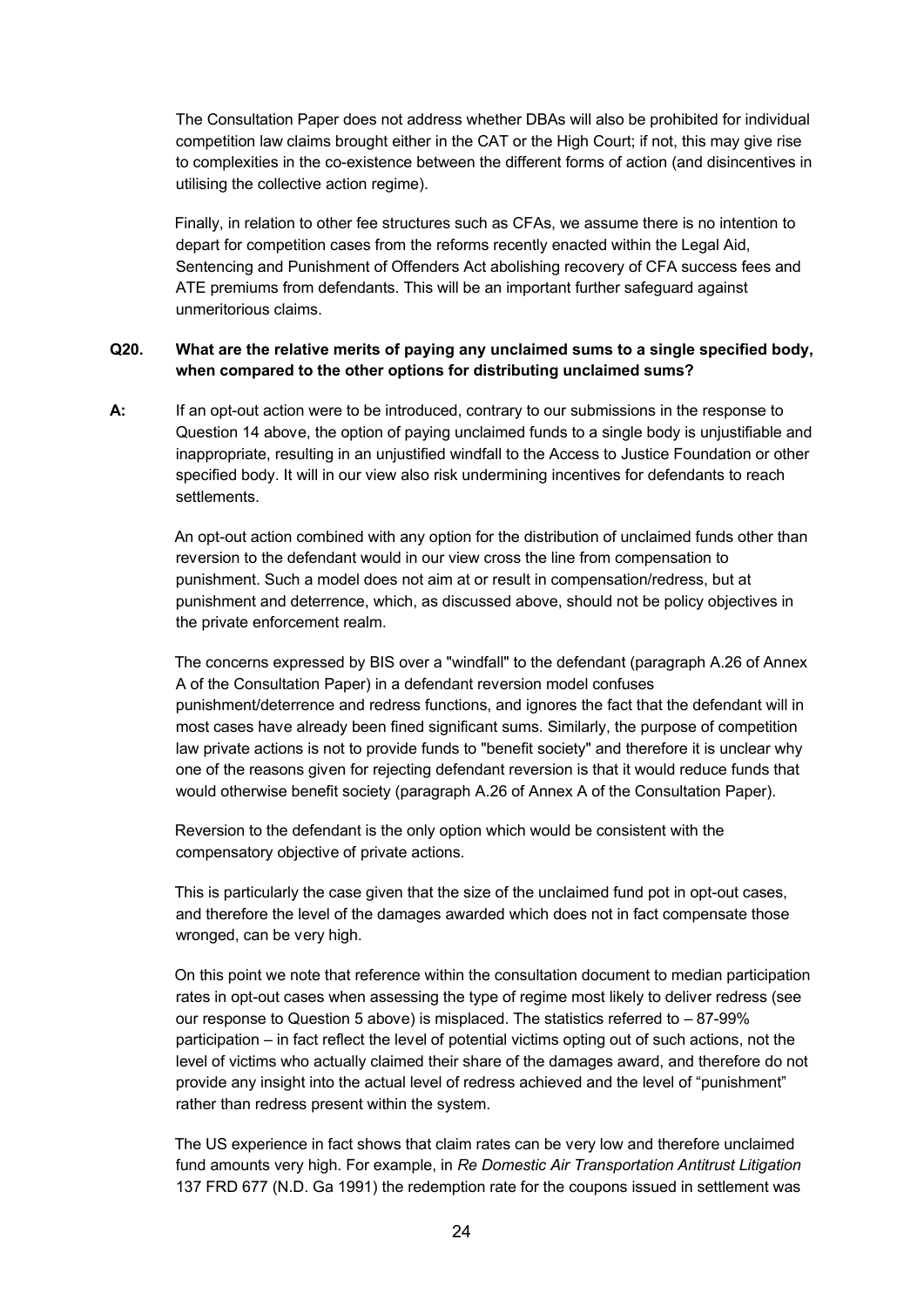The Consultation Paper does not address whether DBAs will also be prohibited for individual competition law claims brought either in the CAT or the High Court; if not, this may give rise to complexities in the co-existence between the different forms of action (and disincentives in utilising the collective action regime).

Finally, in relation to other fee structures such as CFAs, we assume there is no intention to depart for competition cases from the reforms recently enacted within the Legal Aid, Sentencing and Punishment of Offenders Act abolishing recovery of CFA success fees and ATE premiums from defendants. This will be an important further safeguard against unmeritorious claims.

**Q20. What are the relative merits of paying any unclaimed sums to a single specified body, when compared to the other options for distributing unclaimed sums?**

**A:** If an opt-out action were to be introduced, contrary to our submissions in the response to Question 14 above, the option of paying unclaimed funds to a single body is unjustifiable and inappropriate, resulting in an unjustified windfall to the Access to Justice Foundation or other specified body. It will in our view also risk undermining incentives for defendants to reach settlements.

An opt-out action combined with any option for the distribution of unclaimed funds other than reversion to the defendant would in our view cross the line from compensation to punishment. Such a model does not aim at or result in compensation/redress, but at punishment and deterrence, which, as discussed above, should not be policy objectives in the private enforcement realm.

The concerns expressed by BIS over a "windfall" to the defendant (paragraph A.26 of Annex A of the Consultation Paper) in a defendant reversion model confuses punishment/deterrence and redress functions, and ignores the fact that the defendant will in most cases have already been fined significant sums. Similarly, the purpose of competition law private actions is not to provide funds to "benefit society" and therefore it is unclear why one of the reasons given for rejecting defendant reversion is that it would reduce funds that would otherwise benefit society (paragraph A.26 of Annex A of the Consultation Paper).

Reversion to the defendant is the only option which would be consistent with the compensatory objective of private actions.

This is particularly the case given that the size of the unclaimed fund pot in opt-out cases, and therefore the level of the damages awarded which does not in fact compensate those wronged, can be very high.

On this point we note that reference within the consultation document to median participation rates in opt-out cases when assessing the type of regime most likely to deliver redress (see our response to Question 5 above) is misplaced. The statistics referred to – 87-99% participation – in fact reflect the level of potential victims opting out of such actions, not the level of victims who actually claimed their share of the damages award, and therefore do not provide any insight into the actual level of redress achieved and the level of "punishment" rather than redress present within the system.

The US experience in fact shows that claim rates can be very low and therefore unclaimed fund amounts very high. For example, in *Re Domestic Air Transportation Antitrust Litigation* 137 FRD 677 (N.D. Ga 1991) the redemption rate for the coupons issued in settlement was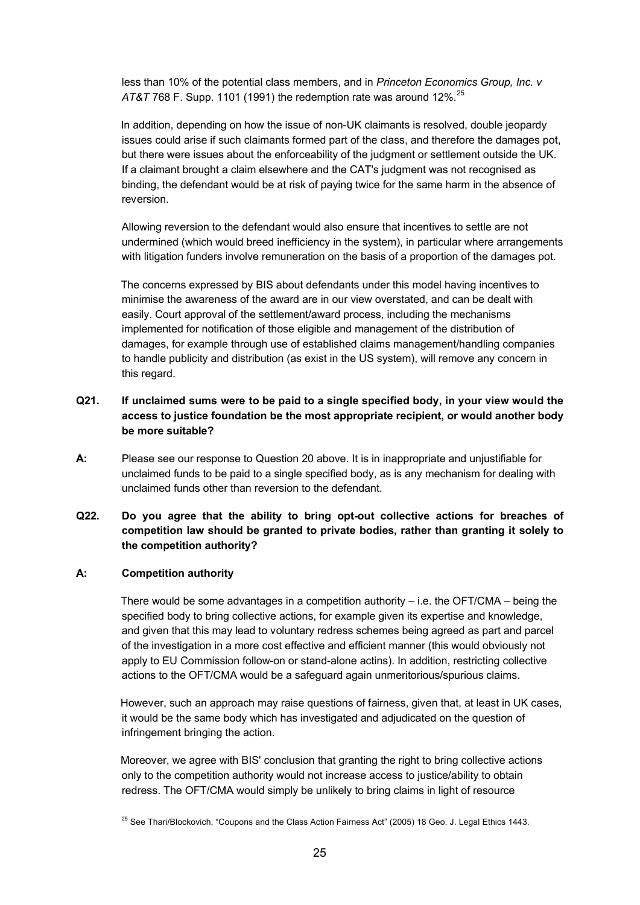less than 10% of the potential class members, and in *Princeton Economics Group, Inc. v AT&T* 768 F. Supp. 1101 (1991) the redemption rate was around 12%.[25]

In addition, depending on how the issue of non-UK claimants is resolved, double jeopardy issues could arise if such claimants formed part of the class, and therefore the damages pot, but there were issues about the enforceability of the judgment or settlement outside the UK. If a claimant brought a claim elsewhere and the CAT's judgment was not recognised as binding, the defendant would be at risk of paying twice for the same harm in the absence of reversion.

Allowing reversion to the defendant would also ensure that incentives to settle are not undermined (which would breed inefficiency in the system), in particular where arrangements with litigation funders involve remuneration on the basis of a proportion of the damages pot.

The concerns expressed by BIS about defendants under this model having incentives to minimise the awareness of the award are in our view overstated, and can be dealt with easily. Court approval of the settlement/award process, including the mechanisms implemented for notification of those eligible and management of the distribution of damages, for example through use of established claims management/handling companies to handle publicity and distribution (as exist in the US system), will remove any concern in this regard.

**Q21. If unclaimed sums were to be paid to a single specified body, in your view would the access to justice foundation be the most appropriate recipient, or would another body be more suitable?**

**A:** Please see our response to Question 20 above. It is in inappropriate and unjustifiable for unclaimed funds to be paid to a single specified body, as is any mechanism for dealing with unclaimed funds other than reversion to the defendant.

**Q22. Do you agree that the ability to bring opt-out collective actions for breaches of competition law should be granted to private bodies, rather than granting it solely to the competition authority?**

**A: Competition authority**

There would be some advantages in a competition authority – i.e. the OFT/CMA – being the specified body to bring collective actions, for example given its expertise and knowledge, and given that this may lead to voluntary redress schemes being agreed as part and parcel of the investigation in a more cost effective and efficient manner (this would obviously not apply to EU Commission follow-on or stand-alone actins). In addition, restricting collective actions to the OFT/CMA would be a safeguard again unmeritorious/spurious claims.

However, such an approach may raise questions of fairness, given that, at least in UK cases, it would be the same body which has investigated and adjudicated on the question of infringement bringing the action.

Moreover, we agree with BIS' conclusion that granting the right to bring collective actions only to the competition authority would not increase access to justice/ability to obtain redress. The OFT/CMA would simply be unlikely to bring claims in light of resource

[25] See Thari/Blockovich, "Coupons and the Class Action Fairness Act" (2005) 18 Geo. J. Legal Ethics 1443.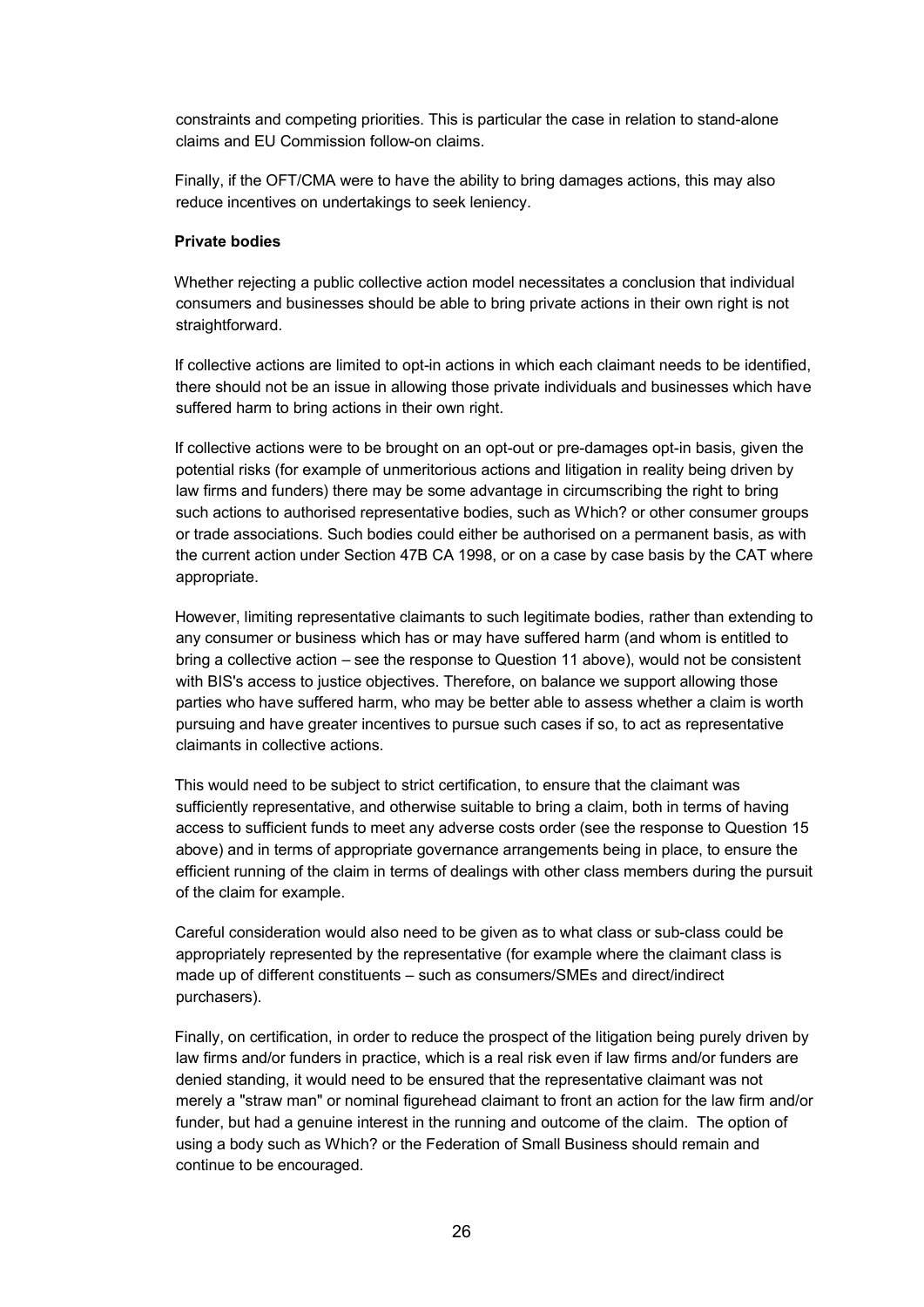constraints and competing priorities. This is particular the case in relation to stand-alone claims and EU Commission follow-on claims.

Finally, if the OFT/CMA were to have the ability to bring damages actions, this may also reduce incentives on undertakings to seek leniency.

**Private bodies**

Whether rejecting a public collective action model necessitates a conclusion that individual consumers and businesses should be able to bring private actions in their own right is not straightforward.

If collective actions are limited to opt-in actions in which each claimant needs to be identified, there should not be an issue in allowing those private individuals and businesses which have suffered harm to bring actions in their own right.

If collective actions were to be brought on an opt-out or pre-damages opt-in basis, given the potential risks (for example of unmeritorious actions and litigation in reality being driven by law firms and funders) there may be some advantage in circumscribing the right to bring such actions to authorised representative bodies, such as Which? or other consumer groups or trade associations. Such bodies could either be authorised on a permanent basis, as with the current action under Section 47B CA 1998, or on a case by case basis by the CAT where appropriate.

However, limiting representative claimants to such legitimate bodies, rather than extending to any consumer or business which has or may have suffered harm (and whom is entitled to bring a collective action – see the response to Question 11 above), would not be consistent with BIS's access to justice objectives. Therefore, on balance we support allowing those parties who have suffered harm, who may be better able to assess whether a claim is worth pursuing and have greater incentives to pursue such cases if so, to act as representative claimants in collective actions.

This would need to be subject to strict certification, to ensure that the claimant was sufficiently representative, and otherwise suitable to bring a claim, both in terms of having access to sufficient funds to meet any adverse costs order (see the response to Question 15 above) and in terms of appropriate governance arrangements being in place, to ensure the efficient running of the claim in terms of dealings with other class members during the pursuit of the claim for example.

Careful consideration would also need to be given as to what class or sub-class could be appropriately represented by the representative (for example where the claimant class is made up of different constituents – such as consumers/SMEs and direct/indirect purchasers).

Finally, on certification, in order to reduce the prospect of the litigation being purely driven by law firms and/or funders in practice, which is a real risk even if law firms and/or funders are denied standing, it would need to be ensured that the representative claimant was not merely a "straw man" or nominal figurehead claimant to front an action for the law firm and/or funder, but had a genuine interest in the running and outcome of the claim. The option of using a body such as Which? or the Federation of Small Business should remain and continue to be encouraged.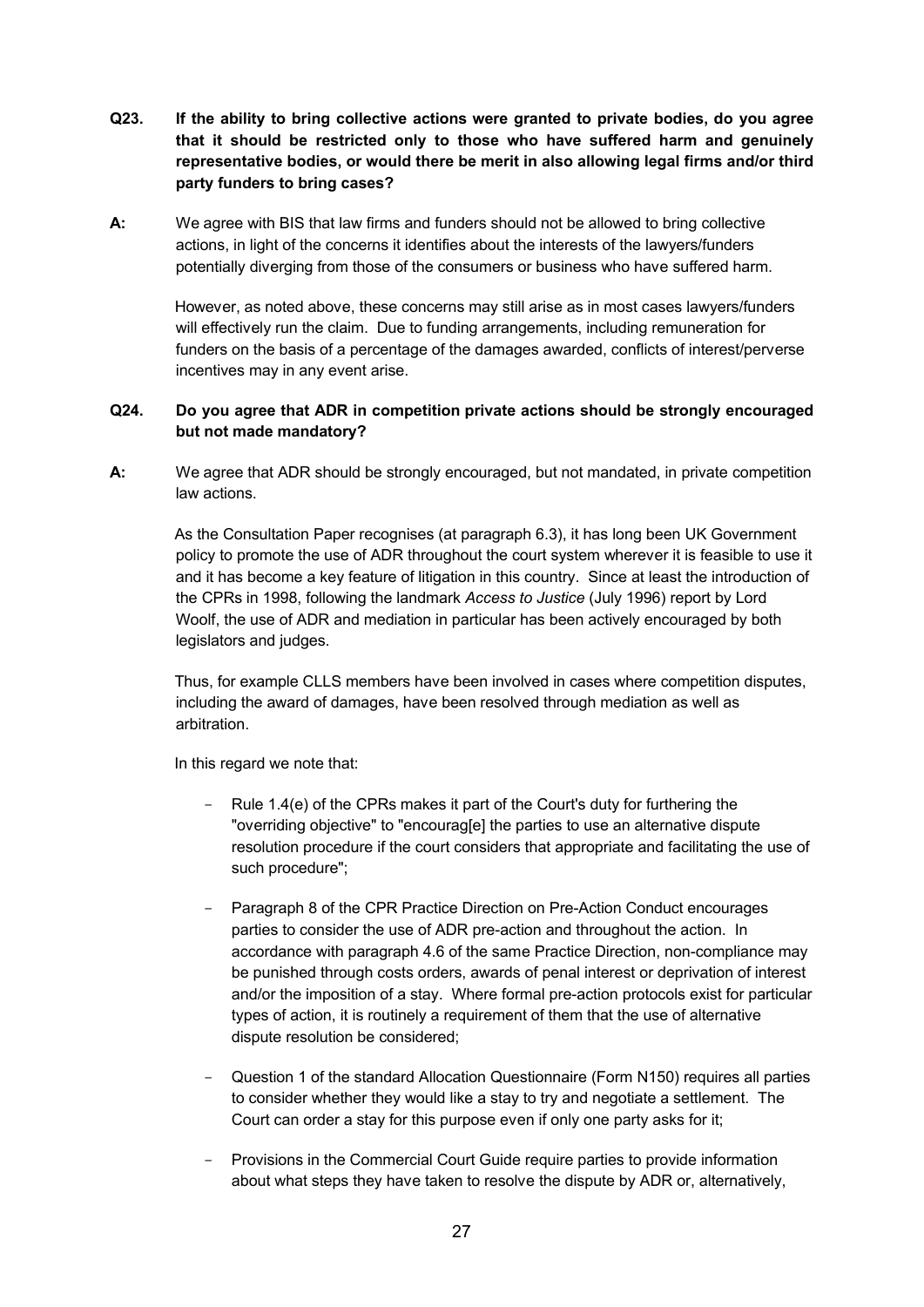**Q23. If the ability to bring collective actions were granted to private bodies, do you agree that it should be restricted only to those who have suffered harm and genuinely representative bodies, or would there be merit in also allowing legal firms and/or third party funders to bring cases?**

**A:** We agree with BIS that law firms and funders should not be allowed to bring collective actions, in light of the concerns it identifies about the interests of the lawyers/funders potentially diverging from those of the consumers or business who have suffered harm.

However, as noted above, these concerns may still arise as in most cases lawyers/funders will effectively run the claim. Due to funding arrangements, including remuneration for funders on the basis of a percentage of the damages awarded, conflicts of interest/perverse incentives may in any event arise.

**Q24. Do you agree that ADR in competition private actions should be strongly encouraged but not made mandatory?**

**A:** We agree that ADR should be strongly encouraged, but not mandated, in private competition law actions.

As the Consultation Paper recognises (at paragraph 6.3), it has long been UK Government policy to promote the use of ADR throughout the court system wherever it is feasible to use it and it has become a key feature of litigation in this country. Since at least the introduction of the CPRs in 1998, following the landmark *Access to Justice* (July 1996) report by Lord Woolf, the use of ADR and mediation in particular has been actively encouraged by both legislators and judges.

Thus, for example CLLS members have been involved in cases where competition disputes, including the award of damages, have been resolved through mediation as well as arbitration.

In this regard we note that:

- Rule 1.4(e) of the CPRs makes it part of the Court's duty for furthering the "overriding objective" to "encourag[e] the parties to use an alternative dispute resolution procedure if the court considers that appropriate and facilitating the use of such procedure";
- Paragraph 8 of the CPR Practice Direction on Pre-Action Conduct encourages parties to consider the use of ADR pre-action and throughout the action. In accordance with paragraph 4.6 of the same Practice Direction, non-compliance may be punished through costs orders, awards of penal interest or deprivation of interest and/or the imposition of a stay. Where formal pre-action protocols exist for particular types of action, it is routinely a requirement of them that the use of alternative dispute resolution be considered;
- Question 1 of the standard Allocation Questionnaire (Form N150) requires all parties to consider whether they would like a stay to try and negotiate a settlement. The Court can order a stay for this purpose even if only one party asks for it;
- Provisions in the Commercial Court Guide require parties to provide information about what steps they have taken to resolve the dispute by ADR or, alternatively,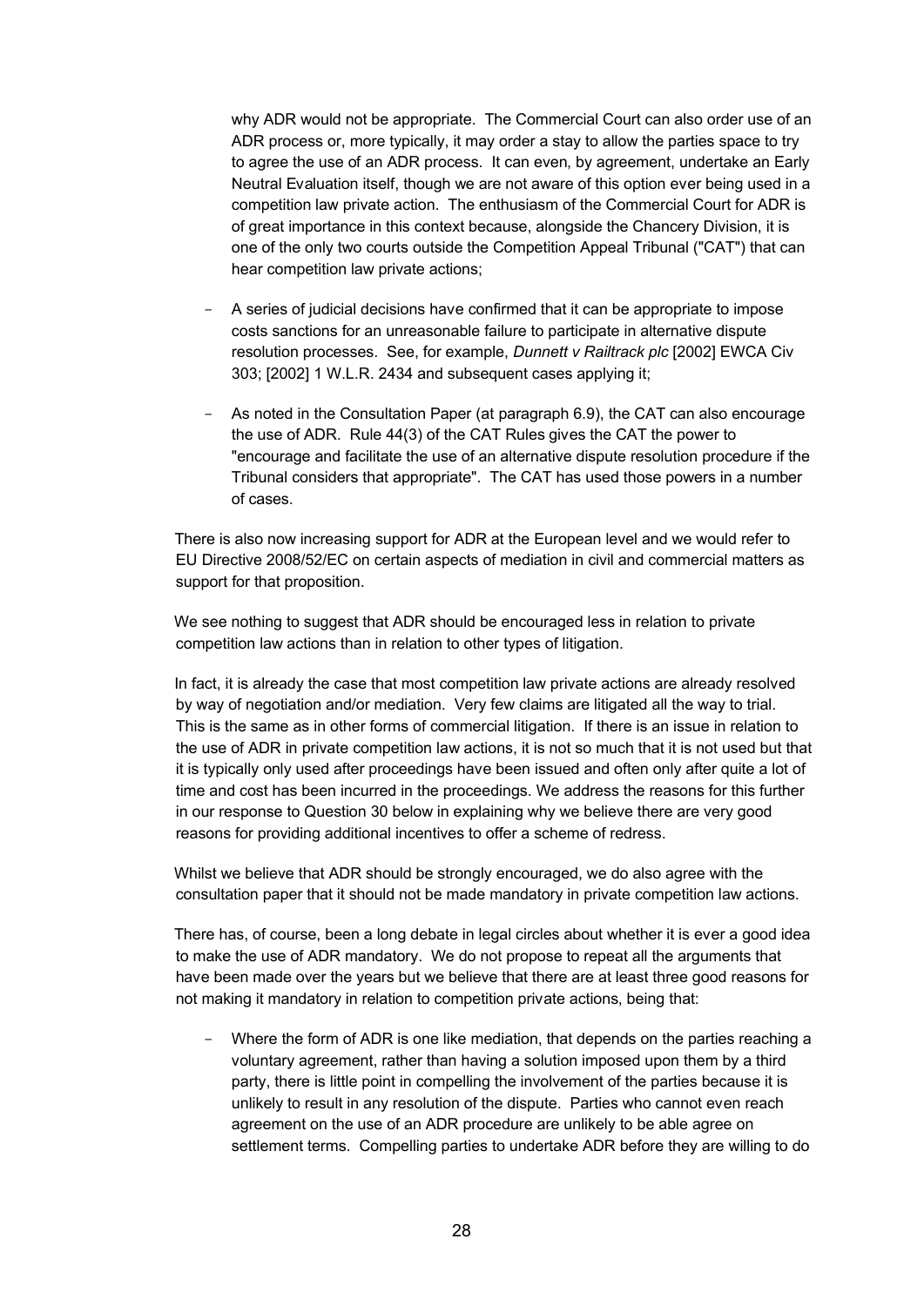why ADR would not be appropriate. The Commercial Court can also order use of an ADR process or, more typically, it may order a stay to allow the parties space to try to agree the use of an ADR process. It can even, by agreement, undertake an Early Neutral Evaluation itself, though we are not aware of this option ever being used in a competition law private action. The enthusiasm of the Commercial Court for ADR is of great importance in this context because, alongside the Chancery Division, it is one of the only two courts outside the Competition Appeal Tribunal ("CAT") that can hear competition law private actions;

- A series of judicial decisions have confirmed that it can be appropriate to impose costs sanctions for an unreasonable failure to participate in alternative dispute resolution processes. See, for example, *Dunnett v Railtrack plc* [2002] EWCA Civ 303; [2002] 1 W.L.R. 2434 and subsequent cases applying it;

- As noted in the Consultation Paper (at paragraph 6.9), the CAT can also encourage the use of ADR. Rule 44(3) of the CAT Rules gives the CAT the power to "encourage and facilitate the use of an alternative dispute resolution procedure if the Tribunal considers that appropriate". The CAT has used those powers in a number of cases.

There is also now increasing support for ADR at the European level and we would refer to EU Directive 2008/52/EC on certain aspects of mediation in civil and commercial matters as support for that proposition.

We see nothing to suggest that ADR should be encouraged less in relation to private competition law actions than in relation to other types of litigation.

In fact, it is already the case that most competition law private actions are already resolved by way of negotiation and/or mediation. Very few claims are litigated all the way to trial. This is the same as in other forms of commercial litigation. If there is an issue in relation to the use of ADR in private competition law actions, it is not so much that it is not used but that it is typically only used after proceedings have been issued and often only after quite a lot of time and cost has been incurred in the proceedings. We address the reasons for this further in our response to Question 30 below in explaining why we believe there are very good reasons for providing additional incentives to offer a scheme of redress.

Whilst we believe that ADR should be strongly encouraged, we do also agree with the consultation paper that it should not be made mandatory in private competition law actions.

There has, of course, been a long debate in legal circles about whether it is ever a good idea to make the use of ADR mandatory. We do not propose to repeat all the arguments that have been made over the years but we believe that there are at least three good reasons for not making it mandatory in relation to competition private actions, being that:

- Where the form of ADR is one like mediation, that depends on the parties reaching a voluntary agreement, rather than having a solution imposed upon them by a third party, there is little point in compelling the involvement of the parties because it is unlikely to result in any resolution of the dispute. Parties who cannot even reach agreement on the use of an ADR procedure are unlikely to be able agree on settlement terms. Compelling parties to undertake ADR before they are willing to do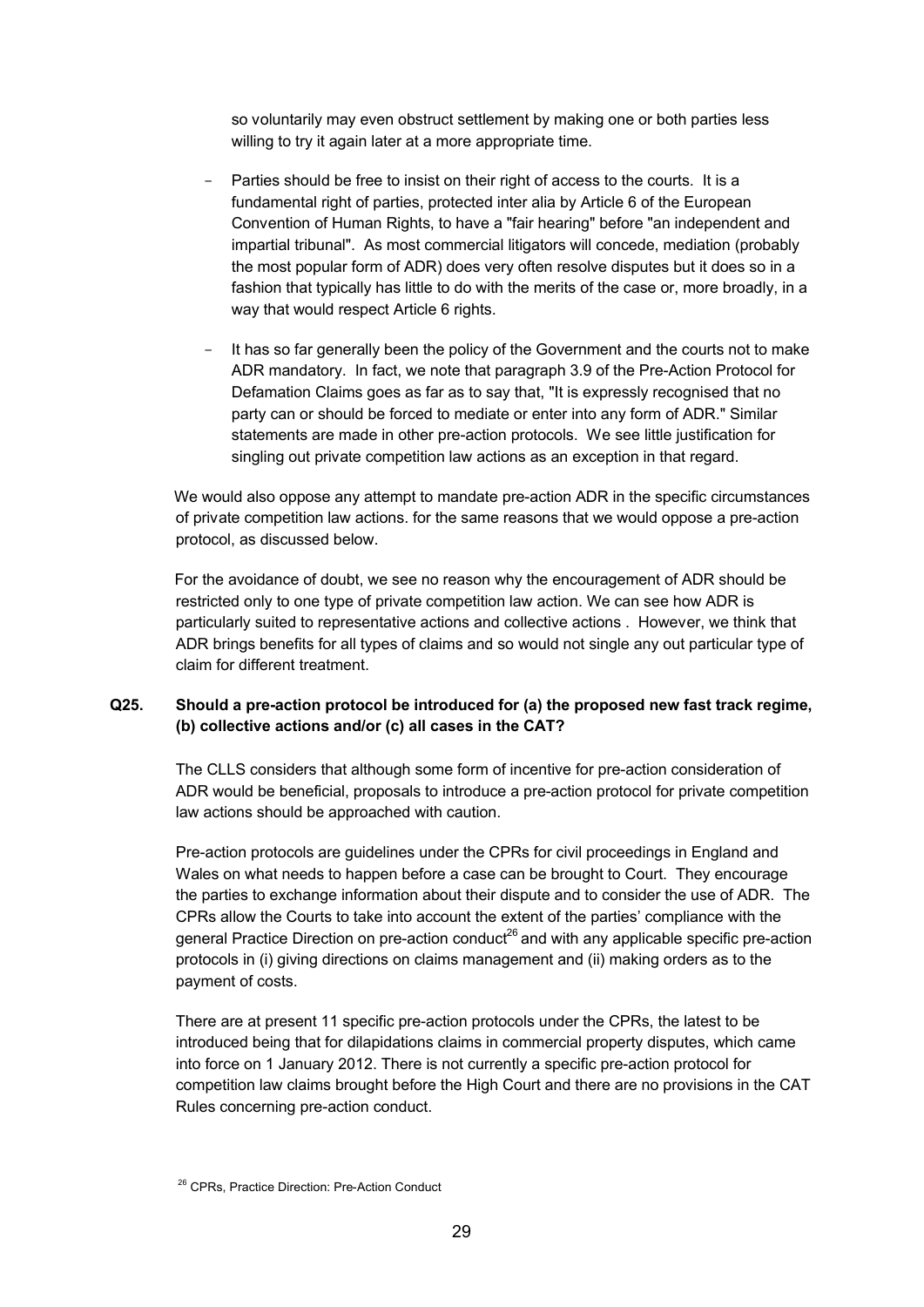so voluntarily may even obstruct settlement by making one or both parties less willing to try it again later at a more appropriate time.

- Parties should be free to insist on their right of access to the courts. It is a fundamental right of parties, protected inter alia by Article 6 of the European Convention of Human Rights, to have a "fair hearing" before "an independent and impartial tribunal". As most commercial litigators will concede, mediation (probably the most popular form of ADR) does very often resolve disputes but it does so in a fashion that typically has little to do with the merits of the case or, more broadly, in a way that would respect Article 6 rights.

- It has so far generally been the policy of the Government and the courts not to make ADR mandatory. In fact, we note that paragraph 3.9 of the Pre-Action Protocol for Defamation Claims goes as far as to say that, "It is expressly recognised that no party can or should be forced to mediate or enter into any form of ADR." Similar statements are made in other pre-action protocols. We see little justification for singling out private competition law actions as an exception in that regard.

We would also oppose any attempt to mandate pre-action ADR in the specific circumstances of private competition law actions. for the same reasons that we would oppose a pre-action protocol, as discussed below.

For the avoidance of doubt, we see no reason why the encouragement of ADR should be restricted only to one type of private competition law action. We can see how ADR is particularly suited to representative actions and collective actions . However, we think that ADR brings benefits for all types of claims and so would not single any out particular type of claim for different treatment.

**Q25. Should a pre-action protocol be introduced for (a) the proposed new fast track regime, (b) collective actions and/or (c) all cases in the CAT?**

The CLLS considers that although some form of incentive for pre-action consideration of ADR would be beneficial, proposals to introduce a pre-action protocol for private competition law actions should be approached with caution.

Pre-action protocols are guidelines under the CPRs for civil proceedings in England and Wales on what needs to happen before a case can be brought to Court. They encourage the parties to exchange information about their dispute and to consider the use of ADR. The CPRs allow the Courts to take into account the extent of the parties' compliance with the general Practice Direction on pre-action conduct[26] and with any applicable specific pre-action protocols in (i) giving directions on claims management and (ii) making orders as to the payment of costs.

There are at present 11 specific pre-action protocols under the CPRs, the latest to be introduced being that for dilapidations claims in commercial property disputes, which came into force on 1 January 2012. There is not currently a specific pre-action protocol for competition law claims brought before the High Court and there are no provisions in the CAT Rules concerning pre-action conduct.

[26] CPRs, Practice Direction: Pre-Action Conduct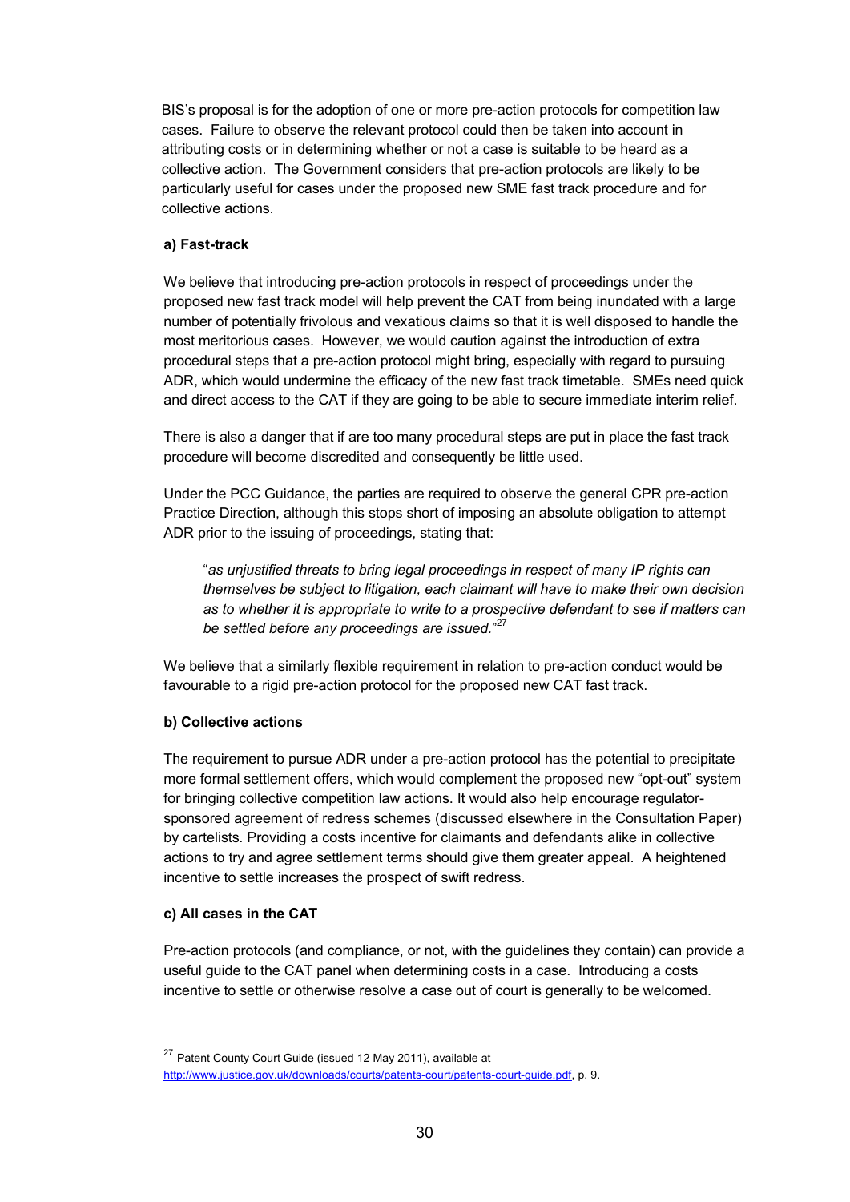BIS's proposal is for the adoption of one or more pre-action protocols for competition law cases. Failure to observe the relevant protocol could then be taken into account in attributing costs or in determining whether or not a case is suitable to be heard as a collective action. The Government considers that pre-action protocols are likely to be particularly useful for cases under the proposed new SME fast track procedure and for collective actions.

**a) Fast-track**

We believe that introducing pre-action protocols in respect of proceedings under the proposed new fast track model will help prevent the CAT from being inundated with a large number of potentially frivolous and vexatious claims so that it is well disposed to handle the most meritorious cases. However, we would caution against the introduction of extra procedural steps that a pre-action protocol might bring, especially with regard to pursuing ADR, which would undermine the efficacy of the new fast track timetable. SMEs need quick and direct access to the CAT if they are going to be able to secure immediate interim relief.

There is also a danger that if are too many procedural steps are put in place the fast track procedure will become discredited and consequently be little used.

Under the PCC Guidance, the parties are required to observe the general CPR pre-action Practice Direction, although this stops short of imposing an absolute obligation to attempt ADR prior to the issuing of proceedings, stating that:

> "*as unjustified threats to bring legal proceedings in respect of many IP rights can themselves be subject to litigation, each claimant will have to make their own decision as to whether it is appropriate to write to a prospective defendant to see if matters can be settled before any proceedings are issued.*"[27]

We believe that a similarly flexible requirement in relation to pre-action conduct would be favourable to a rigid pre-action protocol for the proposed new CAT fast track.

**b) Collective actions**

The requirement to pursue ADR under a pre-action protocol has the potential to precipitate more formal settlement offers, which would complement the proposed new "opt-out" system for bringing collective competition law actions. It would also help encourage regulator-sponsored agreement of redress schemes (discussed elsewhere in the Consultation Paper) by cartelists. Providing a costs incentive for claimants and defendants alike in collective actions to try and agree settlement terms should give them greater appeal. A heightened incentive to settle increases the prospect of swift redress.

**c) All cases in the CAT**

Pre-action protocols (and compliance, or not, with the guidelines they contain) can provide a useful guide to the CAT panel when determining costs in a case. Introducing a costs incentive to settle or otherwise resolve a case out of court is generally to be welcomed.

---

[27] Patent County Court Guide (issued 12 May 2011), available at http://www.justice.gov.uk/downloads/courts/patents-court/patents-court-guide.pdf, p. 9.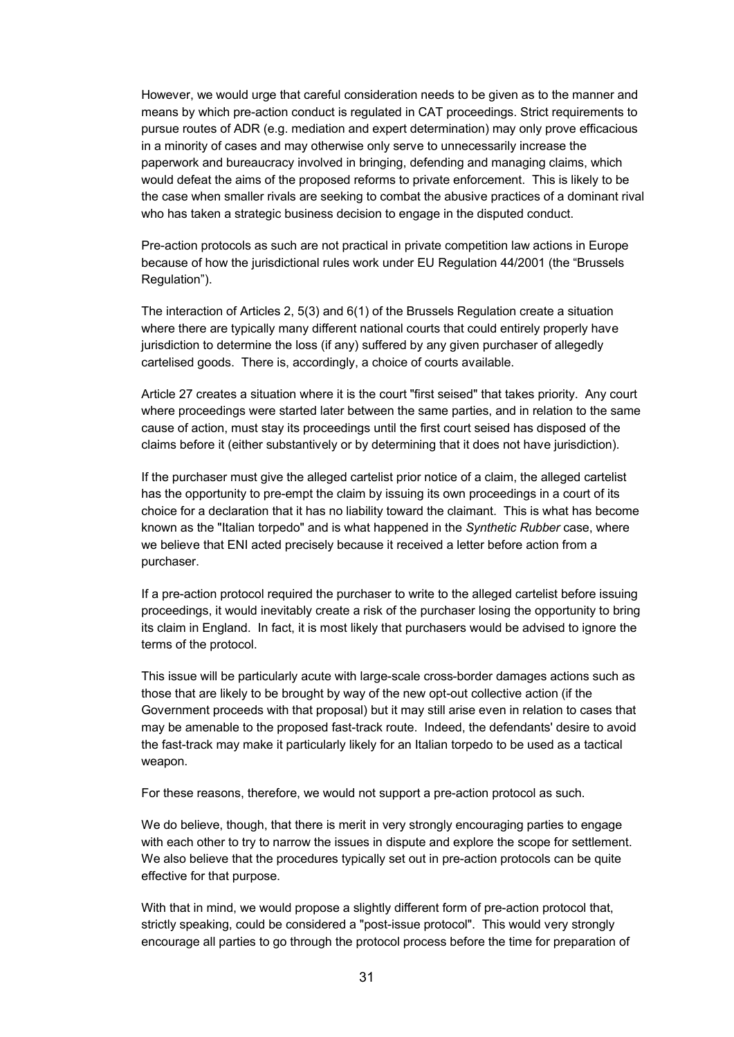However, we would urge that careful consideration needs to be given as to the manner and means by which pre-action conduct is regulated in CAT proceedings. Strict requirements to pursue routes of ADR (e.g. mediation and expert determination) may only prove efficacious in a minority of cases and may otherwise only serve to unnecessarily increase the paperwork and bureaucracy involved in bringing, defending and managing claims, which would defeat the aims of the proposed reforms to private enforcement. This is likely to be the case when smaller rivals are seeking to combat the abusive practices of a dominant rival who has taken a strategic business decision to engage in the disputed conduct.

Pre-action protocols as such are not practical in private competition law actions in Europe because of how the jurisdictional rules work under EU Regulation 44/2001 (the "Brussels Regulation").

The interaction of Articles 2, 5(3) and 6(1) of the Brussels Regulation create a situation where there are typically many different national courts that could entirely properly have jurisdiction to determine the loss (if any) suffered by any given purchaser of allegedly cartelised goods. There is, accordingly, a choice of courts available.

Article 27 creates a situation where it is the court "first seised" that takes priority. Any court where proceedings were started later between the same parties, and in relation to the same cause of action, must stay its proceedings until the first court seised has disposed of the claims before it (either substantively or by determining that it does not have jurisdiction).

If the purchaser must give the alleged cartelist prior notice of a claim, the alleged cartelist has the opportunity to pre-empt the claim by issuing its own proceedings in a court of its choice for a declaration that it has no liability toward the claimant. This is what has become known as the "Italian torpedo" and is what happened in the *Synthetic Rubber* case, where we believe that ENI acted precisely because it received a letter before action from a purchaser.

If a pre-action protocol required the purchaser to write to the alleged cartelist before issuing proceedings, it would inevitably create a risk of the purchaser losing the opportunity to bring its claim in England. In fact, it is most likely that purchasers would be advised to ignore the terms of the protocol.

This issue will be particularly acute with large-scale cross-border damages actions such as those that are likely to be brought by way of the new opt-out collective action (if the Government proceeds with that proposal) but it may still arise even in relation to cases that may be amenable to the proposed fast-track route. Indeed, the defendants' desire to avoid the fast-track may make it particularly likely for an Italian torpedo to be used as a tactical weapon.

For these reasons, therefore, we would not support a pre-action protocol as such.

We do believe, though, that there is merit in very strongly encouraging parties to engage with each other to try to narrow the issues in dispute and explore the scope for settlement. We also believe that the procedures typically set out in pre-action protocols can be quite effective for that purpose.

With that in mind, we would propose a slightly different form of pre-action protocol that, strictly speaking, could be considered a "post-issue protocol". This would very strongly encourage all parties to go through the protocol process before the time for preparation of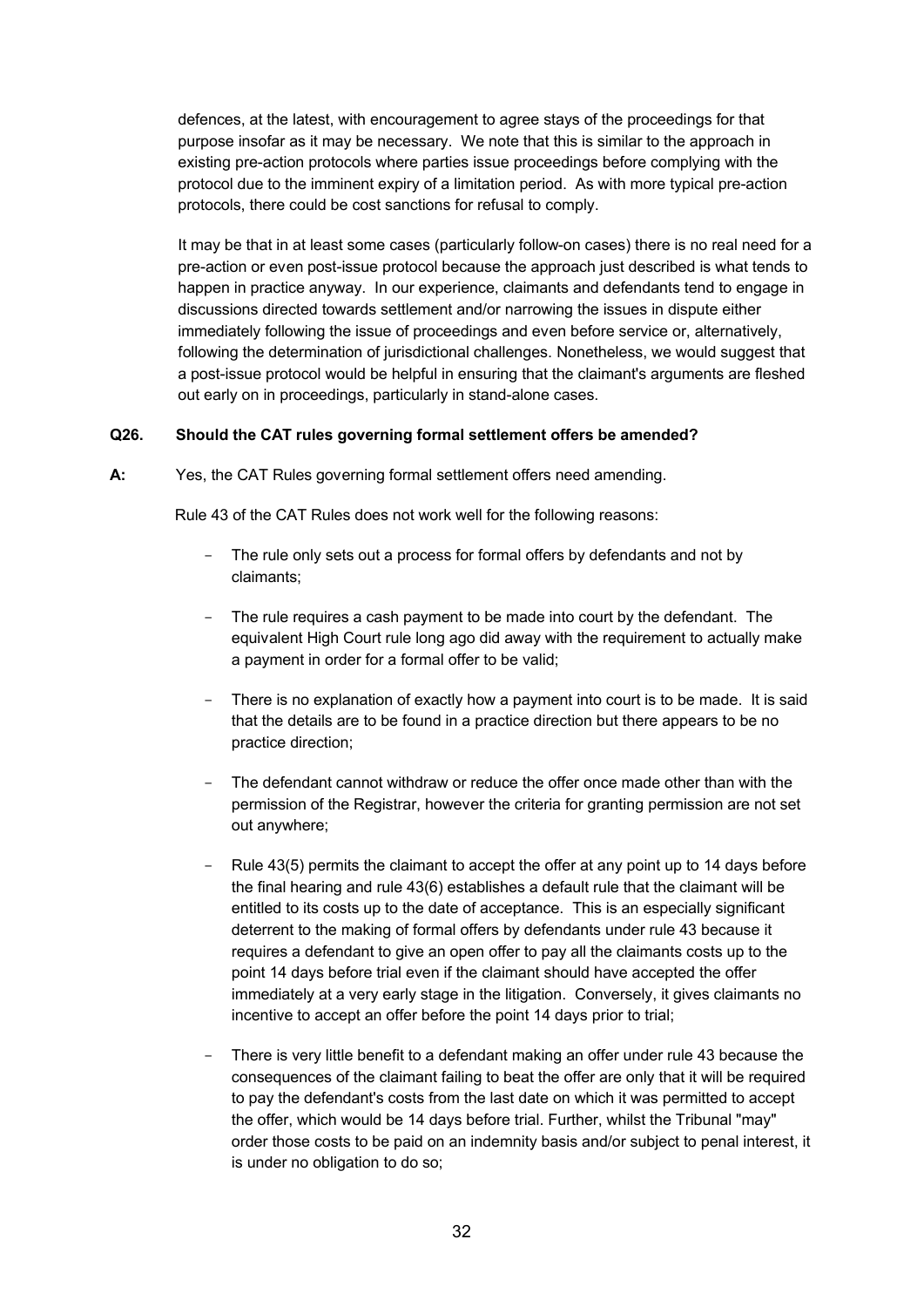defences, at the latest, with encouragement to agree stays of the proceedings for that purpose insofar as it may be necessary. We note that this is similar to the approach in existing pre-action protocols where parties issue proceedings before complying with the protocol due to the imminent expiry of a limitation period. As with more typical pre-action protocols, there could be cost sanctions for refusal to comply.

It may be that in at least some cases (particularly follow-on cases) there is no real need for a pre-action or even post-issue protocol because the approach just described is what tends to happen in practice anyway. In our experience, claimants and defendants tend to engage in discussions directed towards settlement and/or narrowing the issues in dispute either immediately following the issue of proceedings and even before service or, alternatively, following the determination of jurisdictional challenges. Nonetheless, we would suggest that a post-issue protocol would be helpful in ensuring that the claimant's arguments are fleshed out early on in proceedings, particularly in stand-alone cases.

**Q26. Should the CAT rules governing formal settlement offers be amended?**

**A:** Yes, the CAT Rules governing formal settlement offers need amending.

Rule 43 of the CAT Rules does not work well for the following reasons:

- The rule only sets out a process for formal offers by defendants and not by claimants;
- The rule requires a cash payment to be made into court by the defendant. The equivalent High Court rule long ago did away with the requirement to actually make a payment in order for a formal offer to be valid;
- There is no explanation of exactly how a payment into court is to be made. It is said that the details are to be found in a practice direction but there appears to be no practice direction;
- The defendant cannot withdraw or reduce the offer once made other than with the permission of the Registrar, however the criteria for granting permission are not set out anywhere;
- Rule 43(5) permits the claimant to accept the offer at any point up to 14 days before the final hearing and rule 43(6) establishes a default rule that the claimant will be entitled to its costs up to the date of acceptance. This is an especially significant deterrent to the making of formal offers by defendants under rule 43 because it requires a defendant to give an open offer to pay all the claimants costs up to the point 14 days before trial even if the claimant should have accepted the offer immediately at a very early stage in the litigation. Conversely, it gives claimants no incentive to accept an offer before the point 14 days prior to trial;
- There is very little benefit to a defendant making an offer under rule 43 because the consequences of the claimant failing to beat the offer are only that it will be required to pay the defendant's costs from the last date on which it was permitted to accept the offer, which would be 14 days before trial. Further, whilst the Tribunal "may" order those costs to be paid on an indemnity basis and/or subject to penal interest, it is under no obligation to do so;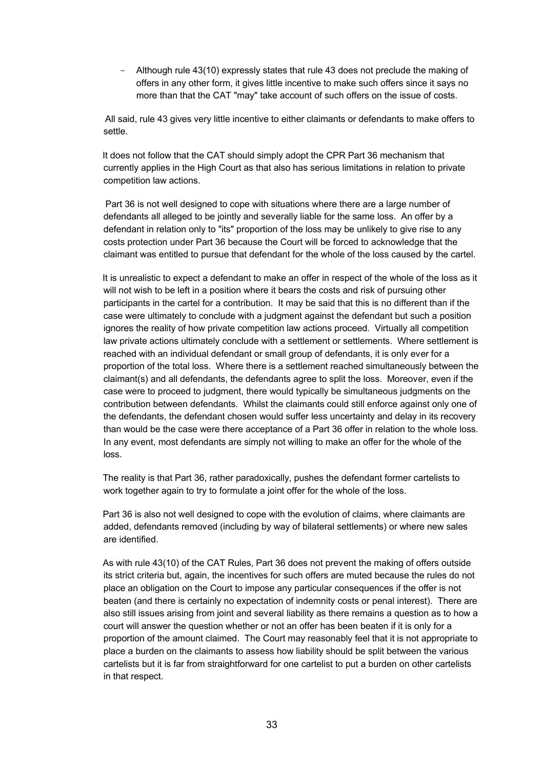- Although rule 43(10) expressly states that rule 43 does not preclude the making of offers in any other form, it gives little incentive to make such offers since it says no more than that the CAT "may" take account of such offers on the issue of costs.

All said, rule 43 gives very little incentive to either claimants or defendants to make offers to settle.

It does not follow that the CAT should simply adopt the CPR Part 36 mechanism that currently applies in the High Court as that also has serious limitations in relation to private competition law actions.

Part 36 is not well designed to cope with situations where there are a large number of defendants all alleged to be jointly and severally liable for the same loss. An offer by a defendant in relation only to "its" proportion of the loss may be unlikely to give rise to any costs protection under Part 36 because the Court will be forced to acknowledge that the claimant was entitled to pursue that defendant for the whole of the loss caused by the cartel.

It is unrealistic to expect a defendant to make an offer in respect of the whole of the loss as it will not wish to be left in a position where it bears the costs and risk of pursuing other participants in the cartel for a contribution. It may be said that this is no different than if the case were ultimately to conclude with a judgment against the defendant but such a position ignores the reality of how private competition law actions proceed. Virtually all competition law private actions ultimately conclude with a settlement or settlements. Where settlement is reached with an individual defendant or small group of defendants, it is only ever for a proportion of the total loss. Where there is a settlement reached simultaneously between the claimant(s) and all defendants, the defendants agree to split the loss. Moreover, even if the case were to proceed to judgment, there would typically be simultaneous judgments on the contribution between defendants. Whilst the claimants could still enforce against only one of the defendants, the defendant chosen would suffer less uncertainty and delay in its recovery than would be the case were there acceptance of a Part 36 offer in relation to the whole loss. In any event, most defendants are simply not willing to make an offer for the whole of the loss.

The reality is that Part 36, rather paradoxically, pushes the defendant former cartelists to work together again to try to formulate a joint offer for the whole of the loss.

Part 36 is also not well designed to cope with the evolution of claims, where claimants are added, defendants removed (including by way of bilateral settlements) or where new sales are identified.

As with rule 43(10) of the CAT Rules, Part 36 does not prevent the making of offers outside its strict criteria but, again, the incentives for such offers are muted because the rules do not place an obligation on the Court to impose any particular consequences if the offer is not beaten (and there is certainly no expectation of indemnity costs or penal interest). There are also still issues arising from joint and several liability as there remains a question as to how a court will answer the question whether or not an offer has been beaten if it is only for a proportion of the amount claimed. The Court may reasonably feel that it is not appropriate to place a burden on the claimants to assess how liability should be split between the various cartelists but it is far from straightforward for one cartelist to put a burden on other cartelists in that respect.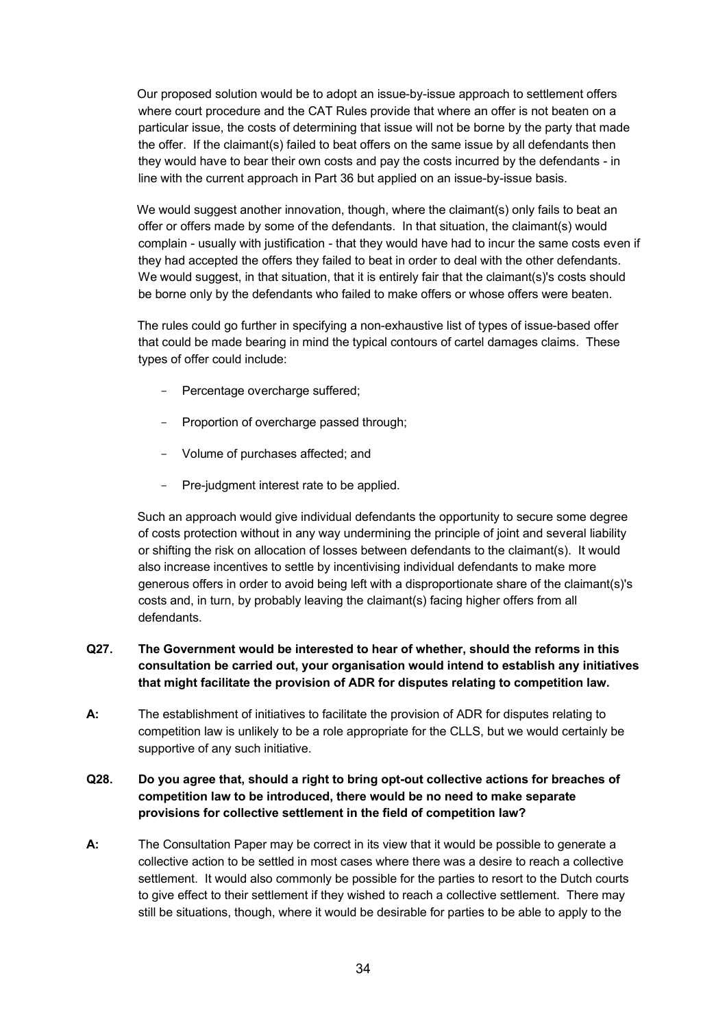Our proposed solution would be to adopt an issue-by-issue approach to settlement offers where court procedure and the CAT Rules provide that where an offer is not beaten on a particular issue, the costs of determining that issue will not be borne by the party that made the offer. If the claimant(s) failed to beat offers on the same issue by all defendants then they would have to bear their own costs and pay the costs incurred by the defendants - in line with the current approach in Part 36 but applied on an issue-by-issue basis.

We would suggest another innovation, though, where the claimant(s) only fails to beat an offer or offers made by some of the defendants. In that situation, the claimant(s) would complain - usually with justification - that they would have had to incur the same costs even if they had accepted the offers they failed to beat in order to deal with the other defendants. We would suggest, in that situation, that it is entirely fair that the claimant(s)'s costs should be borne only by the defendants who failed to make offers or whose offers were beaten.

The rules could go further in specifying a non-exhaustive list of types of issue-based offer that could be made bearing in mind the typical contours of cartel damages claims. These types of offer could include:

- Percentage overcharge suffered;
- Proportion of overcharge passed through;
- Volume of purchases affected; and
- Pre-judgment interest rate to be applied.

Such an approach would give individual defendants the opportunity to secure some degree of costs protection without in any way undermining the principle of joint and several liability or shifting the risk on allocation of losses between defendants to the claimant(s). It would also increase incentives to settle by incentivising individual defendants to make more generous offers in order to avoid being left with a disproportionate share of the claimant(s)'s costs and, in turn, by probably leaving the claimant(s) facing higher offers from all defendants.

**Q27. The Government would be interested to hear of whether, should the reforms in this consultation be carried out, your organisation would intend to establish any initiatives that might facilitate the provision of ADR for disputes relating to competition law.**

**A:** The establishment of initiatives to facilitate the provision of ADR for disputes relating to competition law is unlikely to be a role appropriate for the CLLS, but we would certainly be supportive of any such initiative.

**Q28. Do you agree that, should a right to bring opt-out collective actions for breaches of competition law to be introduced, there would be no need to make separate provisions for collective settlement in the field of competition law?**

**A:** The Consultation Paper may be correct in its view that it would be possible to generate a collective action to be settled in most cases where there was a desire to reach a collective settlement. It would also commonly be possible for the parties to resort to the Dutch courts to give effect to their settlement if they wished to reach a collective settlement. There may still be situations, though, where it would be desirable for parties to be able to apply to the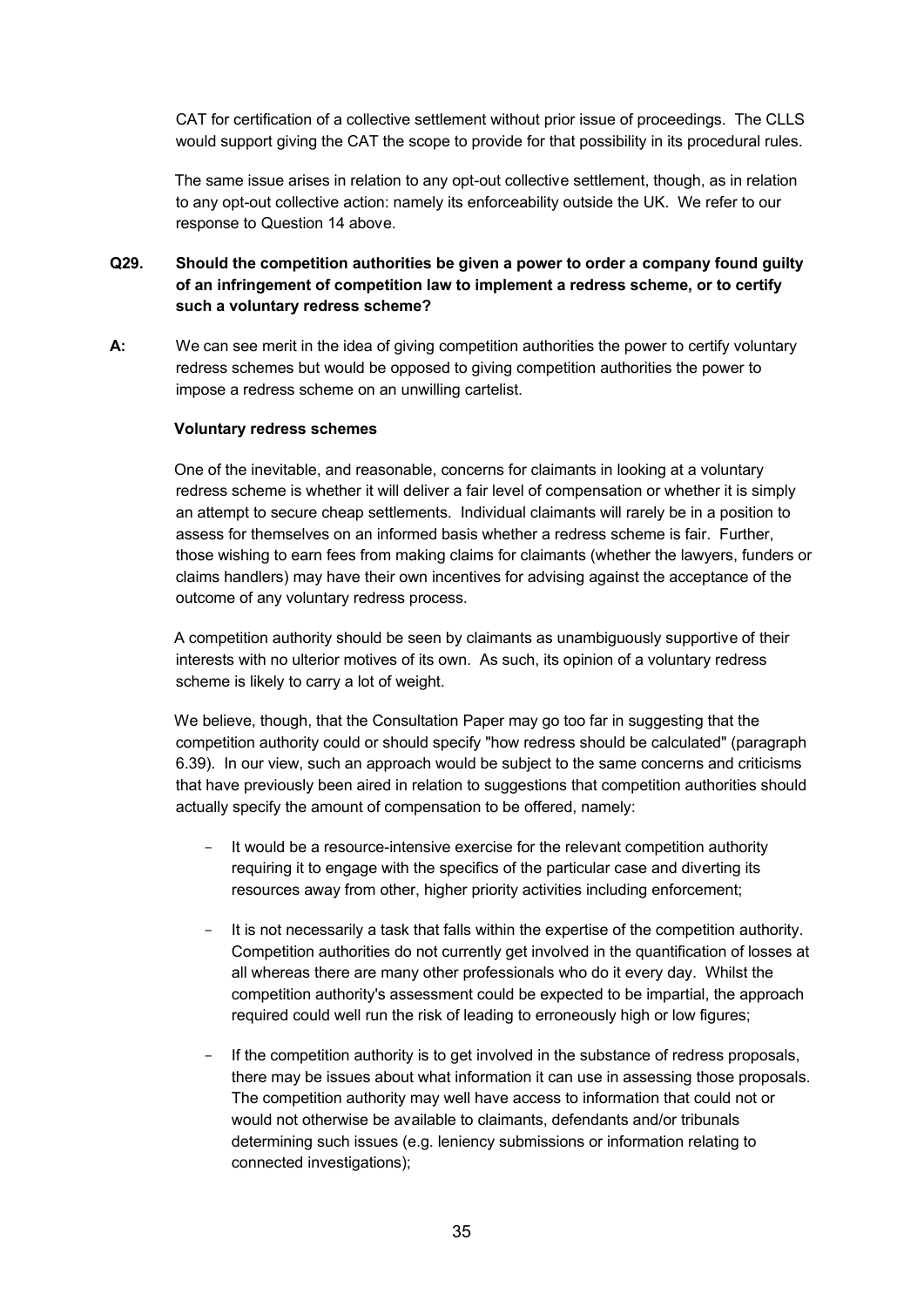CAT for certification of a collective settlement without prior issue of proceedings. The CLLS would support giving the CAT the scope to provide for that possibility in its procedural rules.

The same issue arises in relation to any opt-out collective settlement, though, as in relation to any opt-out collective action: namely its enforceability outside the UK. We refer to our response to Question 14 above.

**Q29. Should the competition authorities be given a power to order a company found guilty of an infringement of competition law to implement a redress scheme, or to certify such a voluntary redress scheme?**

**A:** We can see merit in the idea of giving competition authorities the power to certify voluntary redress schemes but would be opposed to giving competition authorities the power to impose a redress scheme on an unwilling cartelist.

**Voluntary redress schemes**

One of the inevitable, and reasonable, concerns for claimants in looking at a voluntary redress scheme is whether it will deliver a fair level of compensation or whether it is simply an attempt to secure cheap settlements. Individual claimants will rarely be in a position to assess for themselves on an informed basis whether a redress scheme is fair. Further, those wishing to earn fees from making claims for claimants (whether the lawyers, funders or claims handlers) may have their own incentives for advising against the acceptance of the outcome of any voluntary redress process.

A competition authority should be seen by claimants as unambiguously supportive of their interests with no ulterior motives of its own. As such, its opinion of a voluntary redress scheme is likely to carry a lot of weight.

We believe, though, that the Consultation Paper may go too far in suggesting that the competition authority could or should specify "how redress should be calculated" (paragraph 6.39). In our view, such an approach would be subject to the same concerns and criticisms that have previously been aired in relation to suggestions that competition authorities should actually specify the amount of compensation to be offered, namely:

- It would be a resource-intensive exercise for the relevant competition authority requiring it to engage with the specifics of the particular case and diverting its resources away from other, higher priority activities including enforcement;
- It is not necessarily a task that falls within the expertise of the competition authority. Competition authorities do not currently get involved in the quantification of losses at all whereas there are many other professionals who do it every day. Whilst the competition authority's assessment could be expected to be impartial, the approach required could well run the risk of leading to erroneously high or low figures;
- If the competition authority is to get involved in the substance of redress proposals, there may be issues about what information it can use in assessing those proposals. The competition authority may well have access to information that could not or would not otherwise be available to claimants, defendants and/or tribunals determining such issues (e.g. leniency submissions or information relating to connected investigations);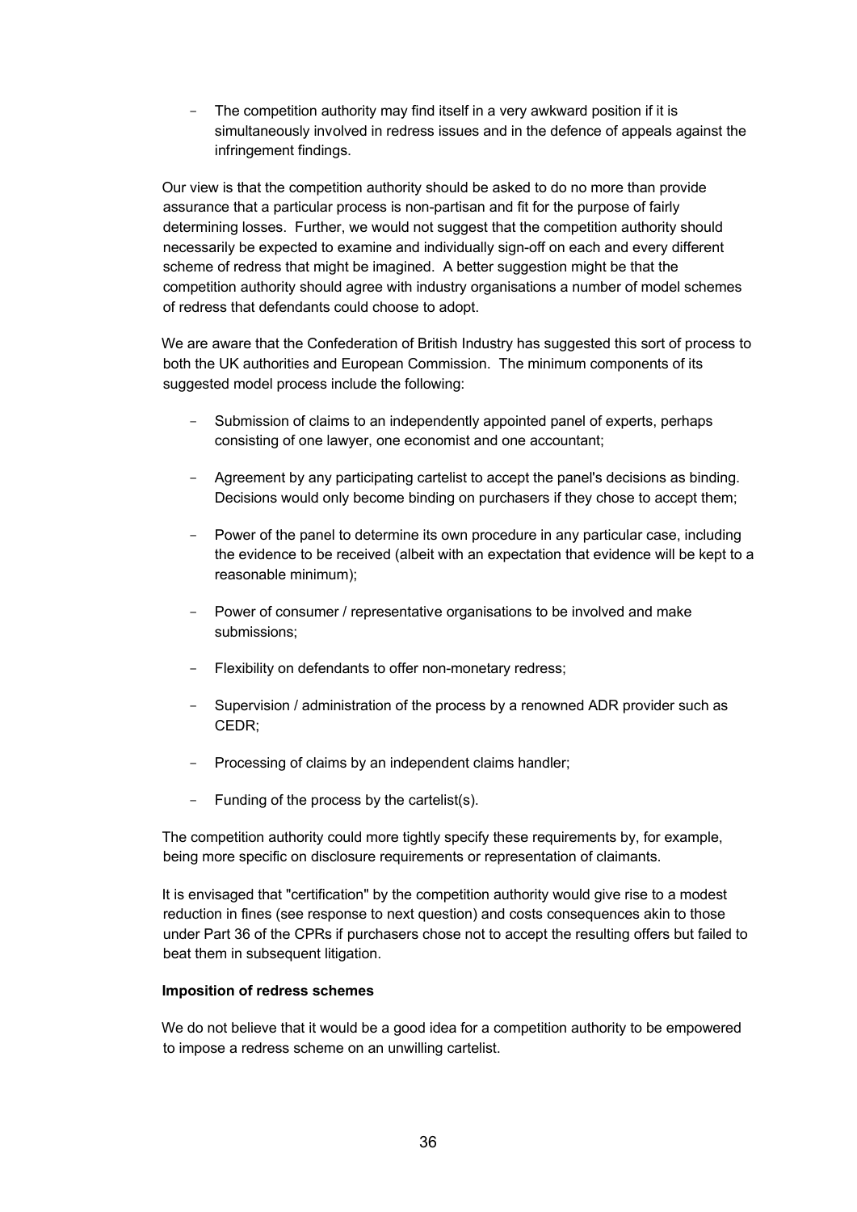- The competition authority may find itself in a very awkward position if it is simultaneously involved in redress issues and in the defence of appeals against the infringement findings.

Our view is that the competition authority should be asked to do no more than provide assurance that a particular process is non-partisan and fit for the purpose of fairly determining losses. Further, we would not suggest that the competition authority should necessarily be expected to examine and individually sign-off on each and every different scheme of redress that might be imagined. A better suggestion might be that the competition authority should agree with industry organisations a number of model schemes of redress that defendants could choose to adopt.

We are aware that the Confederation of British Industry has suggested this sort of process to both the UK authorities and European Commission. The minimum components of its suggested model process include the following:

- Submission of claims to an independently appointed panel of experts, perhaps consisting of one lawyer, one economist and one accountant;
- Agreement by any participating cartelist to accept the panel's decisions as binding. Decisions would only become binding on purchasers if they chose to accept them;
- Power of the panel to determine its own procedure in any particular case, including the evidence to be received (albeit with an expectation that evidence will be kept to a reasonable minimum);
- Power of consumer / representative organisations to be involved and make submissions;
- Flexibility on defendants to offer non-monetary redress;
- Supervision / administration of the process by a renowned ADR provider such as CEDR;
- Processing of claims by an independent claims handler;
- Funding of the process by the cartelist(s).

The competition authority could more tightly specify these requirements by, for example, being more specific on disclosure requirements or representation of claimants.

It is envisaged that "certification" by the competition authority would give rise to a modest reduction in fines (see response to next question) and costs consequences akin to those under Part 36 of the CPRs if purchasers chose not to accept the resulting offers but failed to beat them in subsequent litigation.

**Imposition of redress schemes**

We do not believe that it would be a good idea for a competition authority to be empowered to impose a redress scheme on an unwilling cartelist.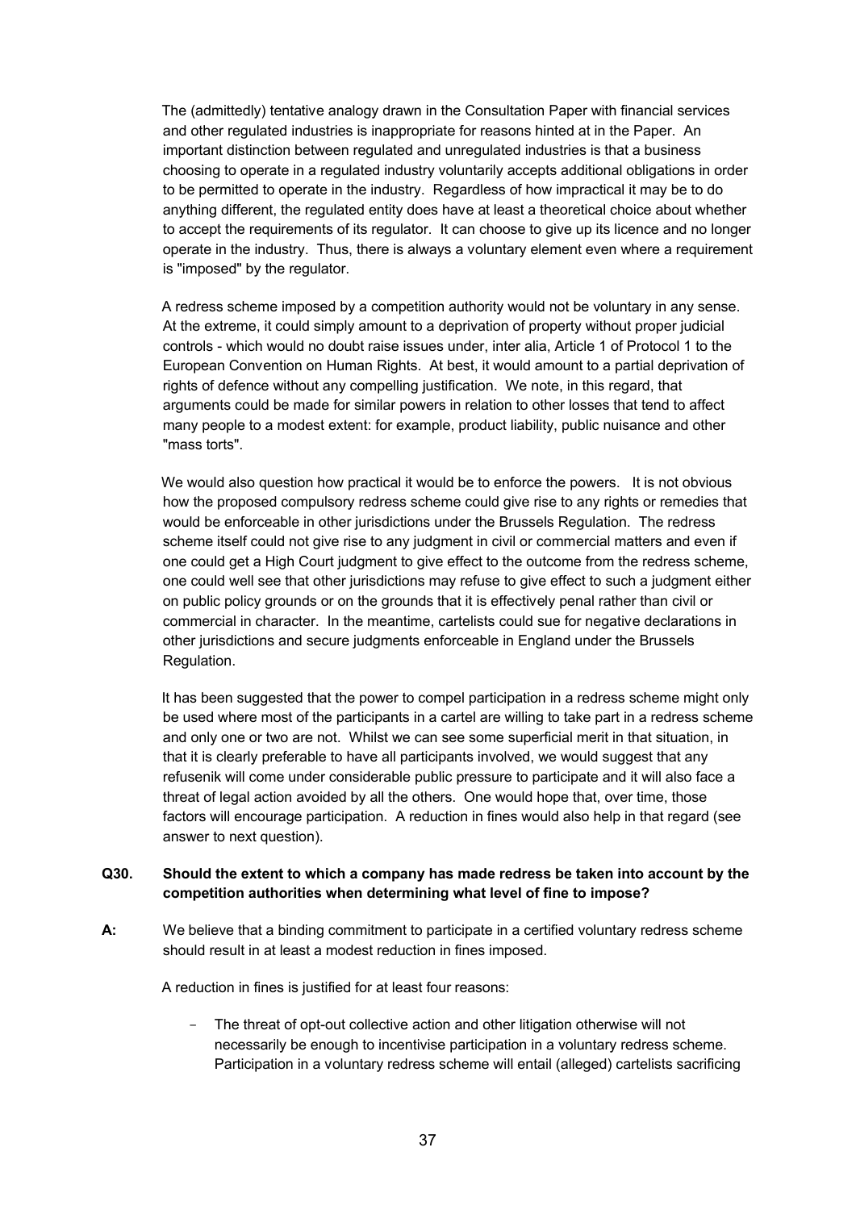The (admittedly) tentative analogy drawn in the Consultation Paper with financial services and other regulated industries is inappropriate for reasons hinted at in the Paper. An important distinction between regulated and unregulated industries is that a business choosing to operate in a regulated industry voluntarily accepts additional obligations in order to be permitted to operate in the industry. Regardless of how impractical it may be to do anything different, the regulated entity does have at least a theoretical choice about whether to accept the requirements of its regulator. It can choose to give up its licence and no longer operate in the industry. Thus, there is always a voluntary element even where a requirement is "imposed" by the regulator.

A redress scheme imposed by a competition authority would not be voluntary in any sense. At the extreme, it could simply amount to a deprivation of property without proper judicial controls - which would no doubt raise issues under, inter alia, Article 1 of Protocol 1 to the European Convention on Human Rights. At best, it would amount to a partial deprivation of rights of defence without any compelling justification. We note, in this regard, that arguments could be made for similar powers in relation to other losses that tend to affect many people to a modest extent: for example, product liability, public nuisance and other "mass torts".

We would also question how practical it would be to enforce the powers. It is not obvious how the proposed compulsory redress scheme could give rise to any rights or remedies that would be enforceable in other jurisdictions under the Brussels Regulation. The redress scheme itself could not give rise to any judgment in civil or commercial matters and even if one could get a High Court judgment to give effect to the outcome from the redress scheme, one could well see that other jurisdictions may refuse to give effect to such a judgment either on public policy grounds or on the grounds that it is effectively penal rather than civil or commercial in character. In the meantime, cartelists could sue for negative declarations in other jurisdictions and secure judgments enforceable in England under the Brussels Regulation.

It has been suggested that the power to compel participation in a redress scheme might only be used where most of the participants in a cartel are willing to take part in a redress scheme and only one or two are not. Whilst we can see some superficial merit in that situation, in that it is clearly preferable to have all participants involved, we would suggest that any refusenik will come under considerable public pressure to participate and it will also face a threat of legal action avoided by all the others. One would hope that, over time, those factors will encourage participation. A reduction in fines would also help in that regard (see answer to next question).

**Q30. Should the extent to which a company has made redress be taken into account by the competition authorities when determining what level of fine to impose?**

**A:** We believe that a binding commitment to participate in a certified voluntary redress scheme should result in at least a modest reduction in fines imposed.

A reduction in fines is justified for at least four reasons:

- The threat of opt-out collective action and other litigation otherwise will not necessarily be enough to incentivise participation in a voluntary redress scheme. Participation in a voluntary redress scheme will entail (alleged) cartelists sacrificing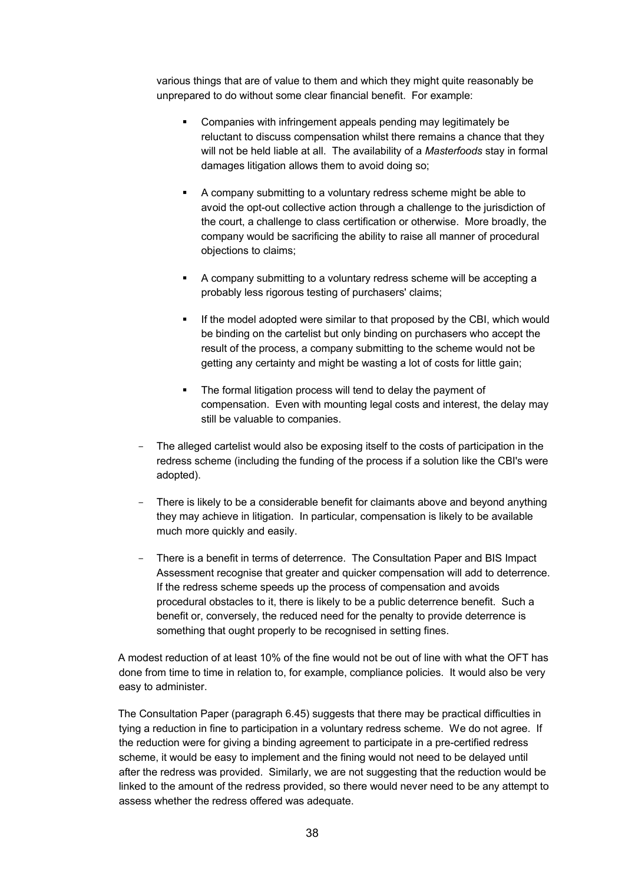various things that are of value to them and which they might quite reasonably be unprepared to do without some clear financial benefit. For example:

- Companies with infringement appeals pending may legitimately be reluctant to discuss compensation whilst there remains a chance that they will not be held liable at all. The availability of a *Masterfoods* stay in formal damages litigation allows them to avoid doing so;
- A company submitting to a voluntary redress scheme might be able to avoid the opt-out collective action through a challenge to the jurisdiction of the court, a challenge to class certification or otherwise. More broadly, the company would be sacrificing the ability to raise all manner of procedural objections to claims;
- A company submitting to a voluntary redress scheme will be accepting a probably less rigorous testing of purchasers' claims;
- If the model adopted were similar to that proposed by the CBI, which would be binding on the cartelist but only binding on purchasers who accept the result of the process, a company submitting to the scheme would not be getting any certainty and might be wasting a lot of costs for little gain;
- The formal litigation process will tend to delay the payment of compensation. Even with mounting legal costs and interest, the delay may still be valuable to companies.

- The alleged cartelist would also be exposing itself to the costs of participation in the redress scheme (including the funding of the process if a solution like the CBI's were adopted).
- There is likely to be a considerable benefit for claimants above and beyond anything they may achieve in litigation. In particular, compensation is likely to be available much more quickly and easily.
- There is a benefit in terms of deterrence. The Consultation Paper and BIS Impact Assessment recognise that greater and quicker compensation will add to deterrence. If the redress scheme speeds up the process of compensation and avoids procedural obstacles to it, there is likely to be a public deterrence benefit. Such a benefit or, conversely, the reduced need for the penalty to provide deterrence is something that ought properly to be recognised in setting fines.

A modest reduction of at least 10% of the fine would not be out of line with what the OFT has done from time to time in relation to, for example, compliance policies. It would also be very easy to administer.

The Consultation Paper (paragraph 6.45) suggests that there may be practical difficulties in tying a reduction in fine to participation in a voluntary redress scheme. We do not agree. If the reduction were for giving a binding agreement to participate in a pre-certified redress scheme, it would be easy to implement and the fining would not need to be delayed until after the redress was provided. Similarly, we are not suggesting that the reduction would be linked to the amount of the redress provided, so there would never need to be any attempt to assess whether the redress offered was adequate.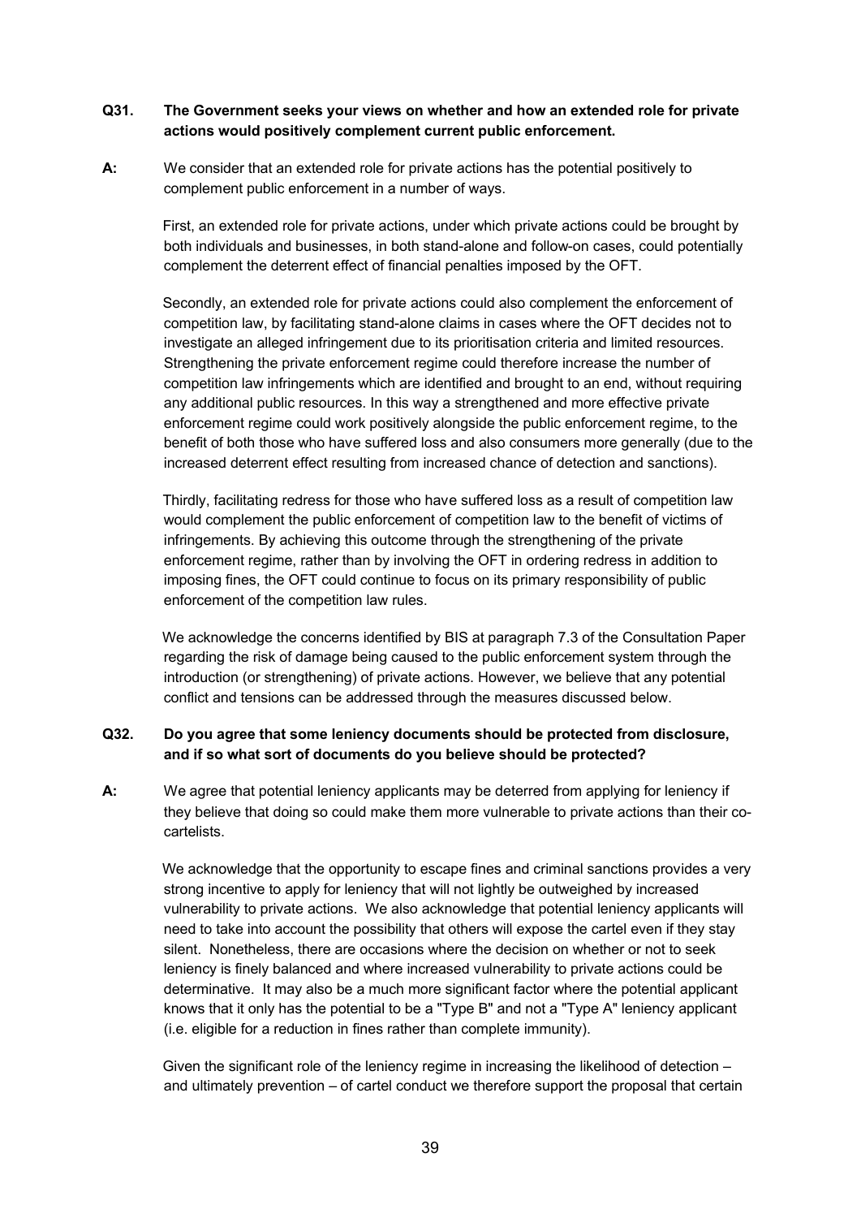**Q31. The Government seeks your views on whether and how an extended role for private actions would positively complement current public enforcement.**

**A:** We consider that an extended role for private actions has the potential positively to complement public enforcement in a number of ways.

First, an extended role for private actions, under which private actions could be brought by both individuals and businesses, in both stand-alone and follow-on cases, could potentially complement the deterrent effect of financial penalties imposed by the OFT.

Secondly, an extended role for private actions could also complement the enforcement of competition law, by facilitating stand-alone claims in cases where the OFT decides not to investigate an alleged infringement due to its prioritisation criteria and limited resources. Strengthening the private enforcement regime could therefore increase the number of competition law infringements which are identified and brought to an end, without requiring any additional public resources. In this way a strengthened and more effective private enforcement regime could work positively alongside the public enforcement regime, to the benefit of both those who have suffered loss and also consumers more generally (due to the increased deterrent effect resulting from increased chance of detection and sanctions).

Thirdly, facilitating redress for those who have suffered loss as a result of competition law would complement the public enforcement of competition law to the benefit of victims of infringements. By achieving this outcome through the strengthening of the private enforcement regime, rather than by involving the OFT in ordering redress in addition to imposing fines, the OFT could continue to focus on its primary responsibility of public enforcement of the competition law rules.

We acknowledge the concerns identified by BIS at paragraph 7.3 of the Consultation Paper regarding the risk of damage being caused to the public enforcement system through the introduction (or strengthening) of private actions. However, we believe that any potential conflict and tensions can be addressed through the measures discussed below.

**Q32. Do you agree that some leniency documents should be protected from disclosure, and if so what sort of documents do you believe should be protected?**

**A:** We agree that potential leniency applicants may be deterred from applying for leniency if they believe that doing so could make them more vulnerable to private actions than their co-cartelists.

We acknowledge that the opportunity to escape fines and criminal sanctions provides a very strong incentive to apply for leniency that will not lightly be outweighed by increased vulnerability to private actions. We also acknowledge that potential leniency applicants will need to take into account the possibility that others will expose the cartel even if they stay silent. Nonetheless, there are occasions where the decision on whether or not to seek leniency is finely balanced and where increased vulnerability to private actions could be determinative. It may also be a much more significant factor where the potential applicant knows that it only has the potential to be a "Type B" and not a "Type A" leniency applicant (i.e. eligible for a reduction in fines rather than complete immunity).

Given the significant role of the leniency regime in increasing the likelihood of detection – and ultimately prevention – of cartel conduct we therefore support the proposal that certain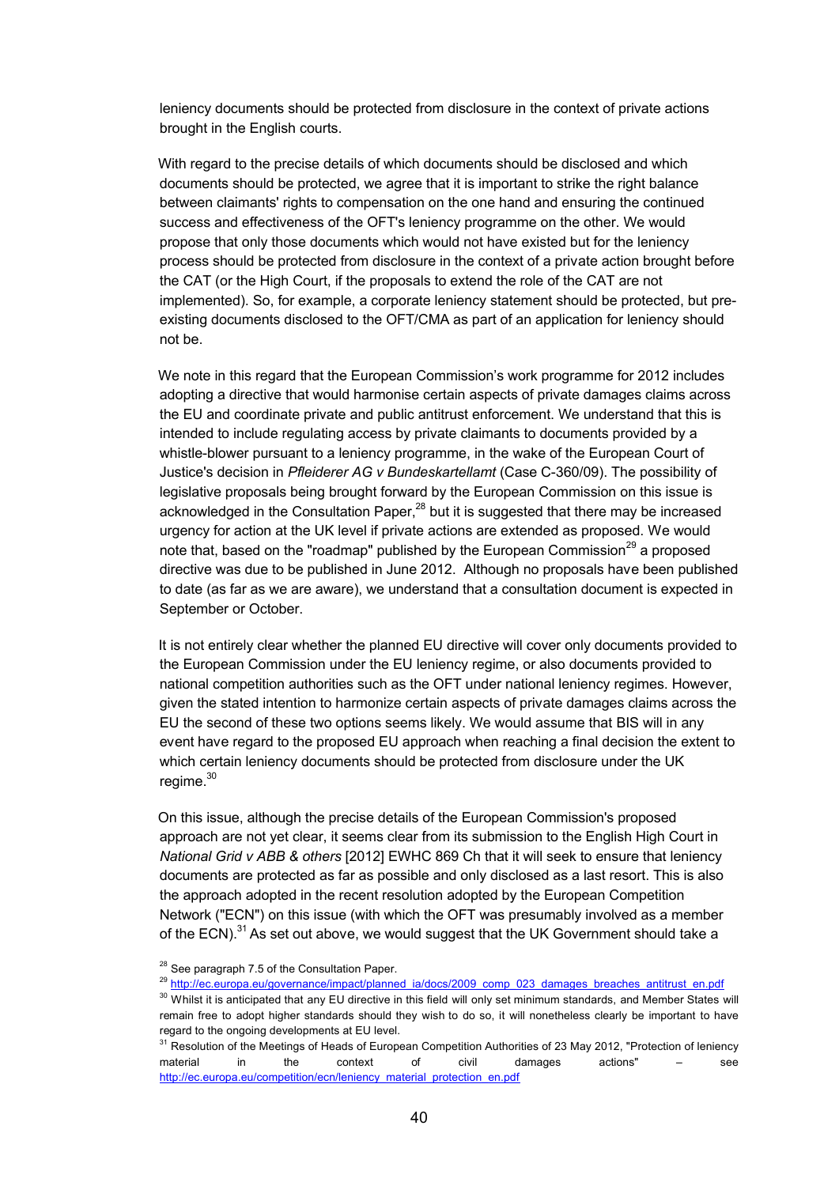leniency documents should be protected from disclosure in the context of private actions brought in the English courts.

With regard to the precise details of which documents should be disclosed and which documents should be protected, we agree that it is important to strike the right balance between claimants' rights to compensation on the one hand and ensuring the continued success and effectiveness of the OFT's leniency programme on the other. We would propose that only those documents which would not have existed but for the leniency process should be protected from disclosure in the context of a private action brought before the CAT (or the High Court, if the proposals to extend the role of the CAT are not implemented). So, for example, a corporate leniency statement should be protected, but pre-existing documents disclosed to the OFT/CMA as part of an application for leniency should not be.

We note in this regard that the European Commission's work programme for 2012 includes adopting a directive that would harmonise certain aspects of private damages claims across the EU and coordinate private and public antitrust enforcement. We understand that this is intended to include regulating access by private claimants to documents provided by a whistle-blower pursuant to a leniency programme, in the wake of the European Court of Justice's decision in *Pfleiderer AG v Bundeskartellamt* (Case C-360/09). The possibility of legislative proposals being brought forward by the European Commission on this issue is acknowledged in the Consultation Paper,[28] but it is suggested that there may be increased urgency for action at the UK level if private actions are extended as proposed. We would note that, based on the "roadmap" published by the European Commission[29] a proposed directive was due to be published in June 2012. Although no proposals have been published to date (as far as we are aware), we understand that a consultation document is expected in September or October.

It is not entirely clear whether the planned EU directive will cover only documents provided to the European Commission under the EU leniency regime, or also documents provided to national competition authorities such as the OFT under national leniency regimes. However, given the stated intention to harmonize certain aspects of private damages claims across the EU the second of these two options seems likely. We would assume that BIS will in any event have regard to the proposed EU approach when reaching a final decision the extent to which certain leniency documents should be protected from disclosure under the UK regime.[30]

On this issue, although the precise details of the European Commission's proposed approach are not yet clear, it seems clear from its submission to the English High Court in *National Grid v ABB & others* [2012] EWHC 869 Ch that it will seek to ensure that leniency documents are protected as far as possible and only disclosed as a last resort. This is also the approach adopted in the recent resolution adopted by the European Competition Network ("ECN") on this issue (with which the OFT was presumably involved as a member of the ECN).[31] As set out above, we would suggest that the UK Government should take a

[28] See paragraph 7.5 of the Consultation Paper.

[29] http://ec.europa.eu/governance/impact/planned_ia/docs/2009_comp_023_damages_breaches_antitrust_en.pdf

[30] Whilst it is anticipated that any EU directive in this field will only set minimum standards, and Member States will remain free to adopt higher standards should they wish to do so, it will nonetheless clearly be important to have regard to the ongoing developments at EU level.

[31] Resolution of the Meetings of Heads of European Competition Authorities of 23 May 2012, "Protection of leniency material in the context of civil damages actions" – see http://ec.europa.eu/competition/ecn/leniency_material_protection_en.pdf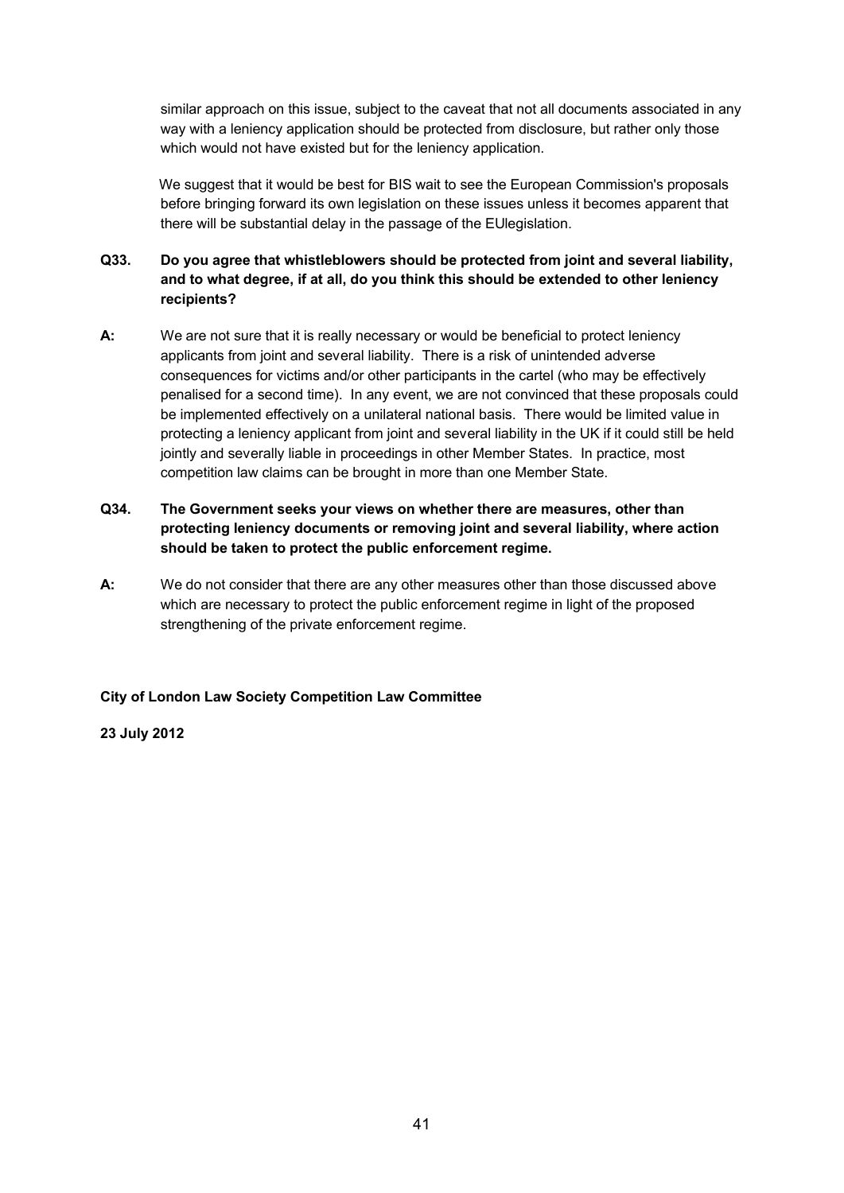similar approach on this issue, subject to the caveat that not all documents associated in any way with a leniency application should be protected from disclosure, but rather only those which would not have existed but for the leniency application.

We suggest that it would be best for BIS wait to see the European Commission's proposals before bringing forward its own legislation on these issues unless it becomes apparent that there will be substantial delay in the passage of the EUlegislation.

**Q33. Do you agree that whistleblowers should be protected from joint and several liability, and to what degree, if at all, do you think this should be extended to other leniency recipients?**

**A:** We are not sure that it is really necessary or would be beneficial to protect leniency applicants from joint and several liability. There is a risk of unintended adverse consequences for victims and/or other participants in the cartel (who may be effectively penalised for a second time). In any event, we are not convinced that these proposals could be implemented effectively on a unilateral national basis. There would be limited value in protecting a leniency applicant from joint and several liability in the UK if it could still be held jointly and severally liable in proceedings in other Member States. In practice, most competition law claims can be brought in more than one Member State.

**Q34. The Government seeks your views on whether there are measures, other than protecting leniency documents or removing joint and several liability, where action should be taken to protect the public enforcement regime.**

**A:** We do not consider that there are any other measures other than those discussed above which are necessary to protect the public enforcement regime in light of the proposed strengthening of the private enforcement regime.

**City of London Law Society Competition Law Committee**

**23 July 2012**